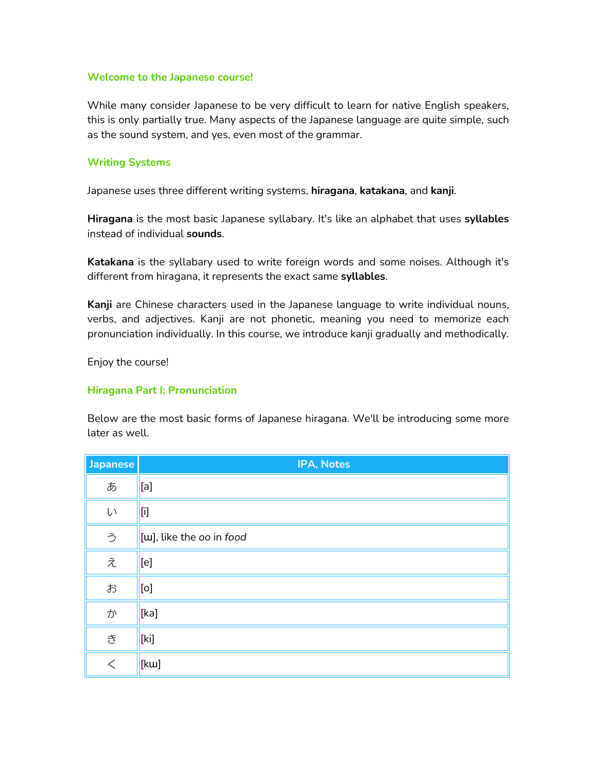## Welcome to the Japanese course!

While many consider Japanese to be very difficult to learn for native English speakers, this is only partially true. Many aspects of the Japanese language are quite simple, such as the sound system, and yes, even most of the grammar.

## Writing Systems

Japanese uses three different writing systems, **hiragana**, **katakana**, and **kanji**.

**Hiragana** is the most basic Japanese syllabary. It's like an alphabet that uses **syllables** instead of individual **sounds**.

**Katakana** is the syllabary used to write foreign words and some noises. Although it's different from hiragana, it represents the exact same **syllables**.

**Kanji** are Chinese characters used in the Japanese language to write individual nouns, verbs, and adjectives. Kanji are not phonetic, meaning you need to memorize each pronunciation individually. In this course, we introduce kanji gradually and methodically.

Enjoy the course!

## Hiragana Part I: Pronunciation

Below are the most basic forms of Japanese hiragana. We'll be introducing some more later as well.

| Japanese | IPA, Notes |
|---|---|
| あ | [a] |
| い | [i] |
| う | [ɯ], like the *oo* in *food* |
| え | [e] |
| お | [o] |
| か | [ka] |
| き | [ki] |
| く | [kɯ] |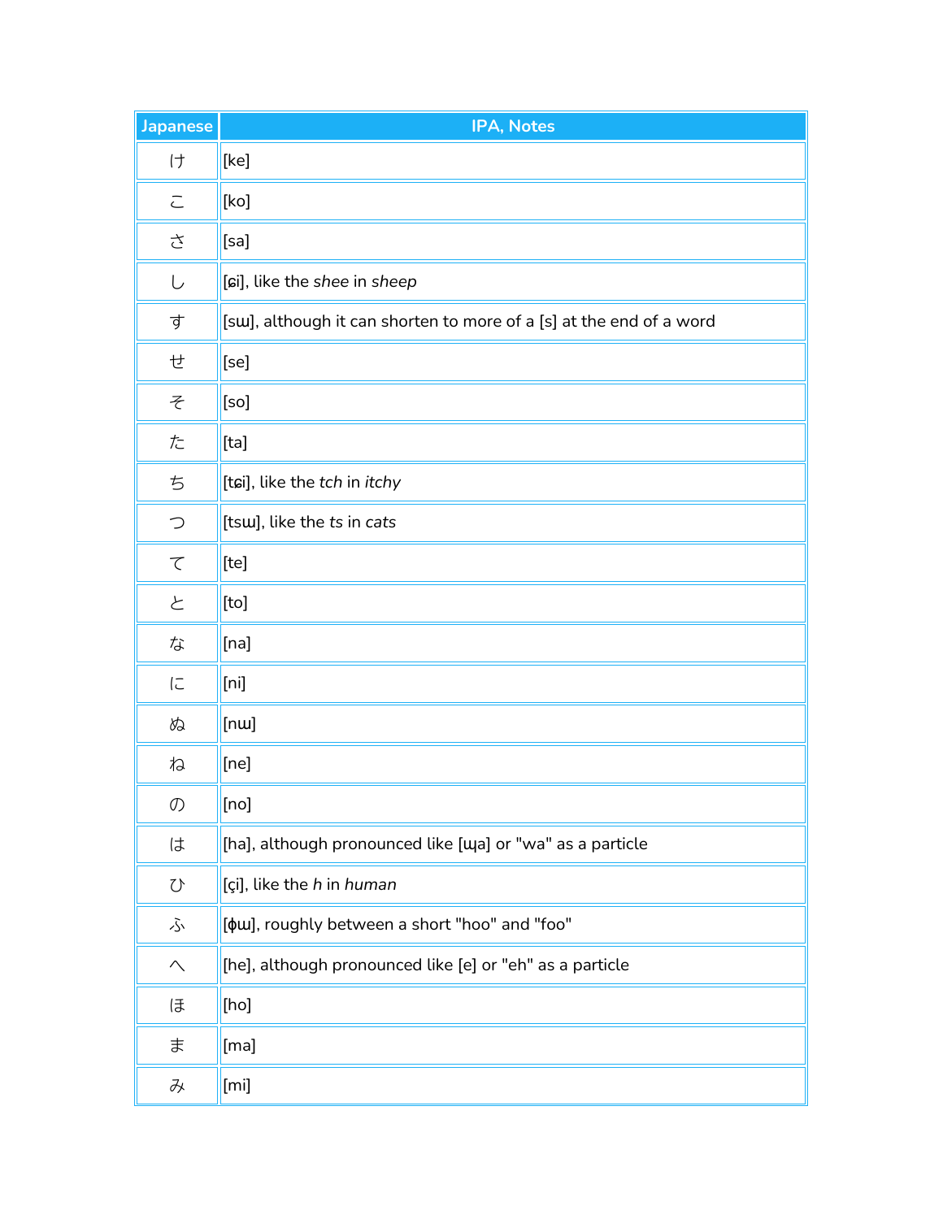| Japanese | IPA, Notes |
| --- | --- |
| け | [ke] |
| こ | [ko] |
| さ | [sa] |
| し | [ɕi], like the *shee* in *sheep* |
| す | [sɯ], although it can shorten to more of a [s] at the end of a word |
| せ | [se] |
| そ | [so] |
| た | [ta] |
| ち | [tɕi], like the *tch* in *itchy* |
| つ | [tsɯ], like the *ts* in *cats* |
| て | [te] |
| と | [to] |
| な | [na] |
| に | [ni] |
| ぬ | [nɯ] |
| ね | [ne] |
| の | [no] |
| は | [ha], although pronounced like [ɰa] or "wa" as a particle |
| ひ | [çi], like the *h* in *human* |
| ふ | [ɸɯ], roughly between a short "hoo" and "foo" |
| へ | [he], although pronounced like [e] or "eh" as a particle |
| ほ | [ho] |
| ま | [ma] |
| み | [mi] |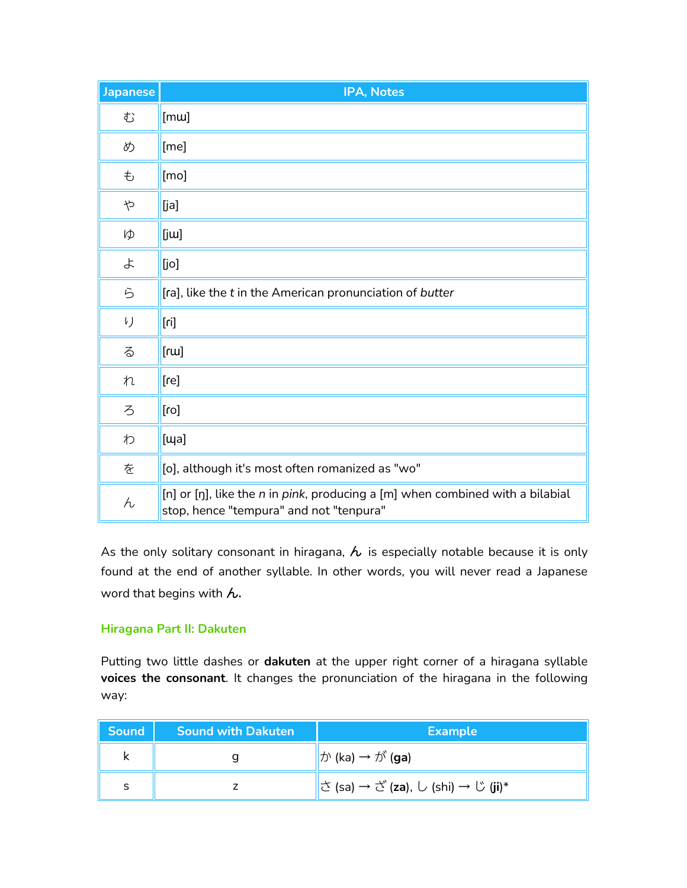| Japanese | IPA, Notes |
| --- | --- |
| む | [mɯ] |
| め | [me] |
| も | [mo] |
| や | [ja] |
| ゆ | [jɯ] |
| よ | [jo] |
| ら | [ɾa], like the *t* in the American pronunciation of *butter* |
| り | [ɾi] |
| る | [ɾɯ] |
| れ | [ɾe] |
| ろ | [ɾo] |
| わ | [ɰa] |
| を | [o], although it's most often romanized as "wo" |
| ん | [n] or [ŋ], like the *n* in *pink*, producing a [m] when combined with a bilabial stop, hence "tempura" and not "tenpura" |

As the only solitary consonant in hiragana, ん is especially notable because it is only found at the end of another syllable. In other words, you will never read a Japanese word that begins with ん.

### Hiragana Part II: Dakuten

Putting two little dashes or **dakuten** at the upper right corner of a hiragana syllable **voices the consonant**. It changes the pronunciation of the hiragana in the following way:

| Sound | Sound with Dakuten | Example |
| --- | --- | --- |
| k | g | か (ka) → が **(ga)** |
| s | z | さ (sa) → ざ **(za)**, し (shi) → じ **(ji)***  |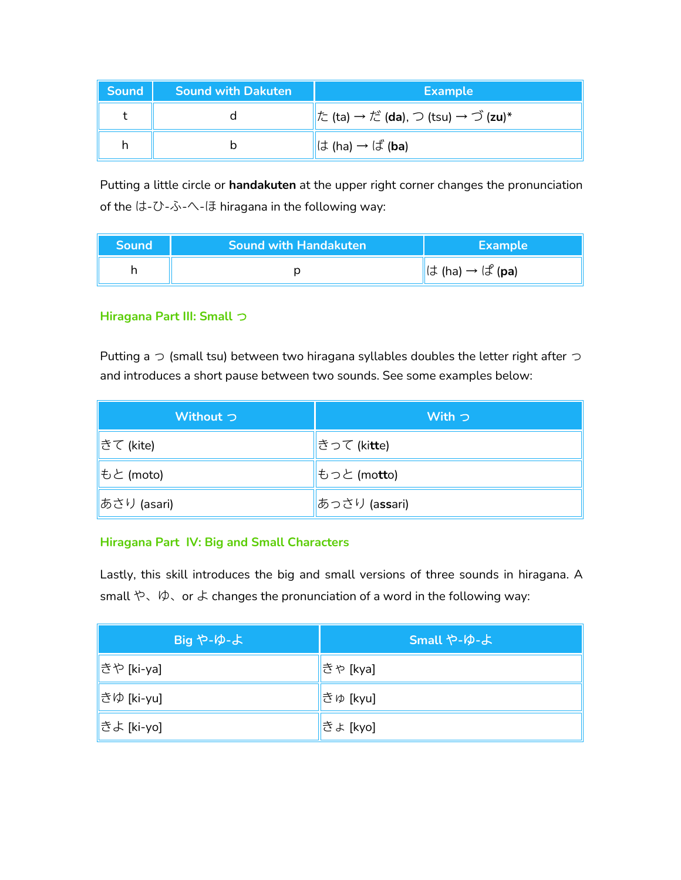| Sound | Sound with Dakuten | Example |
| --- | --- | --- |
| t | d | た (ta) → だ **(da)**, つ (tsu) → づ **(zu)***  |
| h | b | は (ha) → ば **(ba)** |

Putting a little circle or **handakuten** at the upper right corner changes the pronunciation of the は-ひ-ふ-へ-ほ hiragana in the following way:

| Sound | Sound with Handakuten | Example |
| --- | --- | --- |
| h | p | は (ha) → ぱ **(pa)** |

### Hiragana Part III: Small っ

Putting a っ (small tsu) between two hiragana syllables doubles the letter right after っ and introduces a short pause between two sounds. See some examples below:

| Without っ | With っ |
| --- | --- |
| きて (kite) | きって (ki**tt**e) |
| もと (moto) | もっと (mo**tt**o) |
| あさり (asari) | あっさり (a**ss**ari) |

### Hiragana Part  IV: Big and Small Characters

Lastly, this skill introduces the big and small versions of three sounds in hiragana. A small や、ゆ、or よ changes the pronunciation of a word in the following way:

| Big や-ゆ-よ | Small や-ゆ-よ |
| --- | --- |
| きや [ki-ya] | きゃ [kya] |
| きゆ [ki-yu] | きゅ [kyu] |
| きよ [ki-yo] | きょ [kyo] |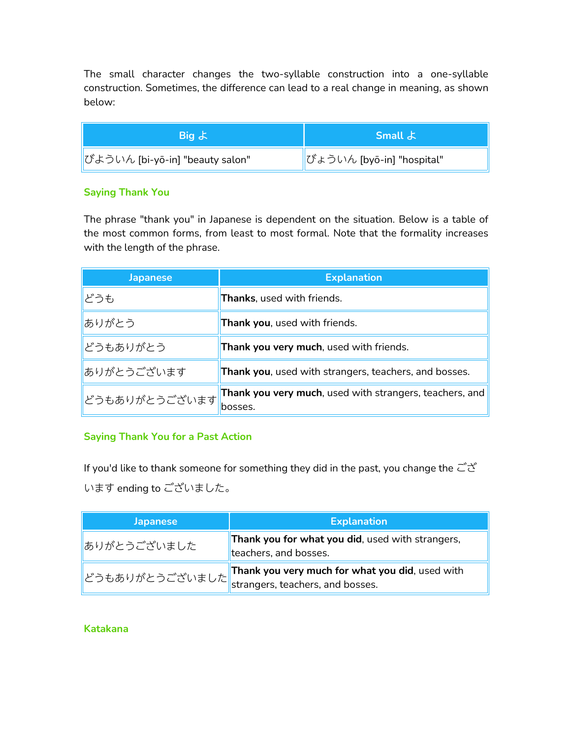The small character changes the two-syllable construction into a one-syllable construction. Sometimes, the difference can lead to a real change in meaning, as shown below:

| Big よ | Small ょ |
| --- | --- |
| びよういん [bi-yō-in] "beauty salon" | びょういん [byō-in] "hospital" |

## Saying Thank You

The phrase "thank you" in Japanese is dependent on the situation. Below is a table of the most common forms, from least to most formal. Note that the formality increases with the length of the phrase.

| Japanese | Explanation |
| --- | --- |
| どうも | **Thanks**, used with friends. |
| ありがとう | **Thank you**, used with friends. |
| どうもありがとう | **Thank you very much**, used with friends. |
| ありがとうございます | **Thank you**, used with strangers, teachers, and bosses. |
| どうもありがとうございます | **Thank you very much**, used with strangers, teachers, and bosses. |

## Saying Thank You for a Past Action

If you'd like to thank someone for something they did in the past, you change the ございます ending to ございました。

| Japanese | Explanation |
| --- | --- |
| ありがとうございました | **Thank you for what you did**, used with strangers, teachers, and bosses. |
| どうもありがとうございました | **Thank you very much for what you did**, used with strangers, teachers, and bosses. |

## Katakana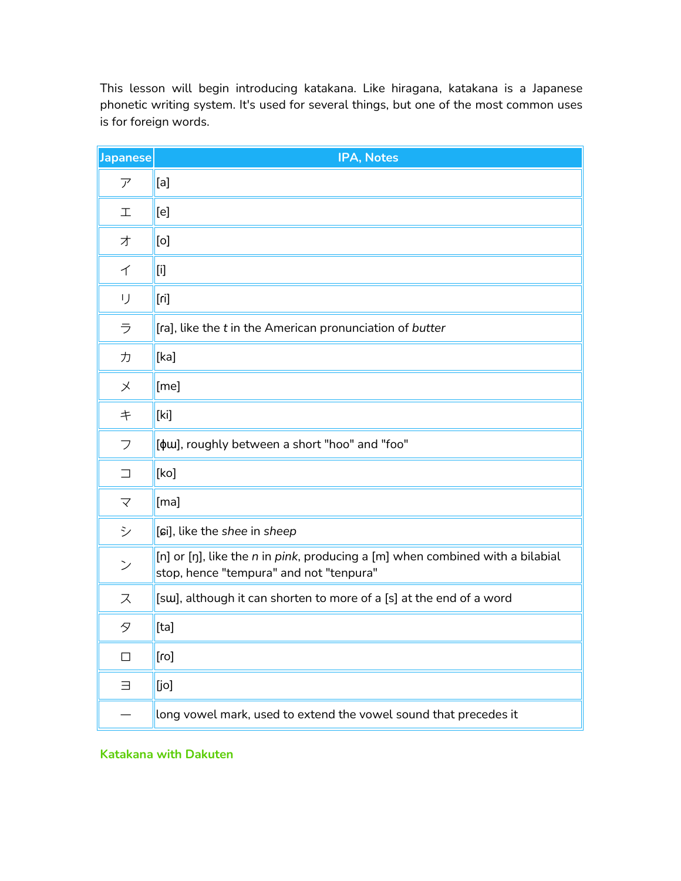This lesson will begin introducing katakana. Like hiragana, katakana is a Japanese phonetic writing system. It's used for several things, but one of the most common uses is for foreign words.

| Japanese | IPA, Notes |
| --- | --- |
| ア | [a] |
| エ | [e] |
| オ | [o] |
| イ | [i] |
| リ | [ri] |
| ラ | [ra], like the *t* in the American pronunciation of *butter* |
| カ | [ka] |
| メ | [me] |
| キ | [ki] |
| フ | [ɸɯ], roughly between a short "hoo" and "foo" |
| コ | [ko] |
| マ | [ma] |
| シ | [ɕi], like the *shee* in *sheep* |
| ン | [n] or [ŋ], like the *n* in *pink*, producing a [m] when combined with a bilabial stop, hence "tempura" and not "tenpura" |
| ス | [sɯ], although it can shorten to more of a [s] at the end of a word |
| タ | [ta] |
| ロ | [ro] |
| ヨ | [jo] |
| ー | long vowel mark, used to extend the vowel sound that precedes it |

### Katakana with Dakuten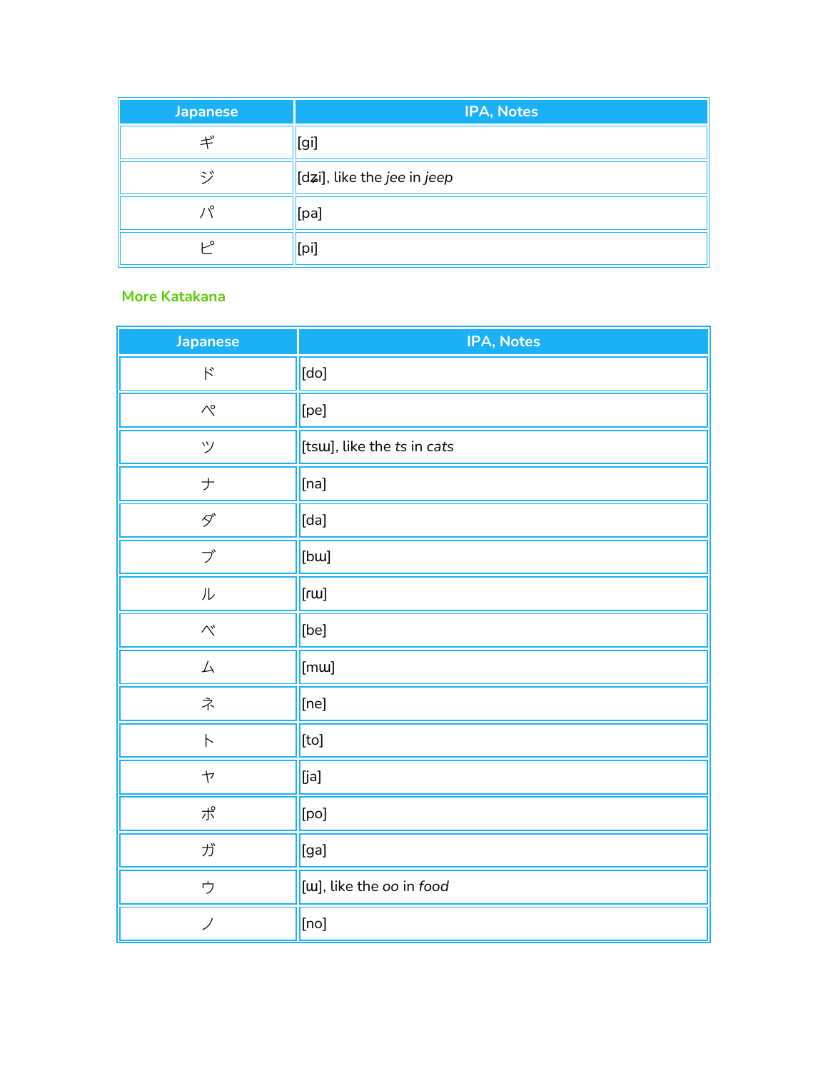| Japanese | IPA, Notes |
| --- | --- |
| ギ | [gi] |
| ジ | [dʑi], like the *jee* in *jeep* |
| パ | [pa] |
| ピ | [pi] |

### More Katakana

| Japanese | IPA, Notes |
| --- | --- |
| ド | [do] |
| ペ | [pe] |
| ツ | [tsɯ], like the *ts* in *cats* |
| ナ | [na] |
| ダ | [da] |
| ブ | [bɯ] |
| ル | [ɾɯ] |
| ベ | [be] |
| ム | [mɯ] |
| ネ | [ne] |
| ト | [to] |
| ヤ | [ja] |
| ポ | [po] |
| ガ | [ga] |
| ウ | [ɯ], like the *oo* in *food* |
| ノ | [no] |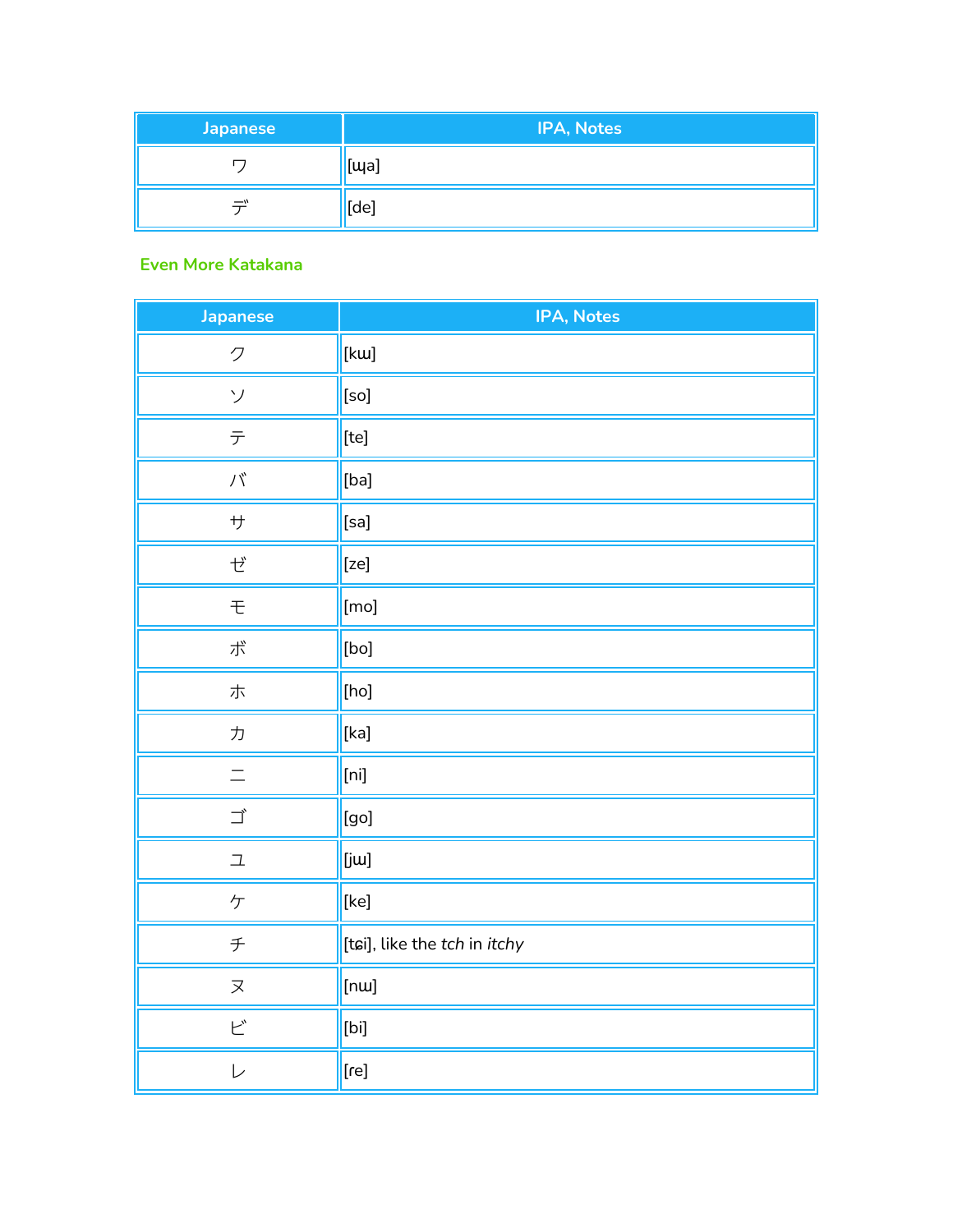| Japanese | IPA, Notes |
|---|---|
| ワ | [ɰa] |
| デ | [de] |

### Even More Katakana

| Japanese | IPA, Notes |
|---|---|
| ク | [kɯ] |
| ソ | [so] |
| テ | [te] |
| バ | [ba] |
| サ | [sa] |
| ゼ | [ze] |
| モ | [mo] |
| ボ | [bo] |
| ホ | [ho] |
| カ | [ka] |
| ニ | [ni] |
| ゴ | [go] |
| ユ | [jɯ] |
| ケ | [ke] |
| チ | [tɕi], like the *tch* in *itchy* |
| ヌ | [nɯ] |
| ビ | [bi] |
| レ | [ɾe] |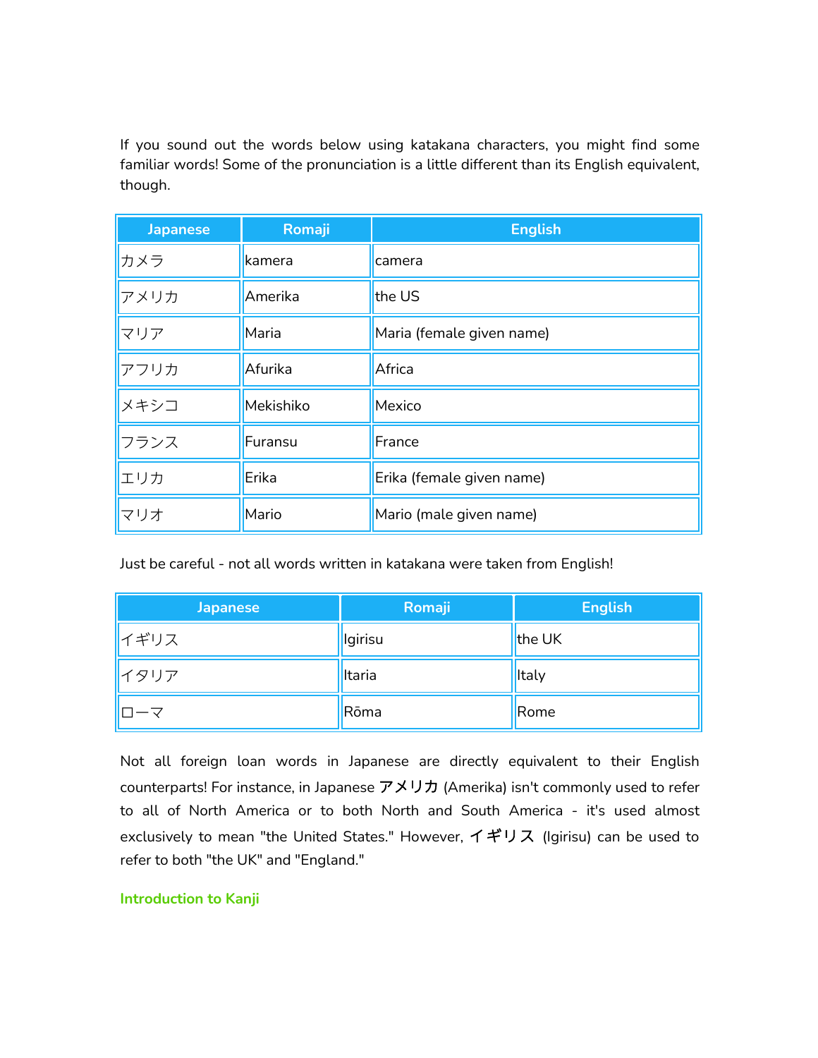If you sound out the words below using katakana characters, you might find some familiar words! Some of the pronunciation is a little different than its English equivalent, though.

| Japanese | Romaji | English |
| --- | --- | --- |
| カメラ | kamera | camera |
| アメリカ | Amerika | the US |
| マリア | Maria | Maria (female given name) |
| アフリカ | Afurika | Africa |
| メキシコ | Mekishiko | Mexico |
| フランス | Furansu | France |
| エリカ | Erika | Erika (female given name) |
| マリオ | Mario | Mario (male given name) |

Just be careful - not all words written in katakana were taken from English!

| Japanese | Romaji | English |
| --- | --- | --- |
| イギリス | Igirisu | the UK |
| イタリア | Itaria | Italy |
| ローマ | Rōma | Rome |

Not all foreign loan words in Japanese are directly equivalent to their English counterparts! For instance, in Japanese アメリカ (Amerika) isn't commonly used to refer to all of North America or to both North and South America - it's used almost exclusively to mean "the United States." However, イギリス (Igirisu) can be used to refer to both "the UK" and "England."

**Introduction to Kanji**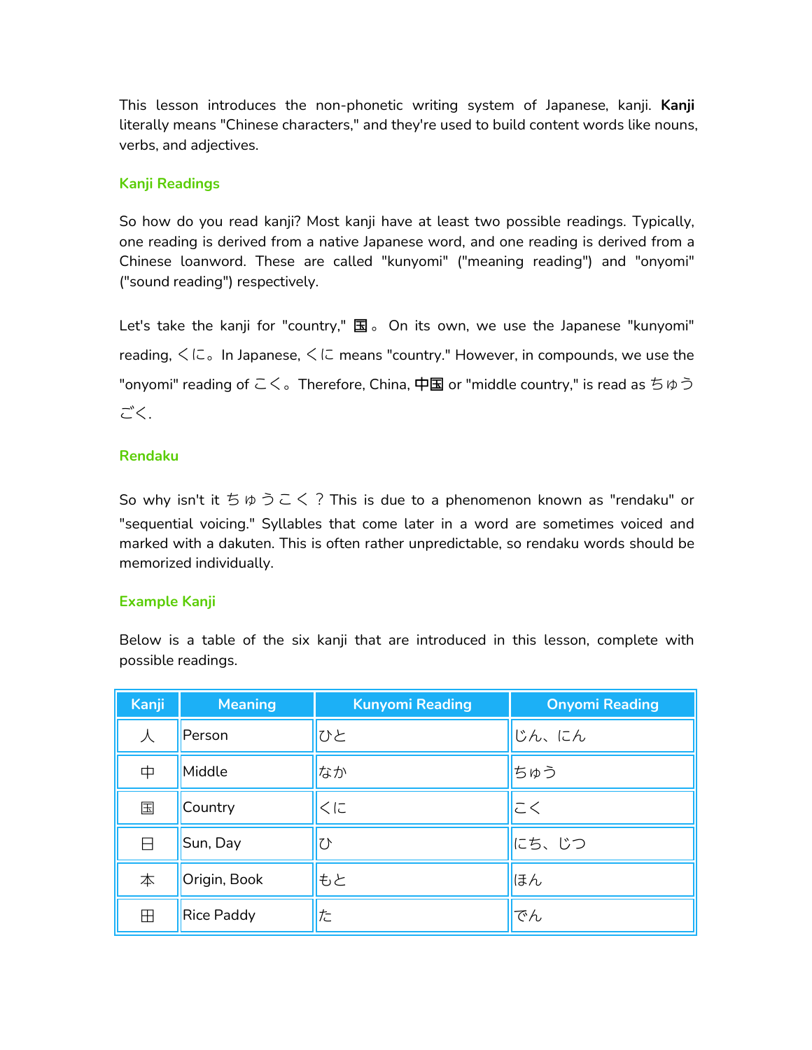This lesson introduces the non-phonetic writing system of Japanese, kanji. **Kanji** literally means "Chinese characters," and they're used to build content words like nouns, verbs, and adjectives.

## Kanji Readings

So how do you read kanji? Most kanji have at least two possible readings. Typically, one reading is derived from a native Japanese word, and one reading is derived from a Chinese loanword. These are called "kunyomi" ("meaning reading") and "onyomi" ("sound reading") respectively.

Let's take the kanji for "country," 国。 On its own, we use the Japanese "kunyomi" reading, くに。In Japanese, くに means "country." However, in compounds, we use the "onyomi" reading of こく。Therefore, China, 中国 or "middle country," is read as ちゅうごく.

## Rendaku

So why isn't it ちゅうこく？This is due to a phenomenon known as "rendaku" or "sequential voicing." Syllables that come later in a word are sometimes voiced and marked with a dakuten. This is often rather unpredictable, so rendaku words should be memorized individually.

## Example Kanji

Below is a table of the six kanji that are introduced in this lesson, complete with possible readings.

| Kanji | Meaning | Kunyomi Reading | Onyomi Reading |
|---|---|---|---|
| 人 | Person | ひと | じん、にん |
| 中 | Middle | なか | ちゅう |
| 国 | Country | くに | こく |
| 日 | Sun, Day | ひ | にち、じつ |
| 本 | Origin, Book | もと | ほん |
| 田 | Rice Paddy | た | でん |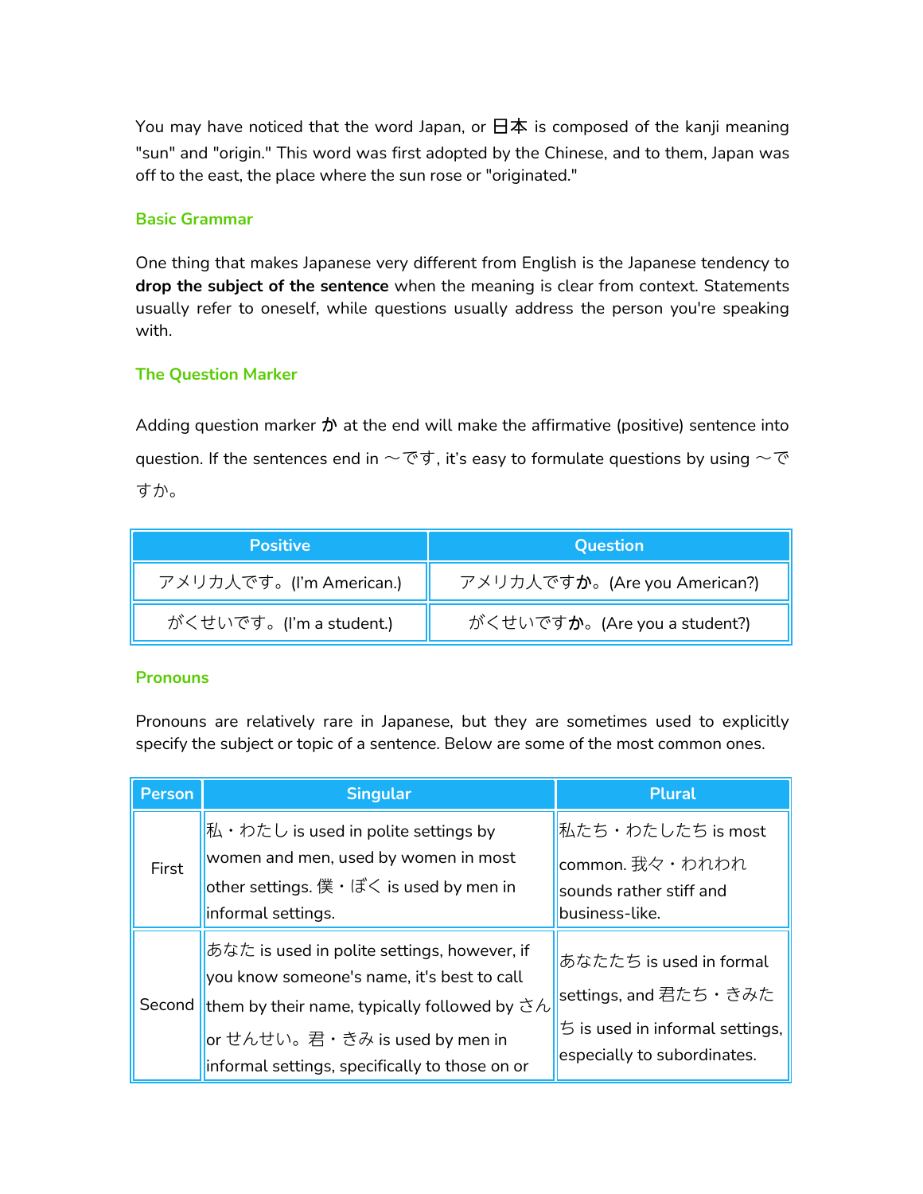You may have noticed that the word Japan, or 日本 is composed of the kanji meaning "sun" and "origin." This word was first adopted by the Chinese, and to them, Japan was off to the east, the place where the sun rose or "originated."

### Basic Grammar

One thing that makes Japanese very different from English is the Japanese tendency to **drop the subject of the sentence** when the meaning is clear from context. Statements usually refer to oneself, while questions usually address the person you're speaking with.

### The Question Marker

Adding question marker か at the end will make the affirmative (positive) sentence into question. If the sentences end in ～です, it's easy to formulate questions by using ～ですか。

| Positive | Question |
|---|---|
| アメリカ人です。(I'm American.) | アメリカ人です**か**。(Are you American?) |
| がくせいです。(I'm a student.) | がくせいです**か**。(Are you a student?) |

### Pronouns

Pronouns are relatively rare in Japanese, but they are sometimes used to explicitly specify the subject or topic of a sentence. Below are some of the most common ones.

| Person | Singular | Plural |
|---|---|---|
| First | 私・わたし is used in polite settings by women and men, used by women in most other settings. 僕・ぼく is used by men in informal settings. | 私たち・わたしたち is most common. 我々・われわれ sounds rather stiff and business-like. |
| Second | あなた is used in polite settings, however, if you know someone's name, it's best to call them by their name, typically followed by さん or せんせい。君・きみ is used by men in informal settings, specifically to those on or | あなたたち is used in formal settings, and 君たち・きみたち is used in informal settings, especially to subordinates. |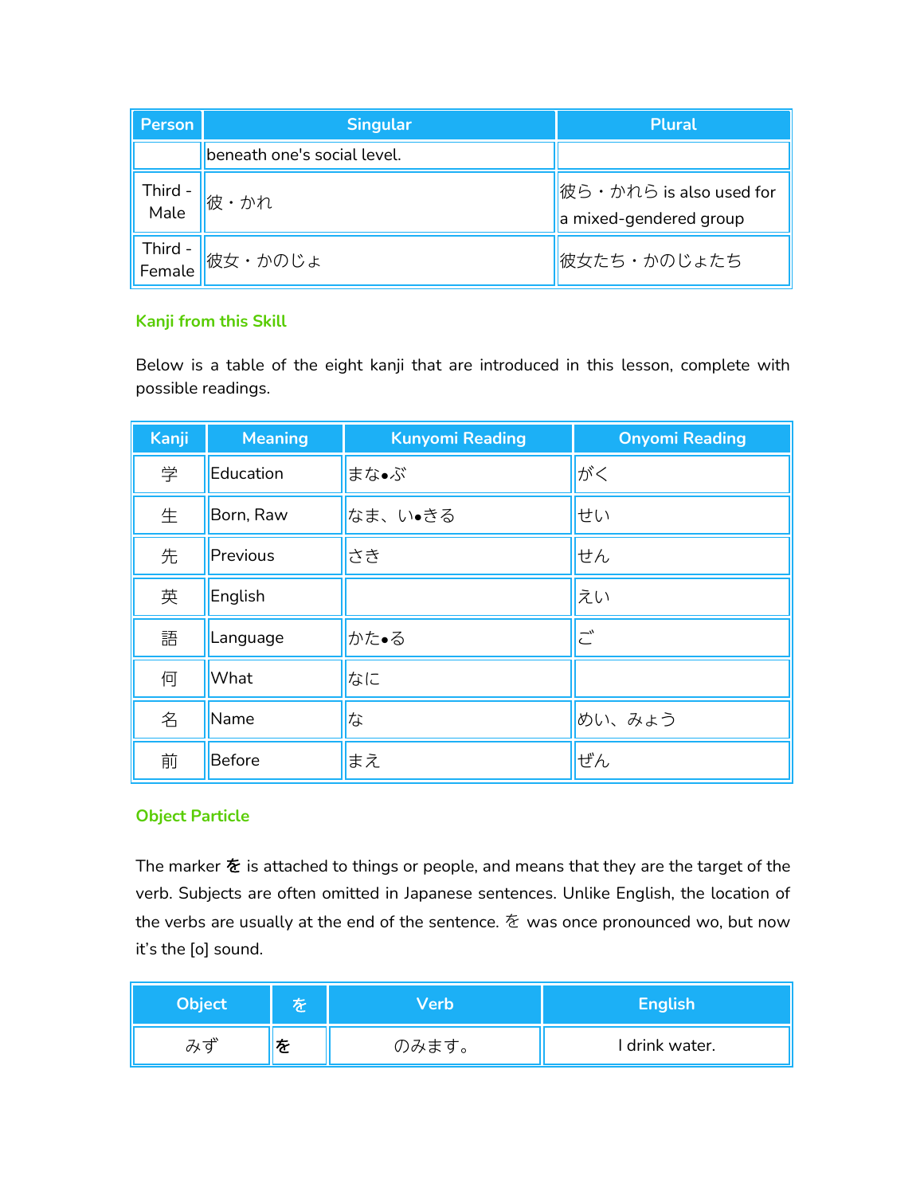| Person | Singular | Plural |
|---|---|---|
| | beneath one's social level. | |
| Third - Male | 彼・かれ | 彼ら・かれら is also used for a mixed-gendered group |
| Third - Female | 彼女・かのじょ | 彼女たち・かのじょたち |

## Kanji from this Skill

Below is a table of the eight kanji that are introduced in this lesson, complete with possible readings.

| Kanji | Meaning | Kunyomi Reading | Onyomi Reading |
|---|---|---|---|
| 学 | Education | まな●ぶ | がく |
| 生 | Born, Raw | なま、い●きる | せい |
| 先 | Previous | さき | せん |
| 英 | English | | えい |
| 語 | Language | かた●る | ご |
| 何 | What | なに | |
| 名 | Name | な | めい、みょう |
| 前 | Before | まえ | ぜん |

## Object Particle

The marker **を** is attached to things or people, and means that they are the target of the verb. Subjects are often omitted in Japanese sentences. Unlike English, the location of the verbs are usually at the end of the sentence. を was once pronounced wo, but now it's the [o] sound.

| Object | を | Verb | English |
|---|---|---|---|
| みず | **を** | のみます。 | I drink water. |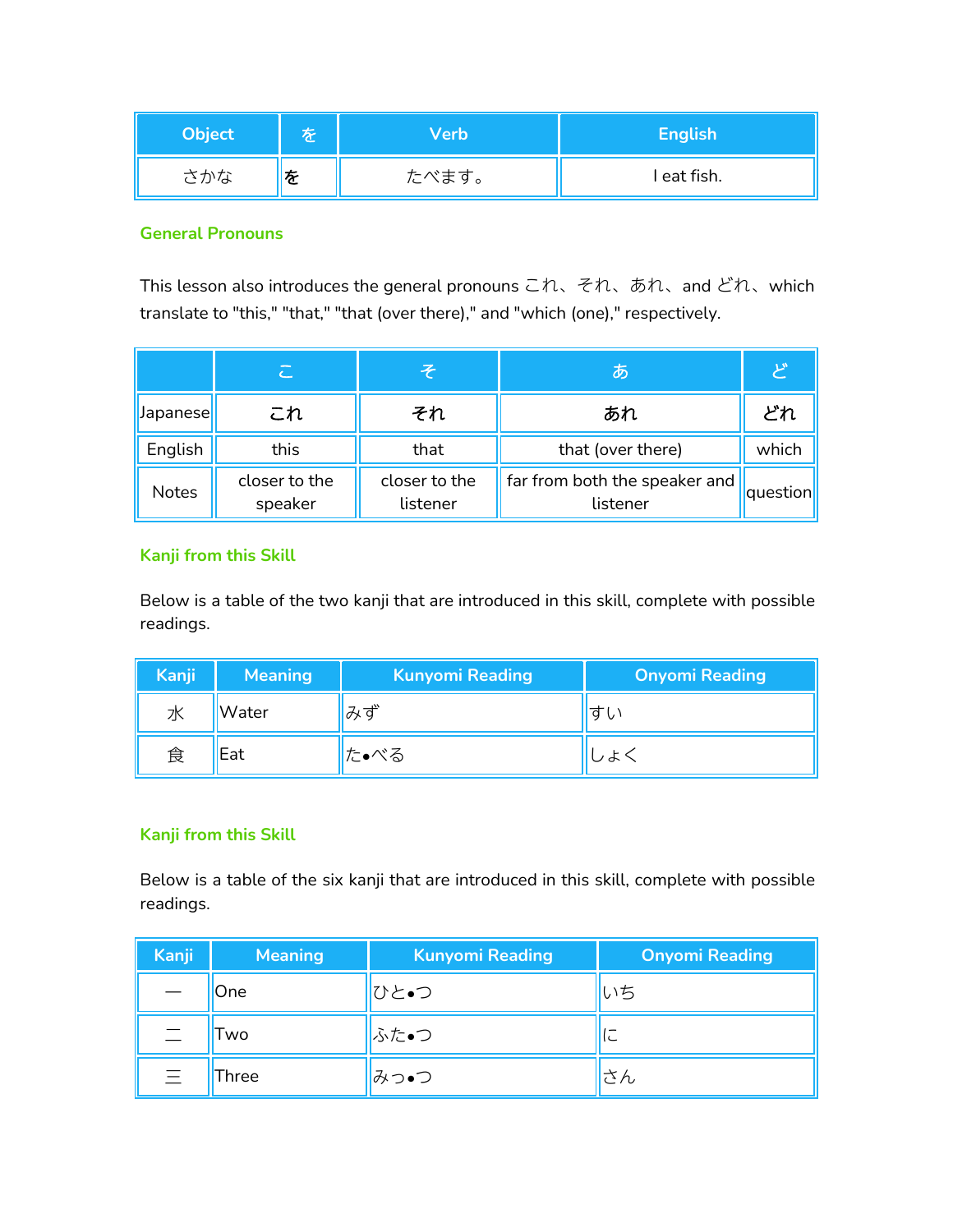| Object | を | Verb | English |
| --- | --- | --- | --- |
| さかな | を | たべます。 | I eat fish. |

### General Pronouns

This lesson also introduces the general pronouns これ、それ、あれ、and どれ、which translate to "this," "that," "that (over there)," and "which (one)," respectively.

| | こ | そ | あ | ど |
| --- | --- | --- | --- | --- |
| Japanese | **これ** | **それ** | **あれ** | **どれ** |
| English | this | that | that (over there) | which |
| Notes | closer to the speaker | closer to the listener | far from both the speaker and listener | question |

### Kanji from this Skill

Below is a table of the two kanji that are introduced in this skill, complete with possible readings.

| Kanji | Meaning | Kunyomi Reading | Onyomi Reading |
| --- | --- | --- | --- |
| 水 | Water | みず | すい |
| 食 | Eat | た•べる | しょく |

### Kanji from this Skill

Below is a table of the six kanji that are introduced in this skill, complete with possible readings.

| Kanji | Meaning | Kunyomi Reading | Onyomi Reading |
| --- | --- | --- | --- |
| 一 | One | ひと•つ | いち |
| 二 | Two | ふた•つ | に |
| 三 | Three | みっ•つ | さん |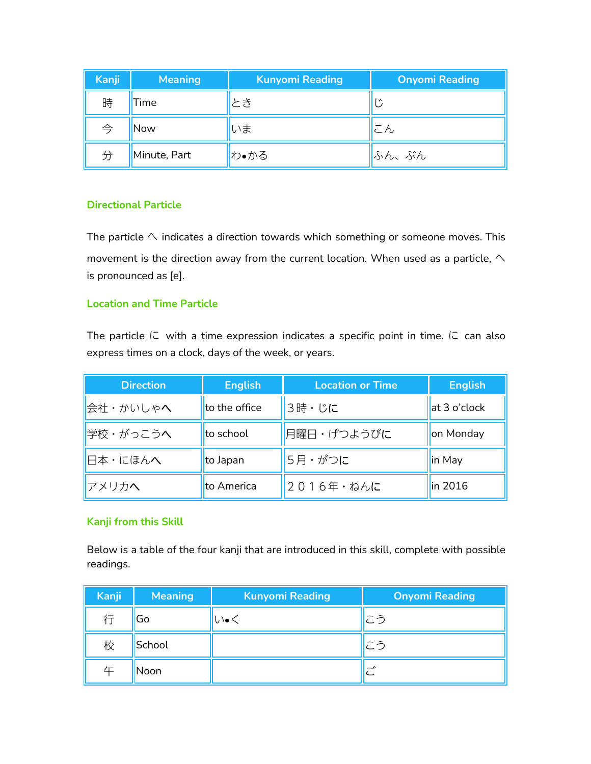| Kanji | Meaning | Kunyomi Reading | Onyomi Reading |
|---|---|---|---|
| 時 | Time | とき | じ |
| 今 | Now | いま | こん |
| 分 | Minute, Part | わ•かる | ふん、ぶん |

### Directional Particle

The particle へ indicates a direction towards which something or someone moves. This movement is the direction away from the current location. When used as a particle, へ is pronounced as [e].

### Location and Time Particle

The particle に with a time expression indicates a specific point in time. に can also express times on a clock, days of the week, or years.

| Direction | English | Location or Time | English |
|---|---|---|---|
| 会社・かいしゃ**へ** | to the office | ３時・じ**に** | at 3 o'clock |
| 学校・がっこう**へ** | to school | 月曜日・げつようび**に** | on Monday |
| 日本・にほん**へ** | to Japan | ５月・がつ**に** | in May |
| アメリカ**へ** | to America | ２０１６年・ねん**に** | in 2016 |

### Kanji from this Skill

Below is a table of the four kanji that are introduced in this skill, complete with possible readings.

| Kanji | Meaning | Kunyomi Reading | Onyomi Reading |
|---|---|---|---|
| 行 | Go | い•く | こう |
| 校 | School | | こう |
| 午 | Noon | | ご |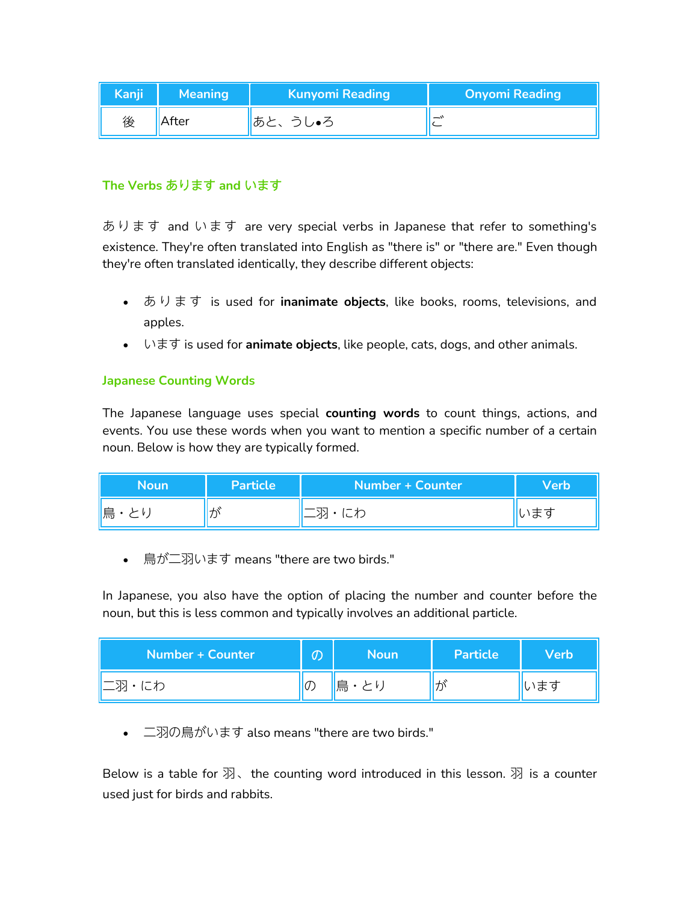| Kanji | Meaning | Kunyomi Reading | Onyomi Reading |
|---|---|---|---|
| 後 | After | あと、うし•ろ | ご |

### The Verbs あります and います

あります and います are very special verbs in Japanese that refer to something's existence. They're often translated into English as "there is" or "there are." Even though they're often translated identically, they describe different objects:

- あります is used for **inanimate objects**, like books, rooms, televisions, and apples.
- います is used for **animate objects**, like people, cats, dogs, and other animals.

### Japanese Counting Words

The Japanese language uses special **counting words** to count things, actions, and events. You use these words when you want to mention a specific number of a certain noun. Below is how they are typically formed.

| Noun | Particle | Number + Counter | Verb |
|---|---|---|---|
| 鳥・とり | が | 二羽・にわ | います |

- 鳥が二羽います means "there are two birds."

In Japanese, you also have the option of placing the number and counter before the noun, but this is less common and typically involves an additional particle.

| Number + Counter | の | Noun | Particle | Verb |
|---|---|---|---|---|
| 二羽・にわ | の | 鳥・とり | が | います |

- 二羽の鳥がいます also means "there are two birds."

Below is a table for 羽、the counting word introduced in this lesson. 羽 is a counter used just for birds and rabbits.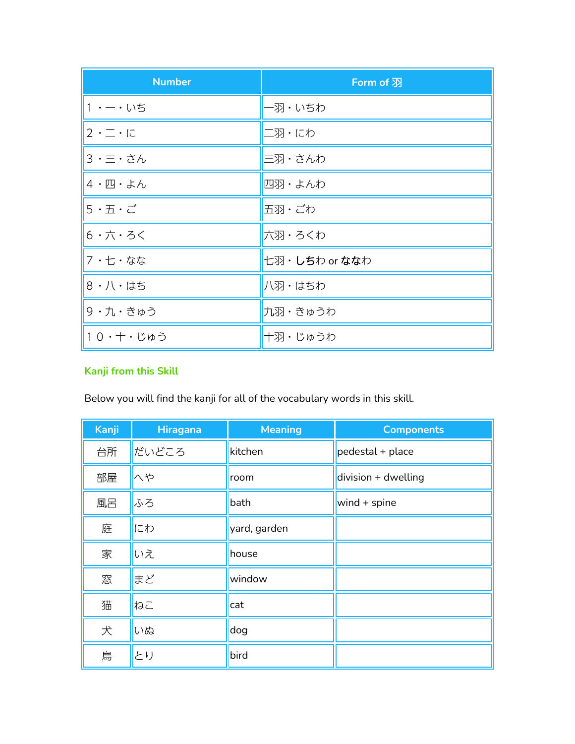| Number | Form of 羽 |
|---|---|
| １・一・いち | 一羽・いちわ |
| ２・二・に | 二羽・にわ |
| ３・三・さん | 三羽・さんわ |
| ４・四・よん | 四羽・よんわ |
| ５・五・ご | 五羽・ごわ |
| ６・六・ろく | 六羽・ろくわ |
| ７・七・なな | 七羽・**しち**わ or **なな**わ |
| ８・八・はち | 八羽・はちわ |
| ９・九・きゅう | 九羽・きゅうわ |
| １０・十・じゅう | 十羽・じゅうわ |

### Kanji from this Skill

Below you will find the kanji for all of the vocabulary words in this skill.

| Kanji | Hiragana | Meaning | Components |
|---|---|---|---|
| 台所 | だいどころ | kitchen | pedestal + place |
| 部屋 | へや | room | division + dwelling |
| 風呂 | ふろ | bath | wind + spine |
| 庭 | にわ | yard, garden | |
| 家 | いえ | house | |
| 窓 | まど | window | |
| 猫 | ねこ | cat | |
| 犬 | いぬ | dog | |
| 鳥 | とり | bird | |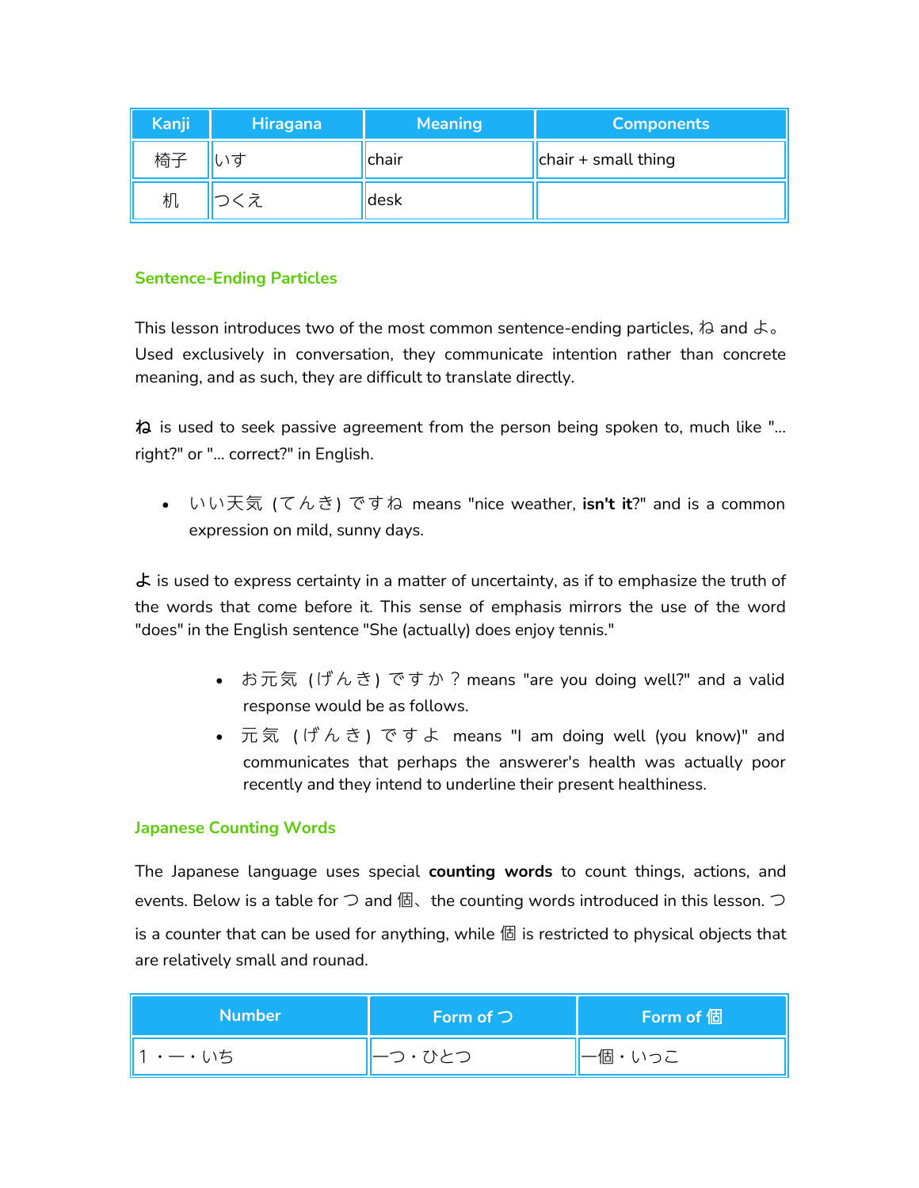| Kanji | Hiragana | Meaning | Components |
|---|---|---|---|
| 椅子 | いす | chair | chair + small thing |
| 机 | つくえ | desk | |

### Sentence-Ending Particles

This lesson introduces two of the most common sentence-ending particles, ね and よ。 Used exclusively in conversation, they communicate intention rather than concrete meaning, and as such, they are difficult to translate directly.

**ね** is used to seek passive agreement from the person being spoken to, much like "... right?" or "... correct?" in English.

- いい天気（てんき）ですね means "nice weather, **isn't it**?" and is a common expression on mild, sunny days.

**よ** is used to express certainty in a matter of uncertainty, as if to emphasize the truth of the words that come before it. This sense of emphasis mirrors the use of the word "does" in the English sentence "She (actually) does enjoy tennis."

- お元気（げんき）ですか？ means "are you doing well?" and a valid response would be as follows.
- 元気（げんき）ですよ means "I am doing well (you know)" and communicates that perhaps the answerer's health was actually poor recently and they intend to underline their present healthiness.

### Japanese Counting Words

The Japanese language uses special **counting words** to count things, actions, and events. Below is a table for つ and 個、the counting words introduced in this lesson. つ is a counter that can be used for anything, while 個 is restricted to physical objects that are relatively small and rounad.

| Number | Form of つ | Form of 個 |
|---|---|---|
| 1・一・いち | 一つ・ひとつ | 一個・いっこ |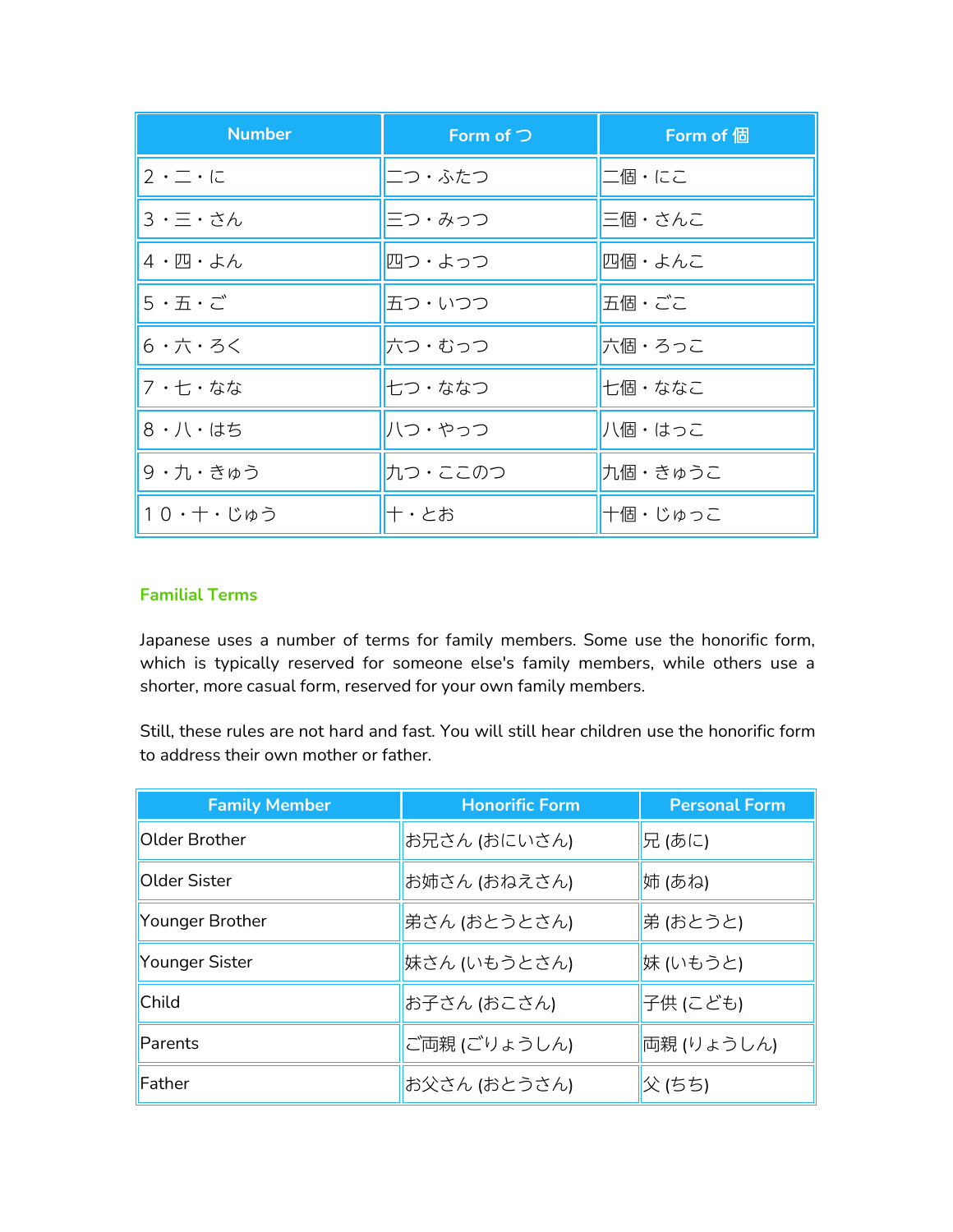| Number | Form of つ | Form of 個 |
| --- | --- | --- |
| 2・二・に | 二つ・ふたつ | 二個・にこ |
| 3・三・さん | 三つ・みっつ | 三個・さんこ |
| 4・四・よん | 四つ・よっつ | 四個・よんこ |
| 5・五・ご | 五つ・いつつ | 五個・ごこ |
| 6・六・ろく | 六つ・むっつ | 六個・ろっこ |
| 7・七・なな | 七つ・ななつ | 七個・ななこ |
| 8・八・はち | 八つ・やっつ | 八個・はっこ |
| 9・九・きゅう | 九つ・ここのつ | 九個・きゅうこ |
| １０・十・じゅう | 十・とお | 十個・じゅっこ |

### Familial Terms

Japanese uses a number of terms for family members. Some use the honorific form, which is typically reserved for someone else's family members, while others use a shorter, more casual form, reserved for your own family members.

Still, these rules are not hard and fast. You will still hear children use the honorific form to address their own mother or father.

| Family Member | Honorific Form | Personal Form |
| --- | --- | --- |
| Older Brother | お兄さん (おにいさん) | 兄 (あに) |
| Older Sister | お姉さん (おねえさん) | 姉 (あね) |
| Younger Brother | 弟さん (おとうとさん) | 弟 (おとうと) |
| Younger Sister | 妹さん (いもうとさん) | 妹 (いもうと) |
| Child | お子さん (おこさん) | 子供 (こども) |
| Parents | ご両親 (ごりょうしん) | 両親 (りょうしん) |
| Father | お父さん (おとうさん) | 父 (ちち) |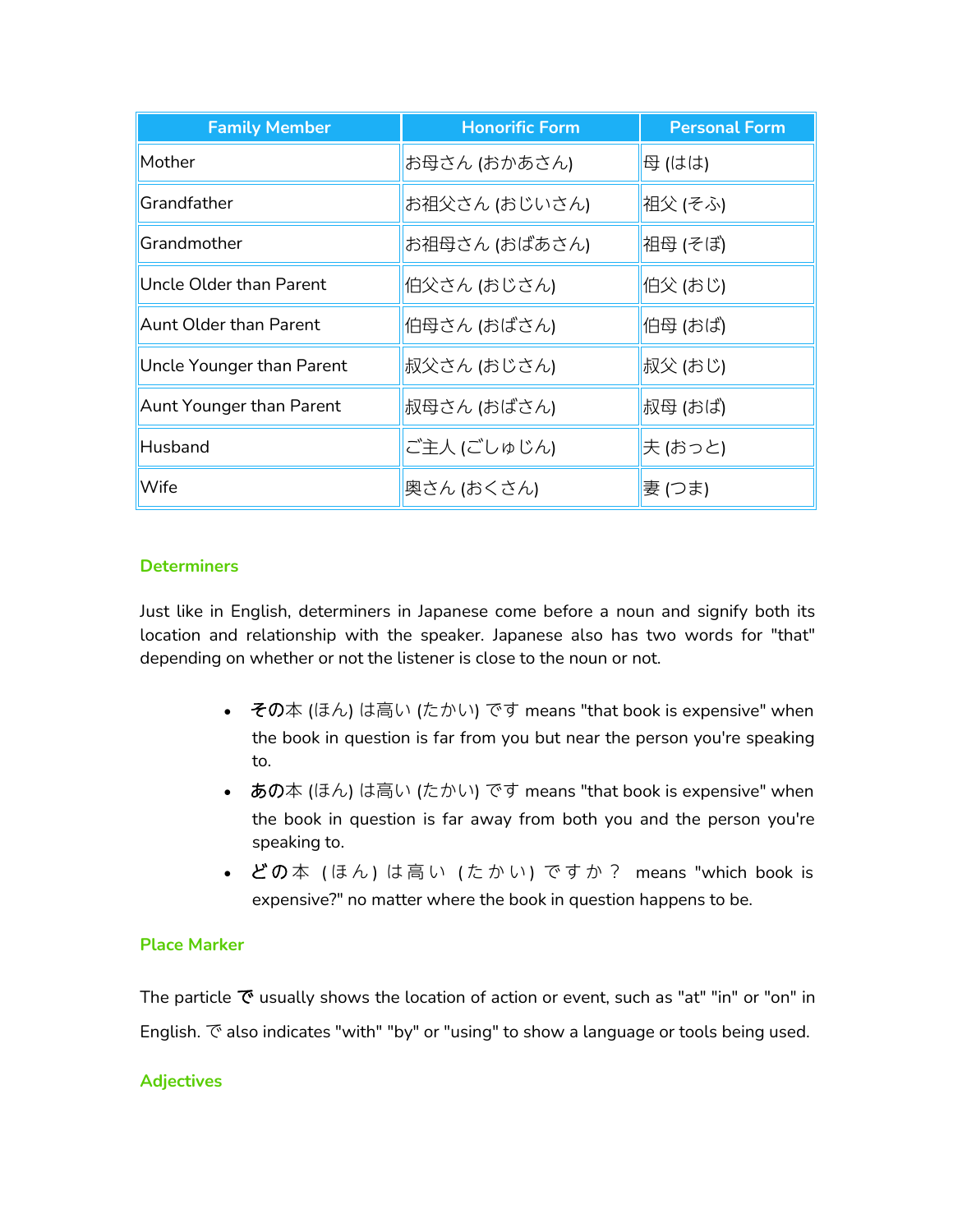| Family Member | Honorific Form | Personal Form |
|---|---|---|
| Mother | お母さん (おかあさん) | 母 (はは) |
| Grandfather | お祖父さん (おじいさん) | 祖父 (そふ) |
| Grandmother | お祖母さん (おばあさん) | 祖母 (そぼ) |
| Uncle Older than Parent | 伯父さん (おじさん) | 伯父 (おじ) |
| Aunt Older than Parent | 伯母さん (おばさん) | 伯母 (おば) |
| Uncle Younger than Parent | 叔父さん (おじさん) | 叔父 (おじ) |
| Aunt Younger than Parent | 叔母さん (おばさん) | 叔母 (おば) |
| Husband | ご主人 (ごしゅじん) | 夫 (おっと) |
| Wife | 奥さん (おくさん) | 妻 (つま) |

### Determiners

Just like in English, determiners in Japanese come before a noun and signify both its location and relationship with the speaker. Japanese also has two words for "that" depending on whether or not the listener is close to the noun or not.

- **その**本 (ほん) は高い (たかい) です means "that book is expensive" when the book in question is far from you but near the person you're speaking to.
- **あの**本 (ほん) は高い (たかい) です means "that book is expensive" when the book in question is far away from both you and the person you're speaking to.
- **どの**本 (ほん) は高い (たかい) ですか？ means "which book is expensive?" no matter where the book in question happens to be.

### Place Marker

The particle **で** usually shows the location of action or event, such as "at" "in" or "on" in English. で also indicates "with" "by" or "using" to show a language or tools being used.

### Adjectives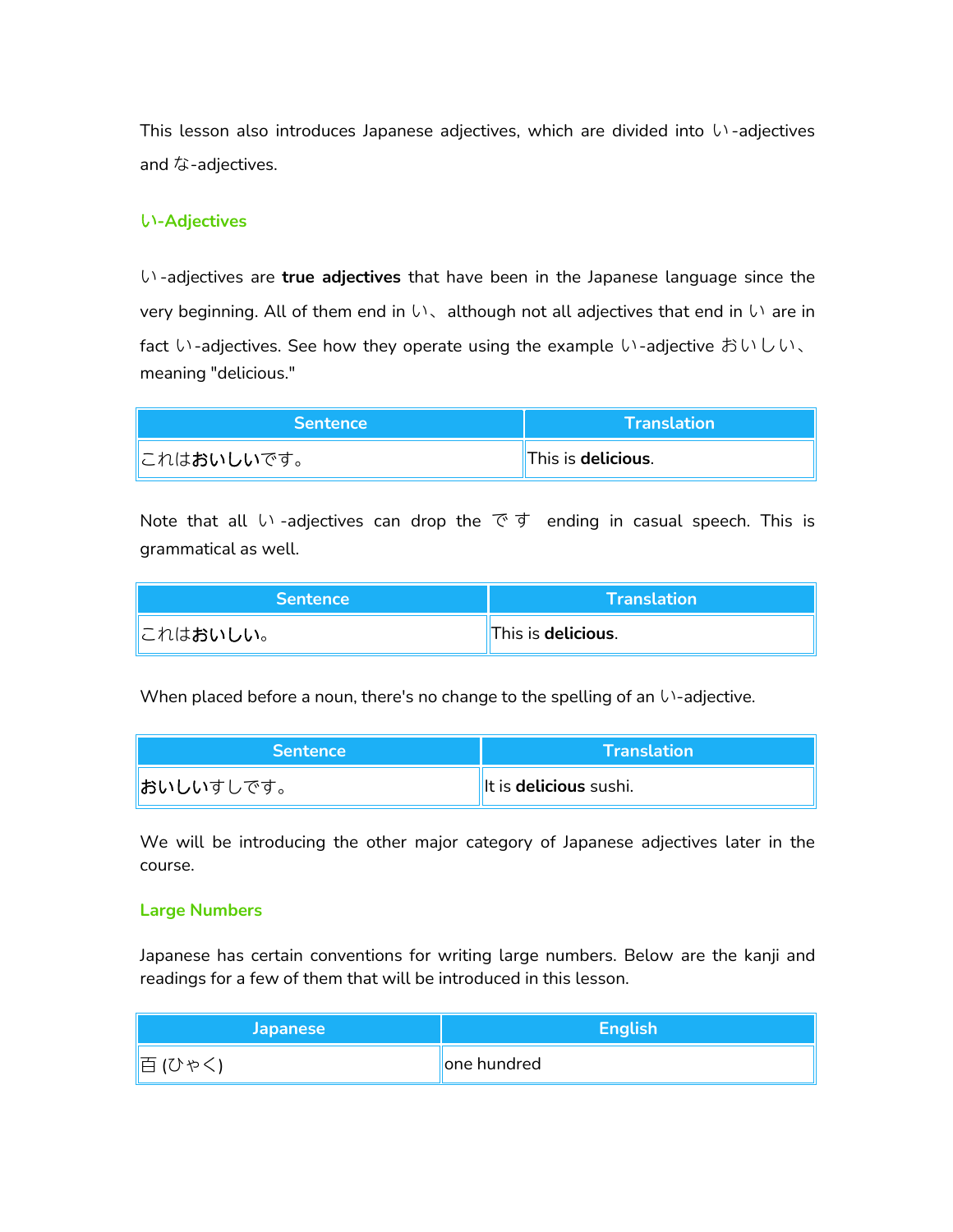This lesson also introduces Japanese adjectives, which are divided into い-adjectives and な-adjectives.

### い-Adjectives

い-adjectives are **true adjectives** that have been in the Japanese language since the very beginning. All of them end in い、although not all adjectives that end in い are in fact い-adjectives. See how they operate using the example い-adjective おいしい、meaning "delicious."

| Sentence | Translation |
|---|---|
| これは**おいしい**です。 | This is **delicious**. |

Note that all い-adjectives can drop the です ending in casual speech. This is grammatical as well.

| Sentence | Translation |
|---|---|
| これは**おいしい**。 | This is **delicious**. |

When placed before a noun, there's no change to the spelling of an い-adjective.

| Sentence | Translation |
|---|---|
| **おいしい**すしです。 | It is **delicious** sushi. |

We will be introducing the other major category of Japanese adjectives later in the course.

### Large Numbers

Japanese has certain conventions for writing large numbers. Below are the kanji and readings for a few of them that will be introduced in this lesson.

| Japanese | English |
|---|---|
| 百 (ひゃく) | one hundred |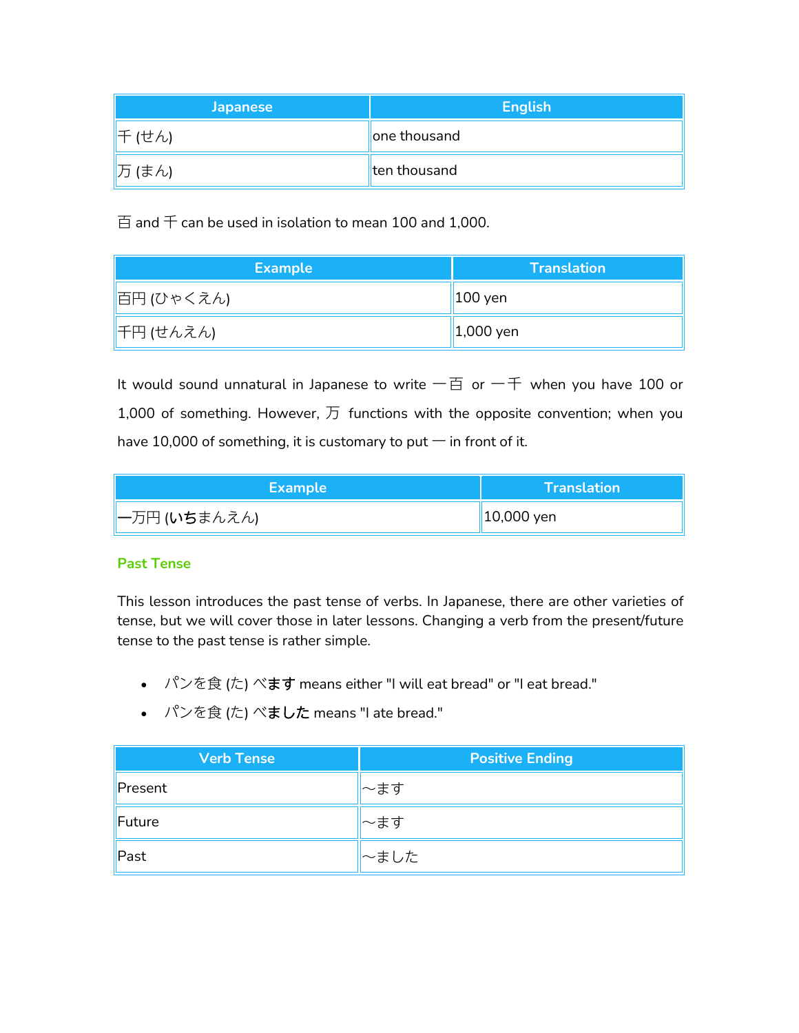| Japanese | English |
| --- | --- |
| 千 (せん) | one thousand |
| 万 (まん) | ten thousand |

百 and 千 can be used in isolation to mean 100 and 1,000.

| Example | Translation |
| --- | --- |
| 百円 (ひゃくえん) | 100 yen |
| 千円 (せんえん) | 1,000 yen |

It would sound unnatural in Japanese to write 一百 or 一千 when you have 100 or 1,000 of something. However, 万 functions with the opposite convention; when you have 10,000 of something, it is customary to put 一 in front of it.

| Example | Translation |
| --- | --- |
| 一万円 (いちまんえん) | 10,000 yen |

### Past Tense

This lesson introduces the past tense of verbs. In Japanese, there are other varieties of tense, but we will cover those in later lessons. Changing a verb from the present/future tense to the past tense is rather simple.

- パンを食 (た) べ**ます** means either "I will eat bread" or "I eat bread."
- パンを食 (た) べ**ました** means "I ate bread."

| Verb Tense | Positive Ending |
| --- | --- |
| Present | 〜ます |
| Future | 〜ます |
| Past | 〜ました |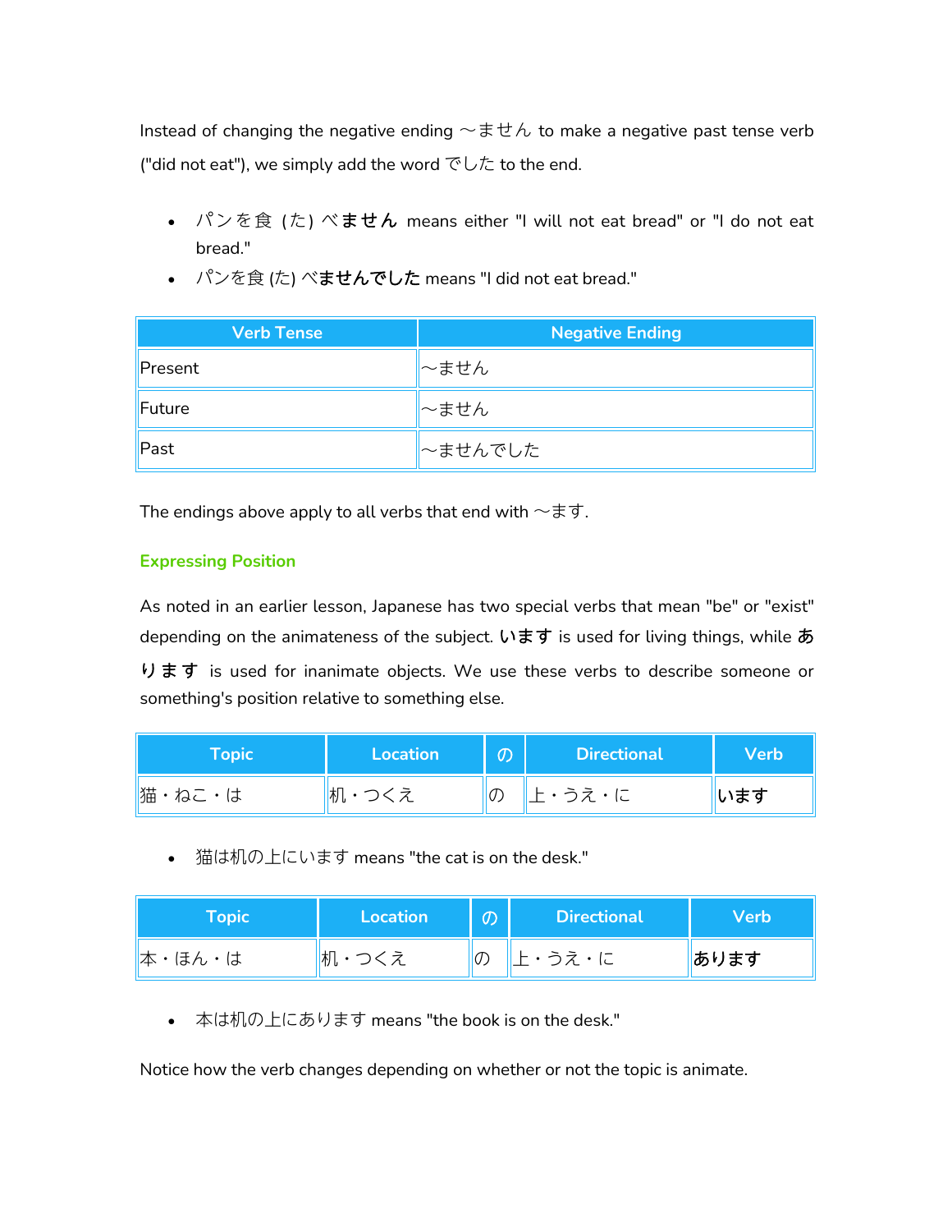Instead of changing the negative ending ～ません to make a negative past tense verb ("did not eat"), we simply add the word でした to the end.

- パンを食（た）べ**ません** means either "I will not eat bread" or "I do not eat bread."
- パンを食(た) べ**ませんでした** means "I did not eat bread."

| Verb Tense | Negative Ending |
| --- | --- |
| Present | ～ません |
| Future | ～ません |
| Past | ～ませんでした |

The endings above apply to all verbs that end with ～ます.

### Expressing Position

As noted in an earlier lesson, Japanese has two special verbs that mean "be" or "exist" depending on the animateness of the subject. **います** is used for living things, while **あります** is used for inanimate objects. We use these verbs to describe someone or something's position relative to something else.

| Topic | Location | の | Directional | Verb |
| --- | --- | --- | --- | --- |
| 猫・ねこ・は | 机・つくえ | の | 上・うえ・に | **います** |

- 猫は机の上にいます means "the cat is on the desk."

| Topic | Location | の | Directional | Verb |
| --- | --- | --- | --- | --- |
| 本・ほん・は | 机・つくえ | の | 上・うえ・に | **あります** |

- 本は机の上にあります means "the book is on the desk."

Notice how the verb changes depending on whether or not the topic is animate.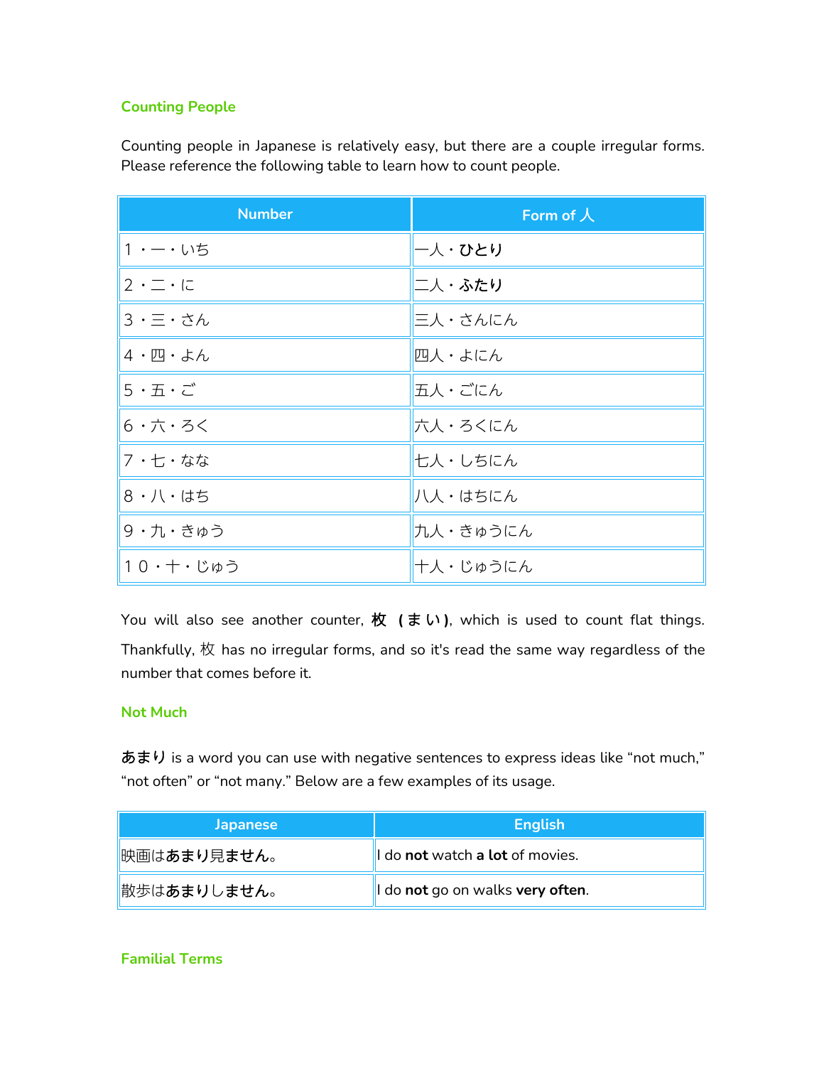### Counting People

Counting people in Japanese is relatively easy, but there are a couple irregular forms. Please reference the following table to learn how to count people.

| Number | Form of 人 |
|---|---|
| １・一・いち | 一人・**ひとり** |
| ２・二・に | 二人・**ふたり** |
| ３・三・さん | 三人・さんにん |
| ４・四・よん | 四人・よにん |
| ５・五・ご | 五人・ごにん |
| ６・六・ろく | 六人・ろくにん |
| ７・七・なな | 七人・しちにん |
| ８・八・はち | 八人・はちにん |
| ９・九・きゅう | 九人・きゅうにん |
| １０・十・じゅう | 十人・じゅうにん |

You will also see another counter, **枚 (まい)**, which is used to count flat things. Thankfully, 枚 has no irregular forms, and so it's read the same way regardless of the number that comes before it.

### Not Much

**あまり** is a word you can use with negative sentences to express ideas like "not much," "not often" or "not many." Below are a few examples of its usage.

| Japanese | English |
|---|---|
| 映画は**あまり**見**ません**。 | I do **not** watch **a lot** of movies. |
| 散歩は**あまりしません**。 | I do **not** go on walks **very often**. |

### Familial Terms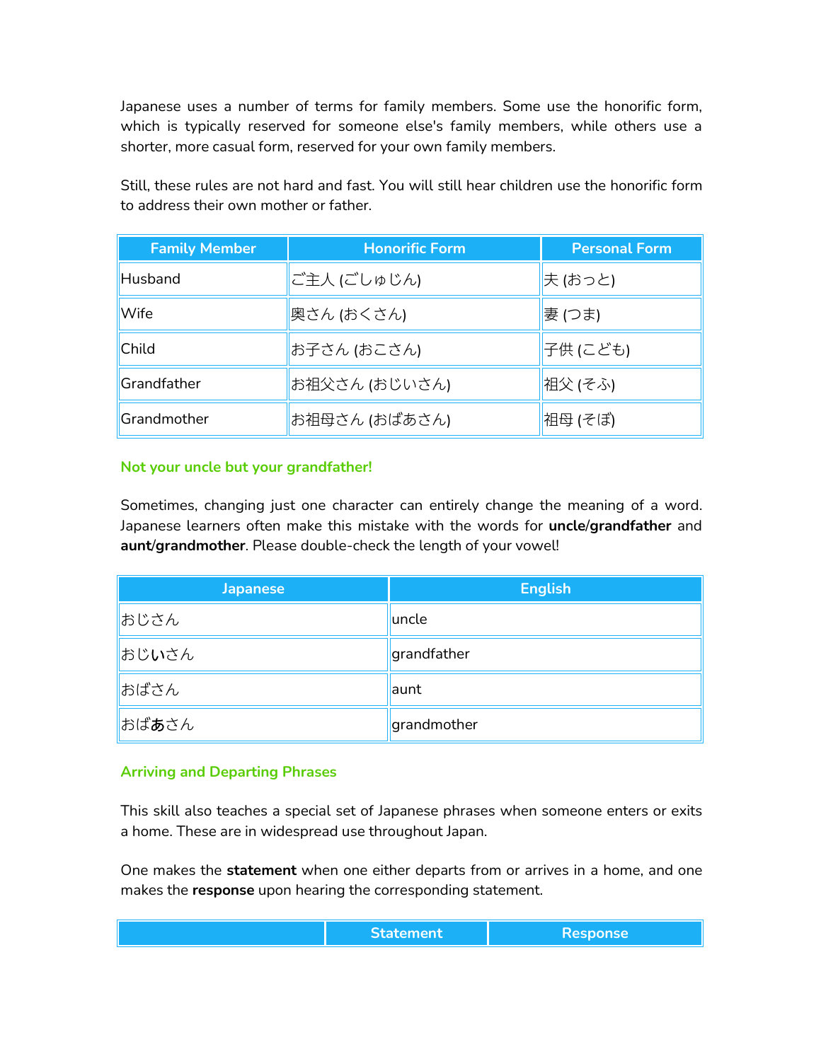Japanese uses a number of terms for family members. Some use the honorific form, which is typically reserved for someone else's family members, while others use a shorter, more casual form, reserved for your own family members.

Still, these rules are not hard and fast. You will still hear children use the honorific form to address their own mother or father.

| Family Member | Honorific Form | Personal Form |
| --- | --- | --- |
| Husband | ご主人 (ごしゅじん) | 夫 (おっと) |
| Wife | 奥さん (おくさん) | 妻 (つま) |
| Child | お子さん (おこさん) | 子供 (こども) |
| Grandfather | お祖父さん (おじいさん) | 祖父 (そふ) |
| Grandmother | お祖母さん (おばあさん) | 祖母 (そぼ) |

### Not your uncle but your grandfather!

Sometimes, changing just one character can entirely change the meaning of a word. Japanese learners often make this mistake with the words for **uncle**/**grandfather** and **aunt**/**grandmother**. Please double-check the length of your vowel!

| Japanese | English |
| --- | --- |
| おじさん | uncle |
| おじ**い**さん | grandfather |
| おばさん | aunt |
| おば**あ**さん | grandmother |

### Arriving and Departing Phrases

This skill also teaches a special set of Japanese phrases when someone enters or exits a home. These are in widespread use throughout Japan.

One makes the **statement** when one either departs from or arrives in a home, and one makes the **response** upon hearing the corresponding statement.

| | Statement | Response |
| --- | --- | --- |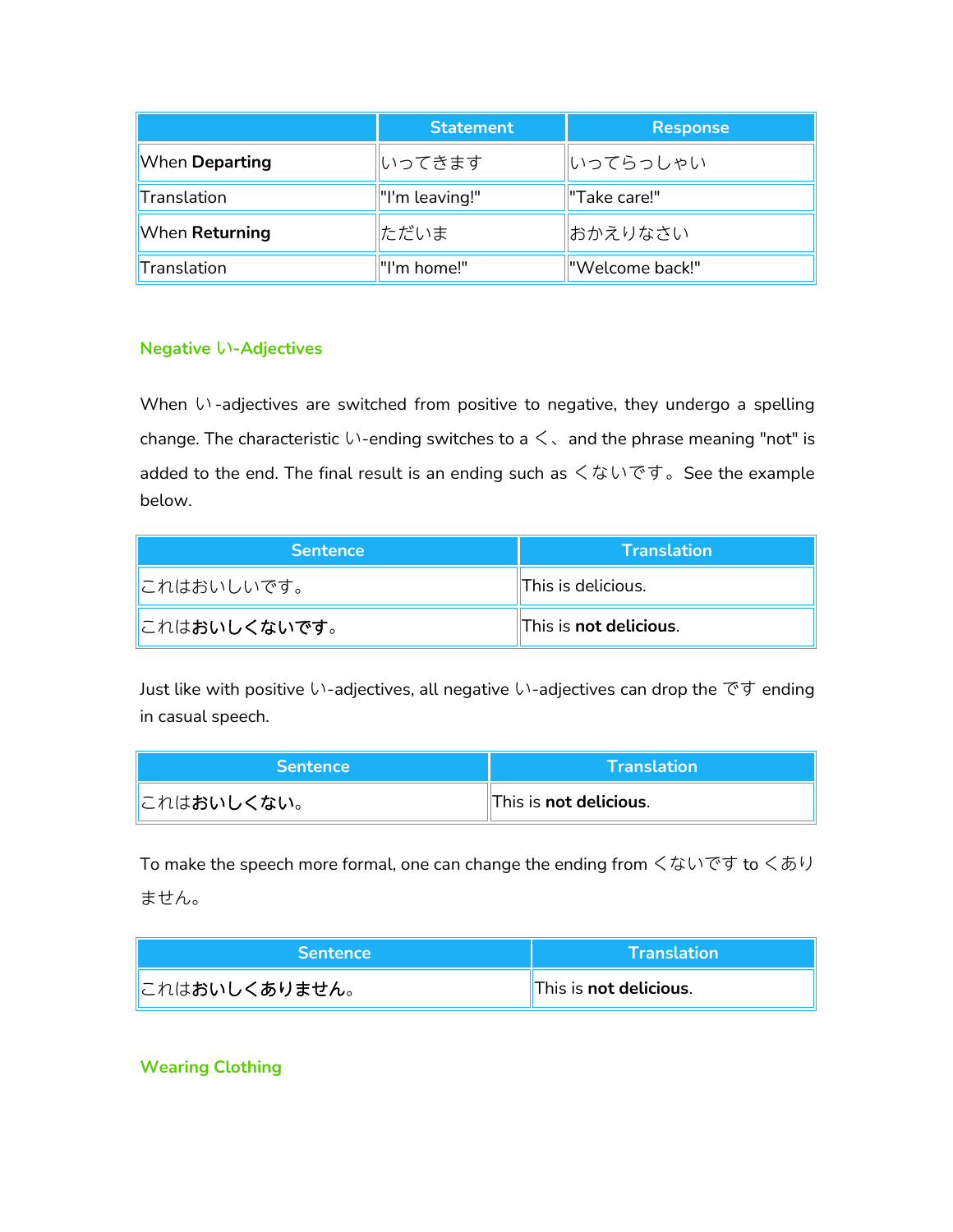| | Statement | Response |
|---|---|---|
| When **Departing** | いってきます | いってらっしゃい |
| Translation | "I'm leaving!" | "Take care!" |
| When **Returning** | ただいま | おかえりなさい |
| Translation | "I'm home!" | "Welcome back!" |

### Negative い-Adjectives

When い-adjectives are switched from positive to negative, they undergo a spelling change. The characteristic い-ending switches to a く、and the phrase meaning "not" is added to the end. The final result is an ending such as くないです。See the example below.

| Sentence | Translation |
|---|---|
| これはおいしいです。 | This is delicious. |
| これは**おいしくないです**。 | This is **not delicious**. |

Just like with positive い-adjectives, all negative い-adjectives can drop the です ending in casual speech.

| Sentence | Translation |
|---|---|
| これは**おいしくない**。 | This is **not delicious**. |

To make the speech more formal, one can change the ending from くないです to くありません。

| Sentence | Translation |
|---|---|
| これは**おいしくありません**。 | This is **not delicious**. |

### Wearing Clothing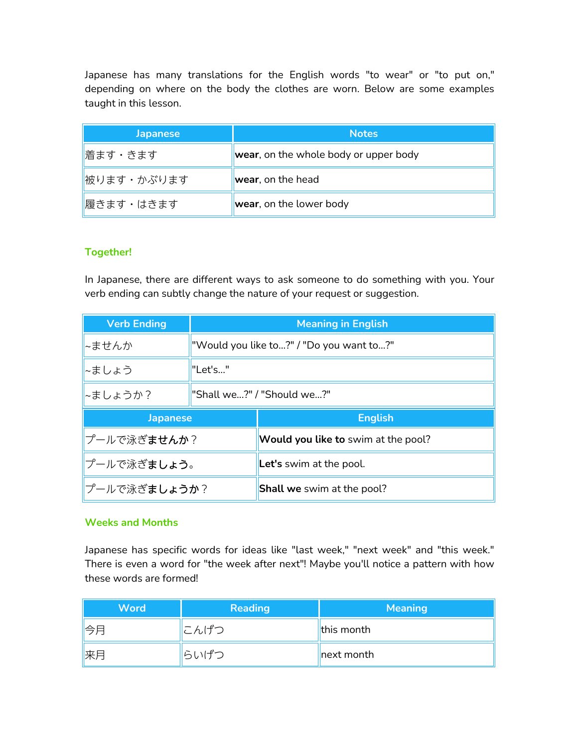Japanese has many translations for the English words "to wear" or "to put on," depending on where on the body the clothes are worn. Below are some examples taught in this lesson.

| Japanese | Notes |
|---|---|
| 着ます・きます | **wear**, on the whole body or upper body |
| 被ります・かぶります | **wear**, on the head |
| 履きます・はきます | **wear**, on the lower body |

### Together!

In Japanese, there are different ways to ask someone to do something with you. Your verb ending can subtly change the nature of your request or suggestion.

| Verb Ending | Meaning in English |
|---|---|
| ~ませんか | "Would you like to...?" / "Do you want to...?" |
| ~ましょう | "Let's..." |
| ~ましょうか？ | "Shall we...?" / "Should we...?" |

| Japanese | English |
|---|---|
| プールで泳ぎ**ませんか**？ | **Would you like to** swim at the pool? |
| プールで泳ぎ**ましょう**。 | **Let's** swim at the pool. |
| プールで泳ぎ**ましょうか**？ | **Shall we** swim at the pool? |

### Weeks and Months

Japanese has specific words for ideas like "last week," "next week" and "this week." There is even a word for "the week after next"! Maybe you'll notice a pattern with how these words are formed!

| Word | Reading | Meaning |
|---|---|---|
| 今月 | こんげつ | this month |
| 来月 | らいげつ | next month |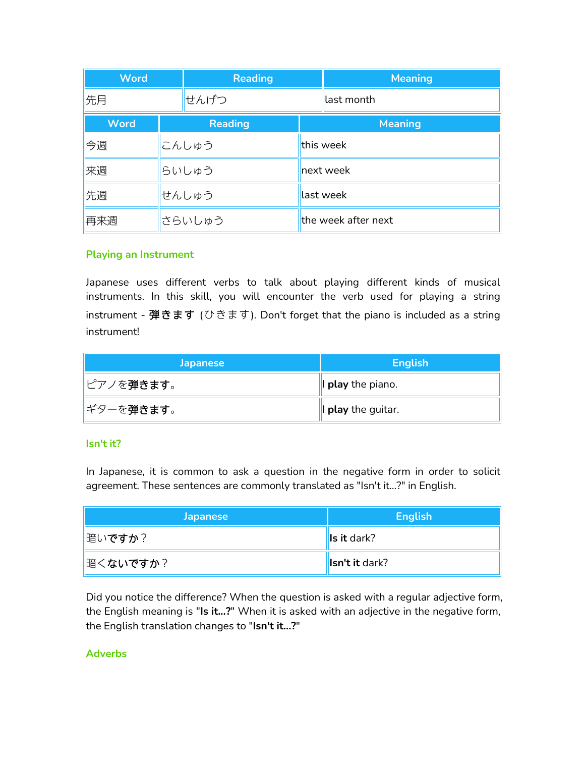| Word | Reading | Meaning |
| --- | --- | --- |
| 先月 | せんげつ | last month |

| Word | Reading | Meaning |
| --- | --- | --- |
| 今週 | こんしゅう | this week |
| 来週 | らいしゅう | next week |
| 先週 | せんしゅう | last week |
| 再来週 | さらいしゅう | the week after next |

### Playing an Instrument

Japanese uses different verbs to talk about playing different kinds of musical instruments. In this skill, you will encounter the verb used for playing a string instrument - **弾きます** (ひきます). Don't forget that the piano is included as a string instrument!

| Japanese | English |
| --- | --- |
| ピアノを**弾きます**。 | I **play** the piano. |
| ギターを**弾きます**。 | I **play** the guitar. |

### Isn't it?

In Japanese, it is common to ask a question in the negative form in order to solicit agreement. These sentences are commonly translated as "Isn't it...?" in English.

| Japanese | English |
| --- | --- |
| 暗い**ですか**？ | **Is it** dark? |
| 暗く**ないですか**？ | **Isn't it** dark? |

Did you notice the difference? When the question is asked with a regular adjective form, the English meaning is "**Is it...?**" When it is asked with an adjective in the negative form, the English translation changes to "**Isn't it...?**"

### Adverbs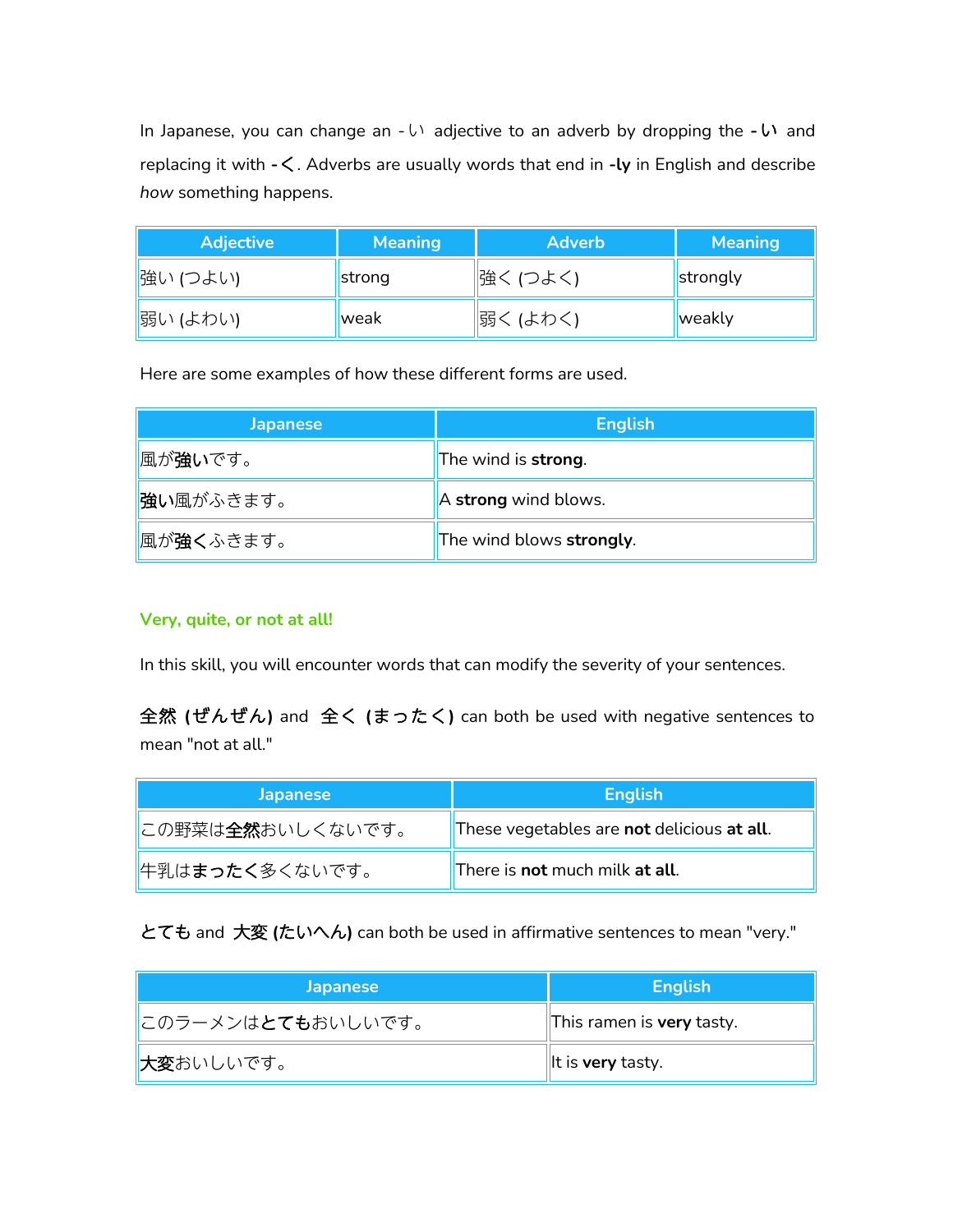In Japanese, you can change an -い adjective to an adverb by dropping the **-い** and replacing it with **-く**. Adverbs are usually words that end in **-ly** in English and describe *how* something happens.

| Adjective | Meaning | Adverb | Meaning |
|---|---|---|---|
| 強い (つよい) | strong | 強く (つよく) | strongly |
| 弱い (よわい) | weak | 弱く (よわく) | weakly |

Here are some examples of how these different forms are used.

| Japanese | English |
|---|---|
| 風が**強い**です。 | The wind is **strong**. |
| **強い**風がふきます。 | A **strong** wind blows. |
| 風が**強く**ふきます。 | The wind blows **strongly**. |

### Very, quite, or not at all!

In this skill, you will encounter words that can modify the severity of your sentences.

**全然 (ぜんぜん)** and **全く (まったく)** can both be used with negative sentences to mean "not at all."

| Japanese | English |
|---|---|
| この野菜は**全然**おいしくないです。 | These vegetables are **not** delicious **at all**. |
| 牛乳は**まったく**多くないです。 | There is **not** much milk **at all**. |

**とても** and **大変 (たいへん)** can both be used in affirmative sentences to mean "very."

| Japanese | English |
|---|---|
| このラーメンは**とても**おいしいです。 | This ramen is **very** tasty. |
| **大変**おいしいです。 | It is **very** tasty. |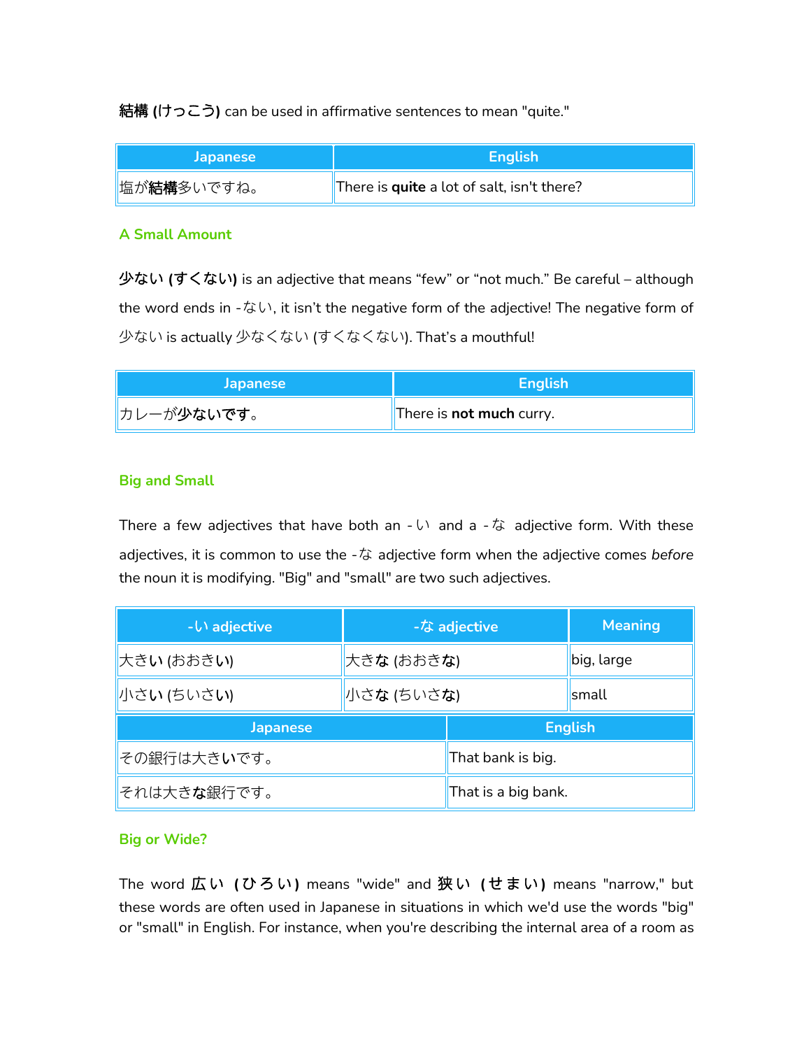**結構 (けっこう)** can be used in affirmative sentences to mean "quite."

| Japanese | English |
| --- | --- |
| 塩が**結構**多いですね。 | There is **quite** a lot of salt, isn't there? |

### A Small Amount

**少ない (すくない)** is an adjective that means "few" or "not much." Be careful – although the word ends in -ない, it isn't the negative form of the adjective! The negative form of 少ない is actually 少なくない (すくなくない). That's a mouthful!

| Japanese | English |
| --- | --- |
| カレーが**少ないです**。 | There is **not much** curry. |

### Big and Small

There a few adjectives that have both an -い and a -な adjective form. With these adjectives, it is common to use the -な adjective form when the adjective comes *before* the noun it is modifying. "Big" and "small" are two such adjectives.

| -い adjective | -な adjective | Meaning |
| --- | --- | --- |
| 大き**い** (おおき**い**) | 大き**な** (おおき**な**) | big, large |
| 小さ**い** (ちいさ**い**) | 小さ**な** (ちいさ**な**) | small |

| Japanese | English |
| --- | --- |
| その銀行は大き**い**です。 | That bank is big. |
| それは大き**な**銀行です。 | That is a big bank. |

### Big or Wide?

The word **広い (ひろい)** means "wide" and **狭い (せまい)** means "narrow," but these words are often used in Japanese in situations in which we'd use the words "big" or "small" in English. For instance, when you're describing the internal area of a room as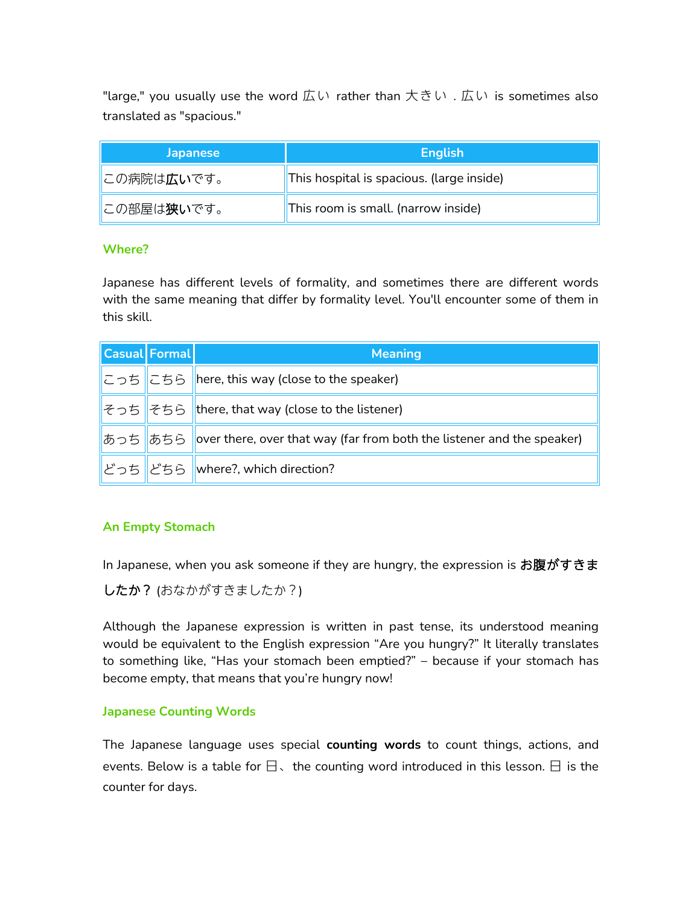"large," you usually use the word 広い rather than 大きい . 広い is sometimes also translated as "spacious."

| Japanese | English |
|---|---|
| この病院は**広い**です。 | This hospital is spacious. (large inside) |
| この部屋は**狭い**です。 | This room is small. (narrow inside) |

### Where?

Japanese has different levels of formality, and sometimes there are different words with the same meaning that differ by formality level. You'll encounter some of them in this skill.

| Casual | Formal | Meaning |
|---|---|---|
| こっち | こちら | here, this way (close to the speaker) |
| そっち | そちら | there, that way (close to the listener) |
| あっち | あちら | over there, over that way (far from both the listener and the speaker) |
| どっち | どちら | where?, which direction? |

### An Empty Stomach

In Japanese, when you ask someone if they are hungry, the expression is **お腹がすきましたか？** (おなかがすきましたか？)

Although the Japanese expression is written in past tense, its understood meaning would be equivalent to the English expression "Are you hungry?" It literally translates to something like, "Has your stomach been emptied?" – because if your stomach has become empty, that means that you're hungry now!

### Japanese Counting Words

The Japanese language uses special **counting words** to count things, actions, and events. Below is a table for 日、 the counting word introduced in this lesson. 日 is the counter for days.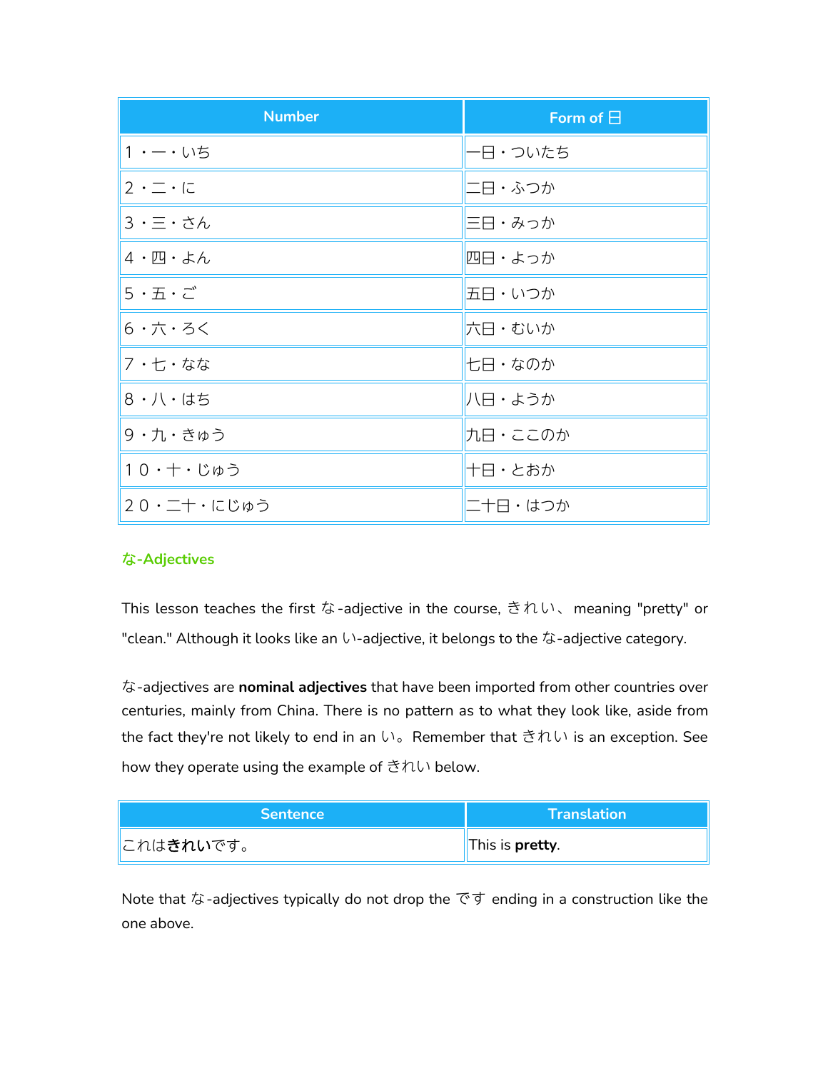| Number | Form of 日 |
| --- | --- |
| １・一・いち | 一日・ついたち |
| ２・二・に | 二日・ふつか |
| ３・三・さん | 三日・みっか |
| ４・四・よん | 四日・よっか |
| ５・五・ご | 五日・いつか |
| ６・六・ろく | 六日・むいか |
| ７・七・なな | 七日・なのか |
| ８・八・はち | 八日・ようか |
| ９・九・きゅう | 九日・ここのか |
| １０・十・じゅう | 十日・とおか |
| ２０・二十・にじゅう | 二十日・はつか |

### な-Adjectives

This lesson teaches the first な-adjective in the course, きれい、meaning "pretty" or "clean." Although it looks like an い-adjective, it belongs to the な-adjective category.

な-adjectives are **nominal adjectives** that have been imported from other countries over centuries, mainly from China. There is no pattern as to what they look like, aside from the fact they're not likely to end in an い。Remember that きれい is an exception. See how they operate using the example of きれい below.

| Sentence | Translation |
| --- | --- |
| これは**きれい**です。 | This is **pretty**. |

Note that な-adjectives typically do not drop the です ending in a construction like the one above.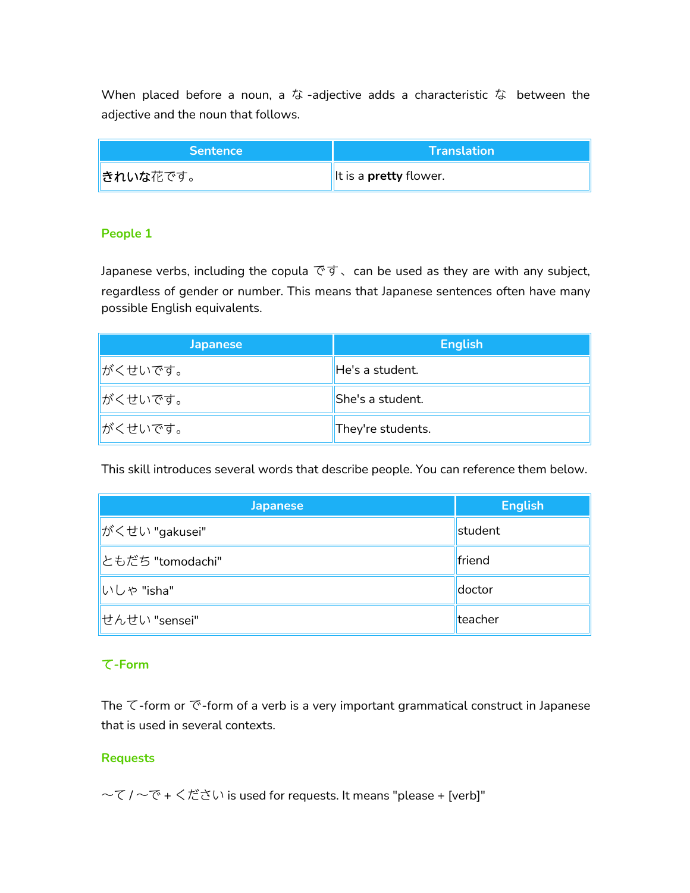When placed before a noun, a な -adjective adds a characteristic な between the adjective and the noun that follows.

| Sentence | Translation |
|---|---|
| **きれいな**花です。 | It is a **pretty** flower. |

### People 1

Japanese verbs, including the copula です、can be used as they are with any subject, regardless of gender or number. This means that Japanese sentences often have many possible English equivalents.

| Japanese | English |
|---|---|
| がくせいです。 | He's a student. |
| がくせいです。 | She's a student. |
| がくせいです。 | They're students. |

This skill introduces several words that describe people. You can reference them below.

| Japanese | English |
|---|---|
| がくせい "gakusei" | student |
| ともだち "tomodachi" | friend |
| いしゃ "isha" | doctor |
| せんせい "sensei" | teacher |

### て-Form

The て-form or で-form of a verb is a very important grammatical construct in Japanese that is used in several contexts.

### Requests

〜て / 〜で + ください is used for requests. It means "please + [verb]"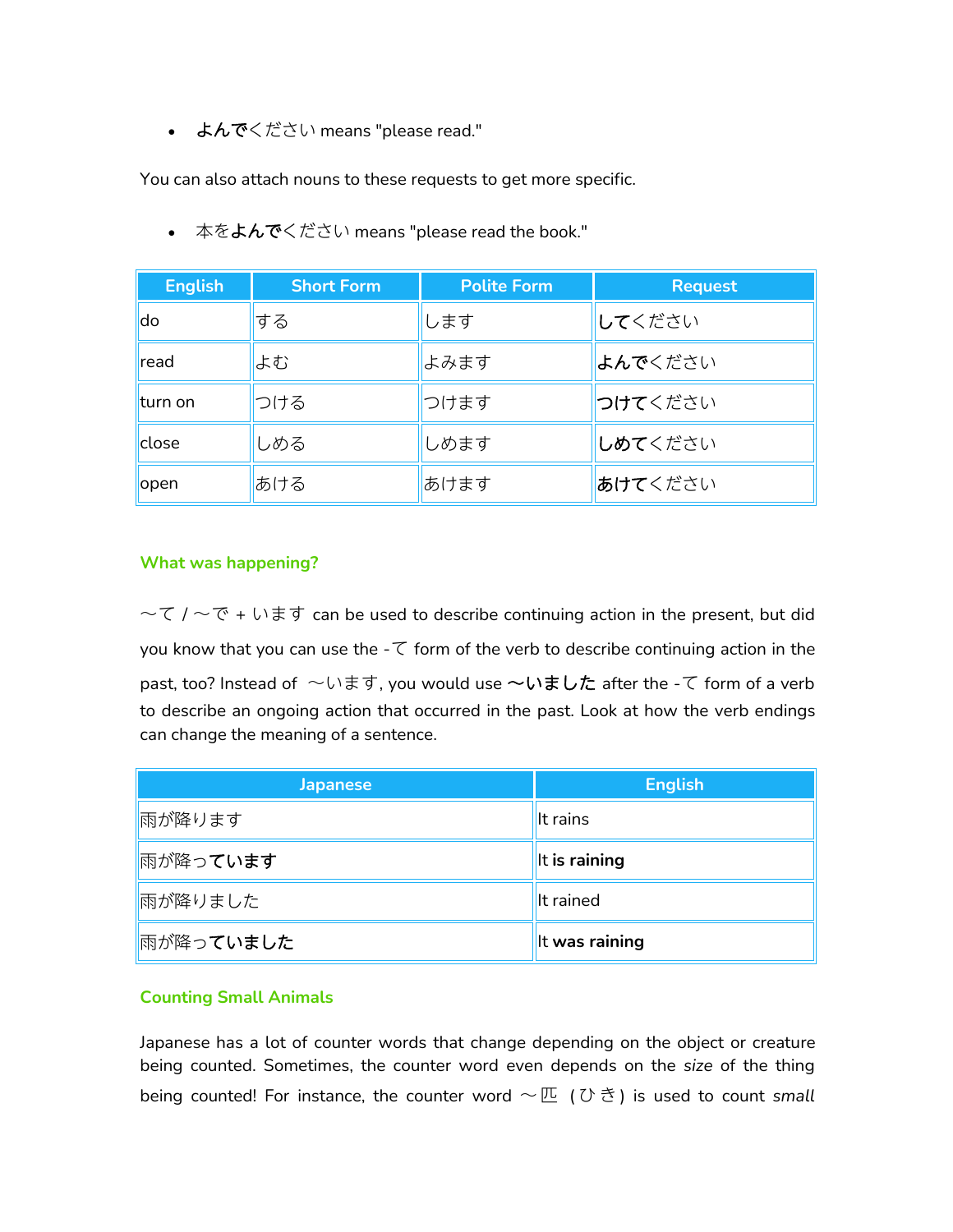- **よんで**ください means "please read."

You can also attach nouns to these requests to get more specific.

- 本を**よんで**ください means "please read the book."

| English | Short Form | Polite Form | Request |
|---|---|---|---|
| do | する | します | **して**ください |
| read | よむ | よみます | **よんで**ください |
| turn on | つける | つけます | **つけて**ください |
| close | しめる | しめます | **しめて**ください |
| open | あける | あけます | **あけて**ください |

### What was happening?

〜て / 〜で + います can be used to describe continuing action in the present, but did you know that you can use the -て form of the verb to describe continuing action in the past, too? Instead of 〜います, you would use **〜いました** after the -て form of a verb to describe an ongoing action that occurred in the past. Look at how the verb endings can change the meaning of a sentence.

| Japanese | English |
|---|---|
| 雨が降ります | It rains |
| 雨が降っ**ています** | It **is raining** |
| 雨が降りました | It rained |
| 雨が降っ**ていました** | It **was raining** |

### Counting Small Animals

Japanese has a lot of counter words that change depending on the object or creature being counted. Sometimes, the counter word even depends on the *size* of the thing being counted! For instance, the counter word 〜匹（ひき）is used to count *small*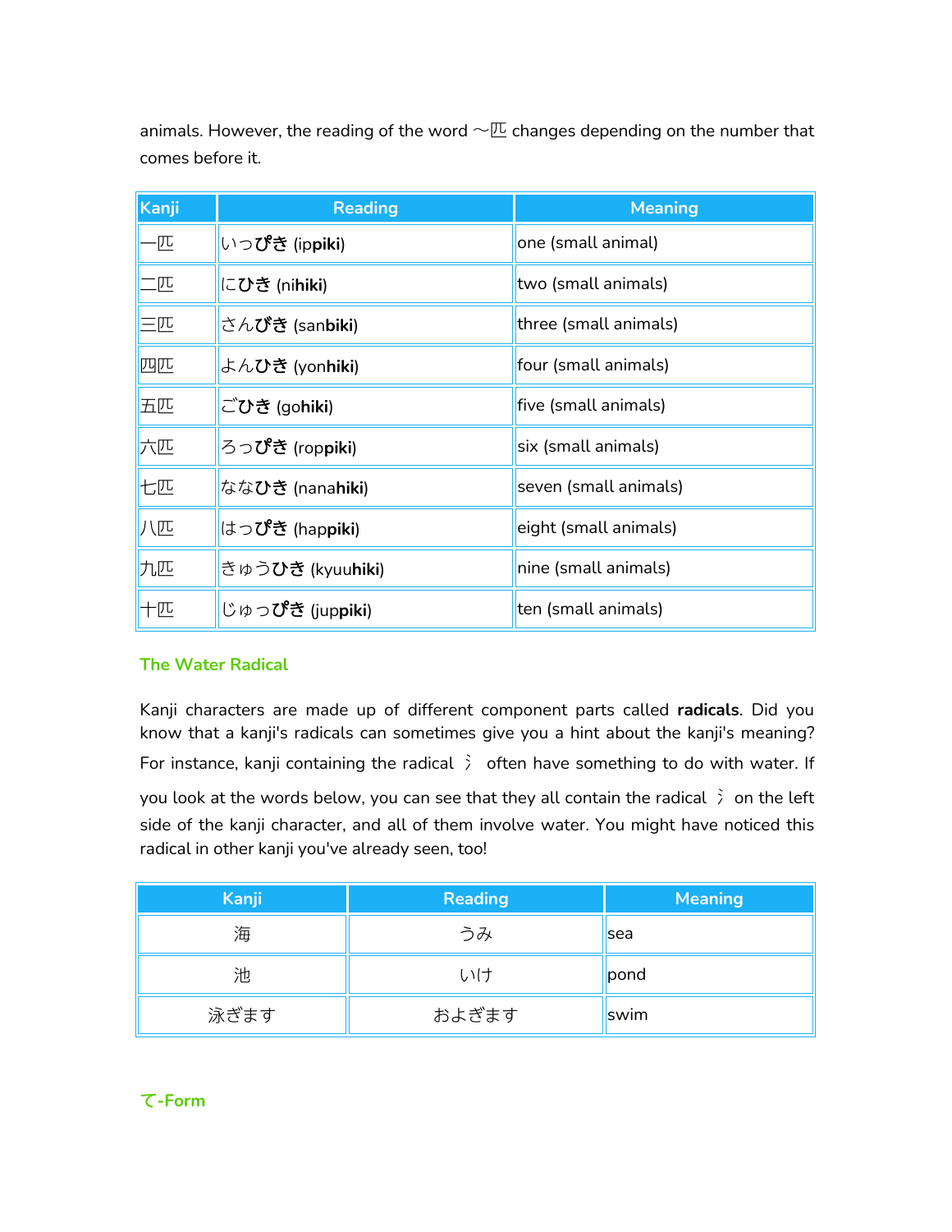animals. However, the reading of the word ～匹 changes depending on the number that comes before it.

| Kanji | Reading | Meaning |
|---|---|---|
| 一匹 | いっぴき (ip**piki**) | one (small animal) |
| 二匹 | にひき (ni**hiki**) | two (small animals) |
| 三匹 | さんびき (san**biki**) | three (small animals) |
| 四匹 | よんひき (yon**hiki**) | four (small animals) |
| 五匹 | ごひき (go**hiki**) | five (small animals) |
| 六匹 | ろっぴき (rop**piki**) | six (small animals) |
| 七匹 | ななひき (nana**hiki**) | seven (small animals) |
| 八匹 | はっぴき (hap**piki**) | eight (small animals) |
| 九匹 | きゅうひき (kyuu**hiki**) | nine (small animals) |
| 十匹 | じゅっぴき (jup**piki**) | ten (small animals) |

### The Water Radical

Kanji characters are made up of different component parts called **radicals**. Did you know that a kanji's radicals can sometimes give you a hint about the kanji's meaning? For instance, kanji containing the radical 氵 often have something to do with water. If you look at the words below, you can see that they all contain the radical 氵 on the left side of the kanji character, and all of them involve water. You might have noticed this radical in other kanji you've already seen, too!

| Kanji | Reading | Meaning |
|---|---|---|
| 海 | うみ | sea |
| 池 | いけ | pond |
| 泳ぎます | およぎます | swim |

### て-Form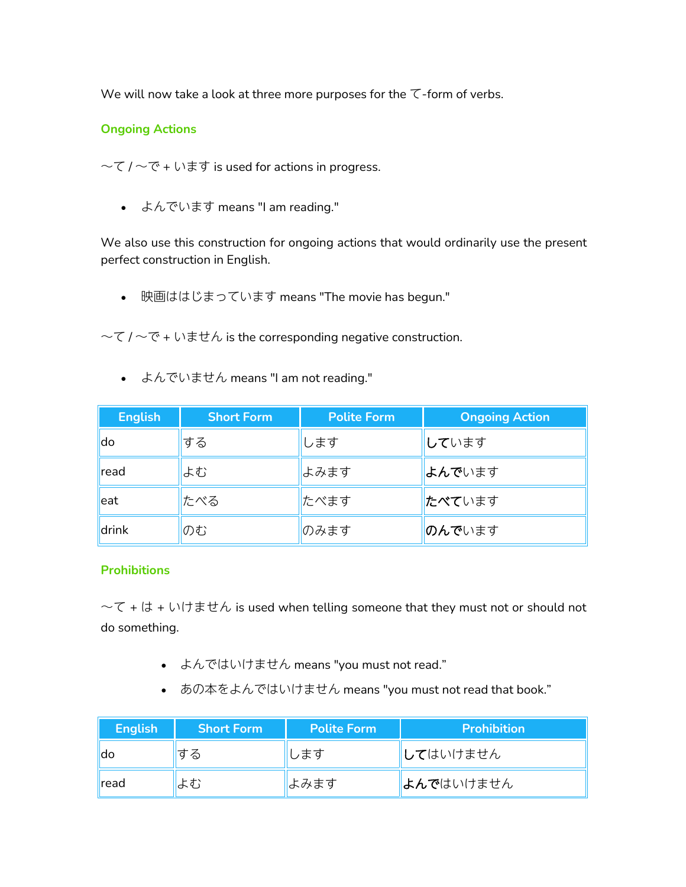We will now take a look at three more purposes for the て-form of verbs.

## Ongoing Actions

～て / ～で + います is used for actions in progress.

- よんでいます means "I am reading."

We also use this construction for ongoing actions that would ordinarily use the present perfect construction in English.

- 映画ははじまっています means "The movie has begun."

～て / ～で + いません is the corresponding negative construction.

- よんでいません means "I am not reading."

| English | Short Form | Polite Form | Ongoing Action |
|---|---|---|---|
| do | する | します | **して**います |
| read | よむ | よみます | **よんで**います |
| eat | たべる | たべます | **たべて**います |
| drink | のむ | のみます | **のんで**います |

## Prohibitions

～て + は + いけません is used when telling someone that they must not or should not do something.

- よんではいけません means "you must not read."
- あの本をよんではいけません means "you must not read that book."

| English | Short Form | Polite Form | Prohibition |
|---|---|---|---|
| do | する | します | **して**はいけません |
| read | よむ | よみます | **よんで**はいけません |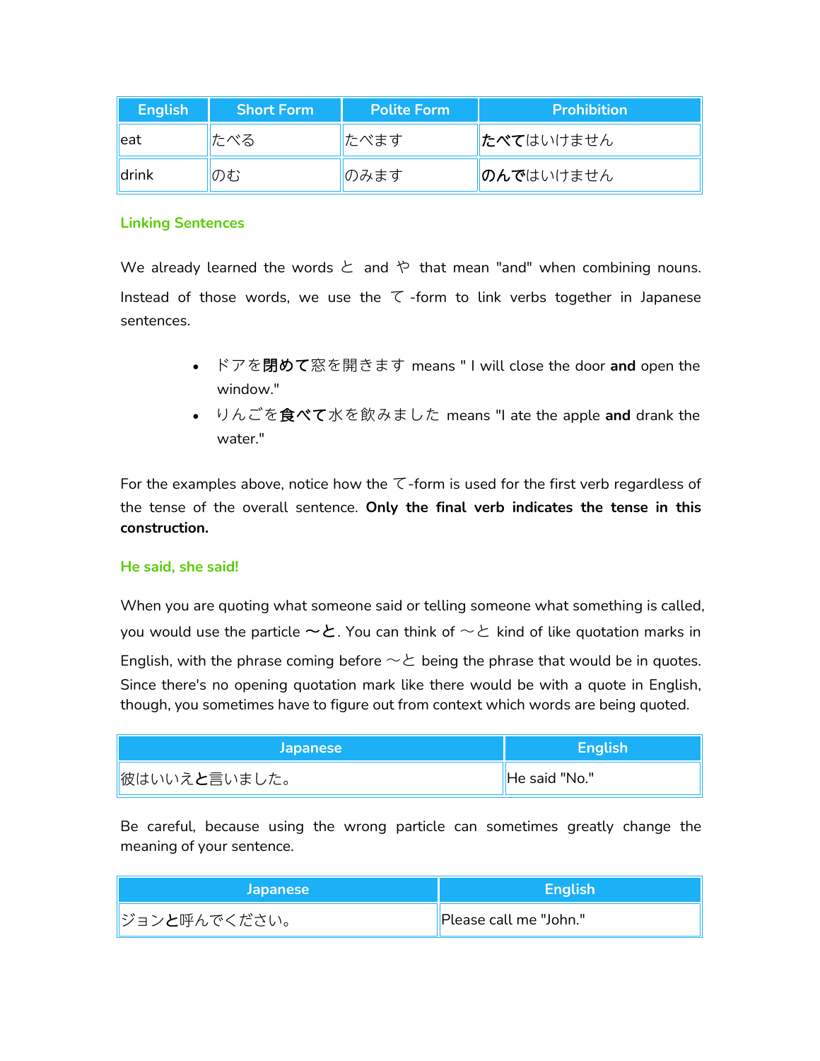| English | Short Form | Polite Form | Prohibition |
| --- | --- | --- | --- |
| eat | たべる | たべます | **たべて**はいけません |
| drink | のむ | のみます | **のんで**はいけません |

### Linking Sentences

We already learned the words と and や that mean "and" when combining nouns. Instead of those words, we use the て-form to link verbs together in Japanese sentences.

- ドアを**閉めて**窓を開きます means " I will close the door **and** open the window."
- りんごを**食べて**水を飲みました means "I ate the apple **and** drank the water."

For the examples above, notice how the て-form is used for the first verb regardless of the tense of the overall sentence. **Only the final verb indicates the tense in this construction.**

### He said, she said!

When you are quoting what someone said or telling someone what something is called, you would use the particle **〜と**. You can think of 〜と kind of like quotation marks in English, with the phrase coming before 〜と being the phrase that would be in quotes. Since there's no opening quotation mark like there would be with a quote in English, though, you sometimes have to figure out from context which words are being quoted.

| Japanese | English |
| --- | --- |
| 彼はいいえ**と**言いました。 | He said "No." |

Be careful, because using the wrong particle can sometimes greatly change the meaning of your sentence.

| Japanese | English |
| --- | --- |
| ジョン**と**呼んでください。 | Please call me "John." |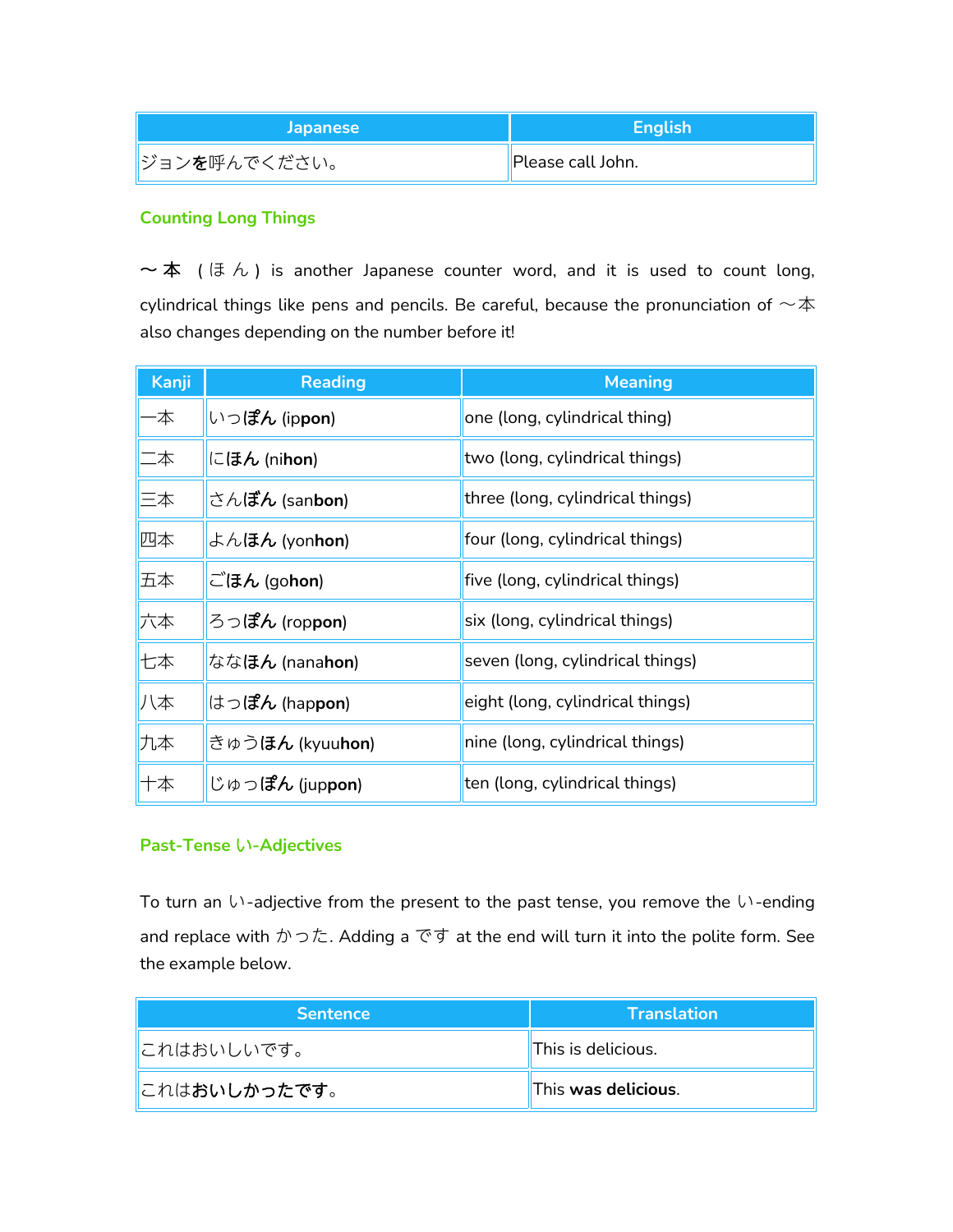| Japanese | English |
| --- | --- |
| ジョンを呼んでください。 | Please call John. |

### Counting Long Things

〜本（ほん）is another Japanese counter word, and it is used to count long, cylindrical things like pens and pencils. Be careful, because the pronunciation of 〜本 also changes depending on the number before it!

| Kanji | Reading | Meaning |
| --- | --- | --- |
| 一本 | いっ**ぽん** (ip**pon**) | one (long, cylindrical thing) |
| 二本 | に**ほん** (ni**hon**) | two (long, cylindrical things) |
| 三本 | さん**ぼん** (san**bon**) | three (long, cylindrical things) |
| 四本 | よん**ほん** (yon**hon**) | four (long, cylindrical things) |
| 五本 | ご**ほん** (go**hon**) | five (long, cylindrical things) |
| 六本 | ろっ**ぽん** (rop**pon**) | six (long, cylindrical things) |
| 七本 | なな**ほん** (nana**hon**) | seven (long, cylindrical things) |
| 八本 | はっ**ぽん** (hap**pon**) | eight (long, cylindrical things) |
| 九本 | きゅう**ほん** (kyuu**hon**) | nine (long, cylindrical things) |
| 十本 | じゅっ**ぽん** (jup**pon**) | ten (long, cylindrical things) |

### Past-Tense い-Adjectives

To turn an い-adjective from the present to the past tense, you remove the い-ending and replace with かった. Adding a です at the end will turn it into the polite form. See the example below.

| Sentence | Translation |
| --- | --- |
| これはおいしいです。 | This is delicious. |
| これは**おいしかったです。** | This **was delicious**. |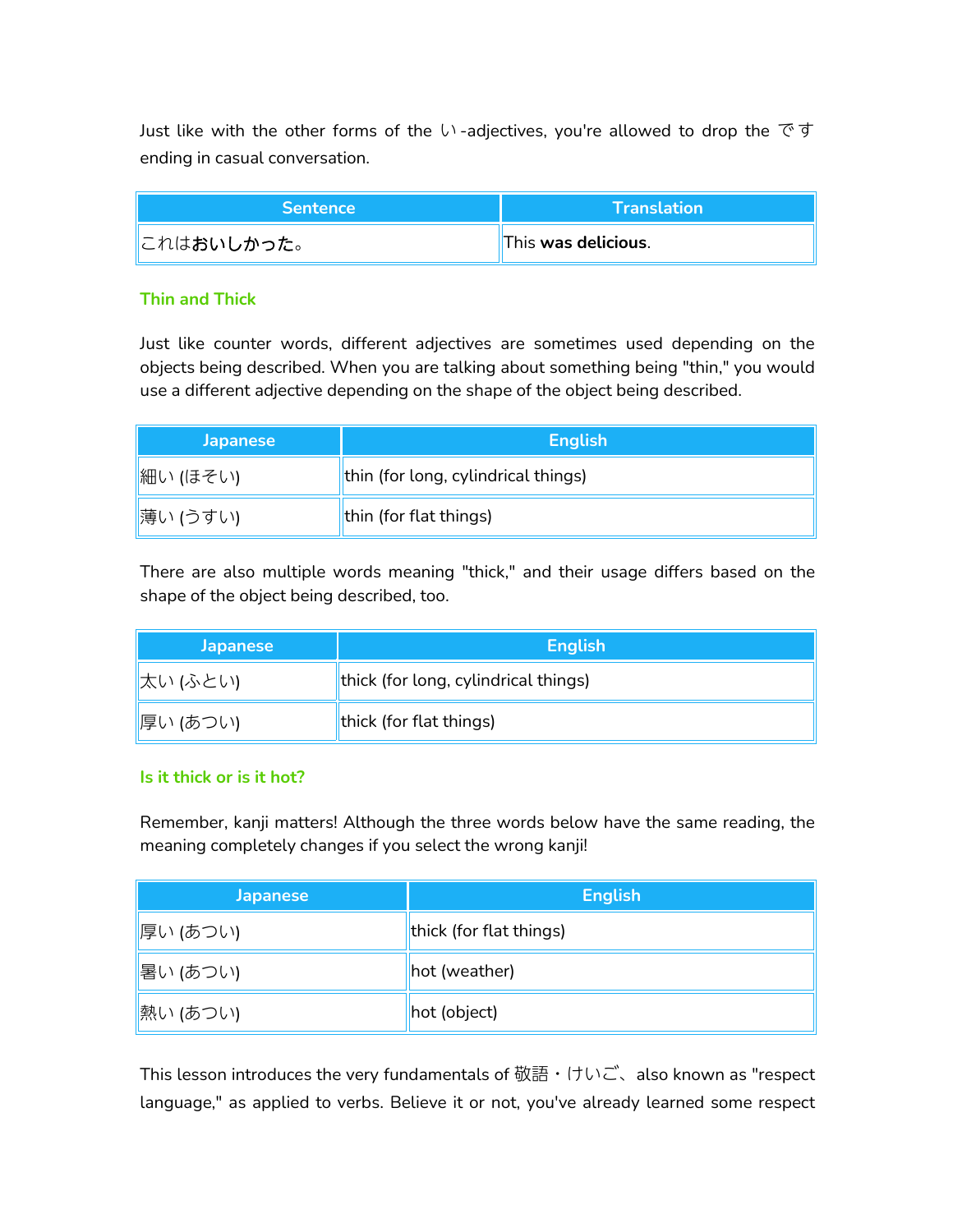Just like with the other forms of the い-adjectives, you're allowed to drop the です ending in casual conversation.

| Sentence | Translation |
|---|---|
| これは**おいしかった**。 | This **was delicious**. |

### Thin and Thick

Just like counter words, different adjectives are sometimes used depending on the objects being described. When you are talking about something being "thin," you would use a different adjective depending on the shape of the object being described.

| Japanese | English |
|---|---|
| 細い (ほそい) | thin (for long, cylindrical things) |
| 薄い (うすい) | thin (for flat things) |

There are also multiple words meaning "thick," and their usage differs based on the shape of the object being described, too.

| Japanese | English |
|---|---|
| 太い (ふとい) | thick (for long, cylindrical things) |
| 厚い (あつい) | thick (for flat things) |

### Is it thick or is it hot?

Remember, kanji matters! Although the three words below have the same reading, the meaning completely changes if you select the wrong kanji!

| Japanese | English |
|---|---|
| 厚い (あつい) | thick (for flat things) |
| 暑い (あつい) | hot (weather) |
| 熱い (あつい) | hot (object) |

This lesson introduces the very fundamentals of 敬語・けいご、also known as "respect language," as applied to verbs. Believe it or not, you've already learned some respect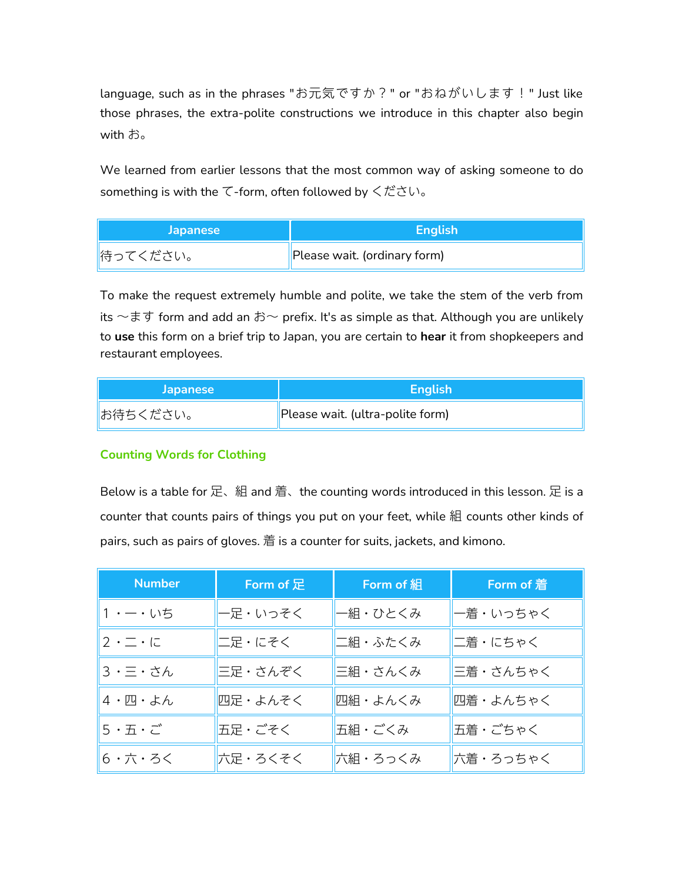language, such as in the phrases "お元気ですか？" or "おねがいします！" Just like those phrases, the extra-polite constructions we introduce in this chapter also begin with お。

We learned from earlier lessons that the most common way of asking someone to do something is with the て-form, often followed by ください。

| Japanese | English |
| --- | --- |
| 待ってください。 | Please wait. (ordinary form) |

To make the request extremely humble and polite, we take the stem of the verb from its ～ます form and add an お～ prefix. It's as simple as that. Although you are unlikely to **use** this form on a brief trip to Japan, you are certain to **hear** it from shopkeepers and restaurant employees.

| Japanese | English |
| --- | --- |
| お待ちください。 | Please wait. (ultra-polite form) |

### Counting Words for Clothing

Below is a table for 足、組 and 着、the counting words introduced in this lesson. 足 is a counter that counts pairs of things you put on your feet, while 組 counts other kinds of pairs, such as pairs of gloves. 着 is a counter for suits, jackets, and kimono.

| Number | Form of 足 | Form of 組 | Form of 着 |
| --- | --- | --- | --- |
| 1・一・いち | 一足・いっそく | 一組・ひとくみ | 一着・いっちゃく |
| 2・二・に | 二足・にそく | 二組・ふたくみ | 二着・にちゃく |
| 3・三・さん | 三足・さんぞく | 三組・さんくみ | 三着・さんちゃく |
| 4・四・よん | 四足・よんそく | 四組・よんくみ | 四着・よんちゃく |
| 5・五・ご | 五足・ごそく | 五組・ごくみ | 五着・ごちゃく |
| 6・六・ろく | 六足・ろくそく | 六組・ろっくみ | 六着・ろっちゃく |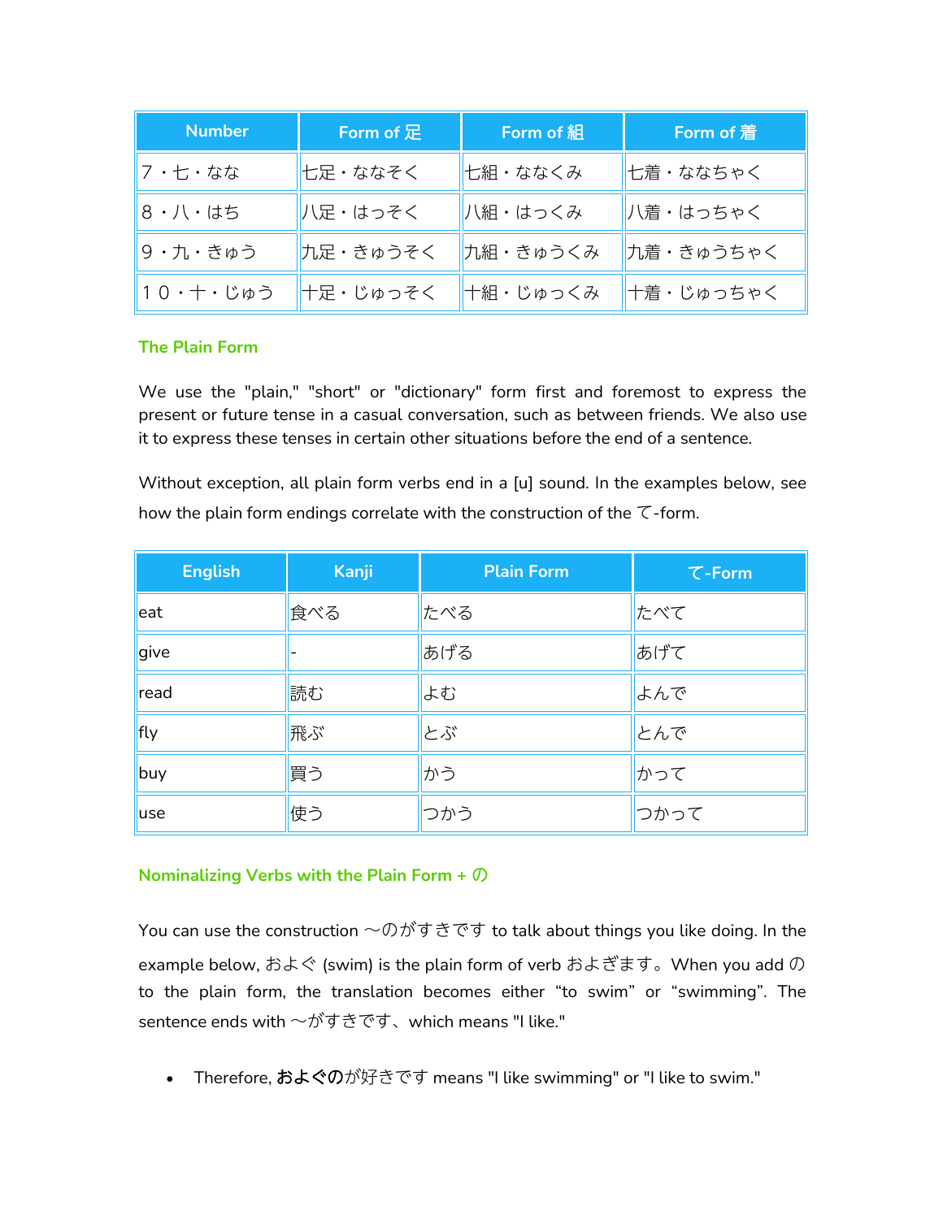| Number | Form of 足 | Form of 組 | Form of 着 |
|---|---|---|---|
| 7・七・なな | 七足・ななそく | 七組・ななくみ | 七着・ななちゃく |
| 8・八・はち | 八足・はっそく | 八組・はっくみ | 八着・はっちゃく |
| 9・九・きゅう | 九足・きゅうそく | 九組・きゅうくみ | 九着・きゅうちゃく |
| １０・十・じゅう | 十足・じゅっそく | 十組・じゅっくみ | 十着・じゅっちゃく |

### The Plain Form

We use the "plain," "short" or "dictionary" form first and foremost to express the present or future tense in a casual conversation, such as between friends. We also use it to express these tenses in certain other situations before the end of a sentence.

Without exception, all plain form verbs end in a [u] sound. In the examples below, see how the plain form endings correlate with the construction of the て-form.

| English | Kanji | Plain Form | て-Form |
|---|---|---|---|
| eat | 食べる | たべる | たべて |
| give | - | あげる | あげて |
| read | 読む | よむ | よんで |
| fly | 飛ぶ | とぶ | とんで |
| buy | 買う | かう | かって |
| use | 使う | つかう | つかって |

### Nominalizing Verbs with the Plain Form + の

You can use the construction ～のがすきです to talk about things you like doing. In the example below, およぐ (swim) is the plain form of verb およぎます。When you add の to the plain form, the translation becomes either "to swim" or "swimming". The sentence ends with ～がすきです、which means "I like."

- Therefore, **およぐの**が好きです means "I like swimming" or "I like to swim."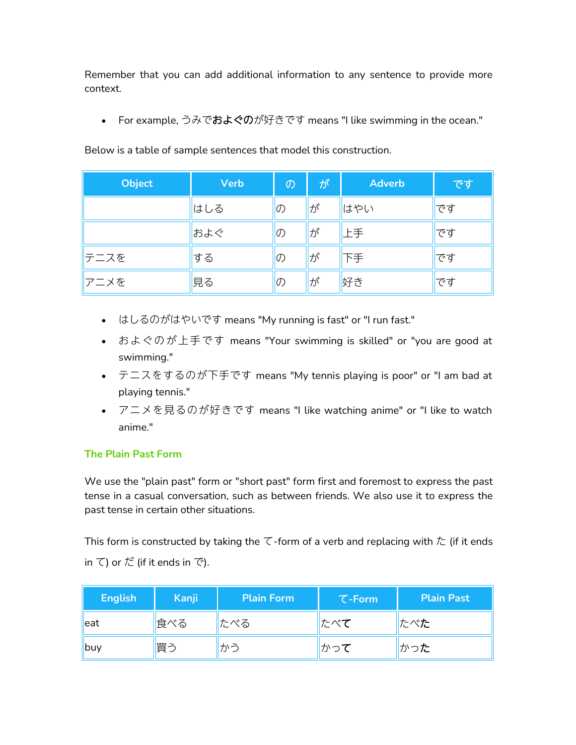Remember that you can add additional information to any sentence to provide more context.

- For example, うみで**およぐの**が好きです means "I like swimming in the ocean."

Below is a table of sample sentences that model this construction.

| Object | Verb | の | が | Adverb | です |
|---|---|---|---|---|---|
| | はしる | の | が | はやい | です |
| | およぐ | の | が | 上手 | です |
| テニスを | する | の | が | 下手 | です |
| アニメを | 見る | の | が | 好き | です |

- はしるのがはやいです means "My running is fast" or "I run fast."
- およぐのが上手です means "Your swimming is skilled" or "you are good at swimming."
- テニスをするのが下手です means "My tennis playing is poor" or "I am bad at playing tennis."
- アニメを見るのが好きです means "I like watching anime" or "I like to watch anime."

### The Plain Past Form

We use the "plain past" form or "short past" form first and foremost to express the past tense in a casual conversation, such as between friends. We also use it to express the past tense in certain other situations.

This form is constructed by taking the て-form of a verb and replacing with た (if it ends in て) or だ (if it ends in で).

| English | Kanji | Plain Form | て-Form | Plain Past |
|---|---|---|---|---|
| eat | 食べる | たべる | たべ**て** | たべ**た** |
| buy | 買う | かう | かっ**て** | かっ**た** |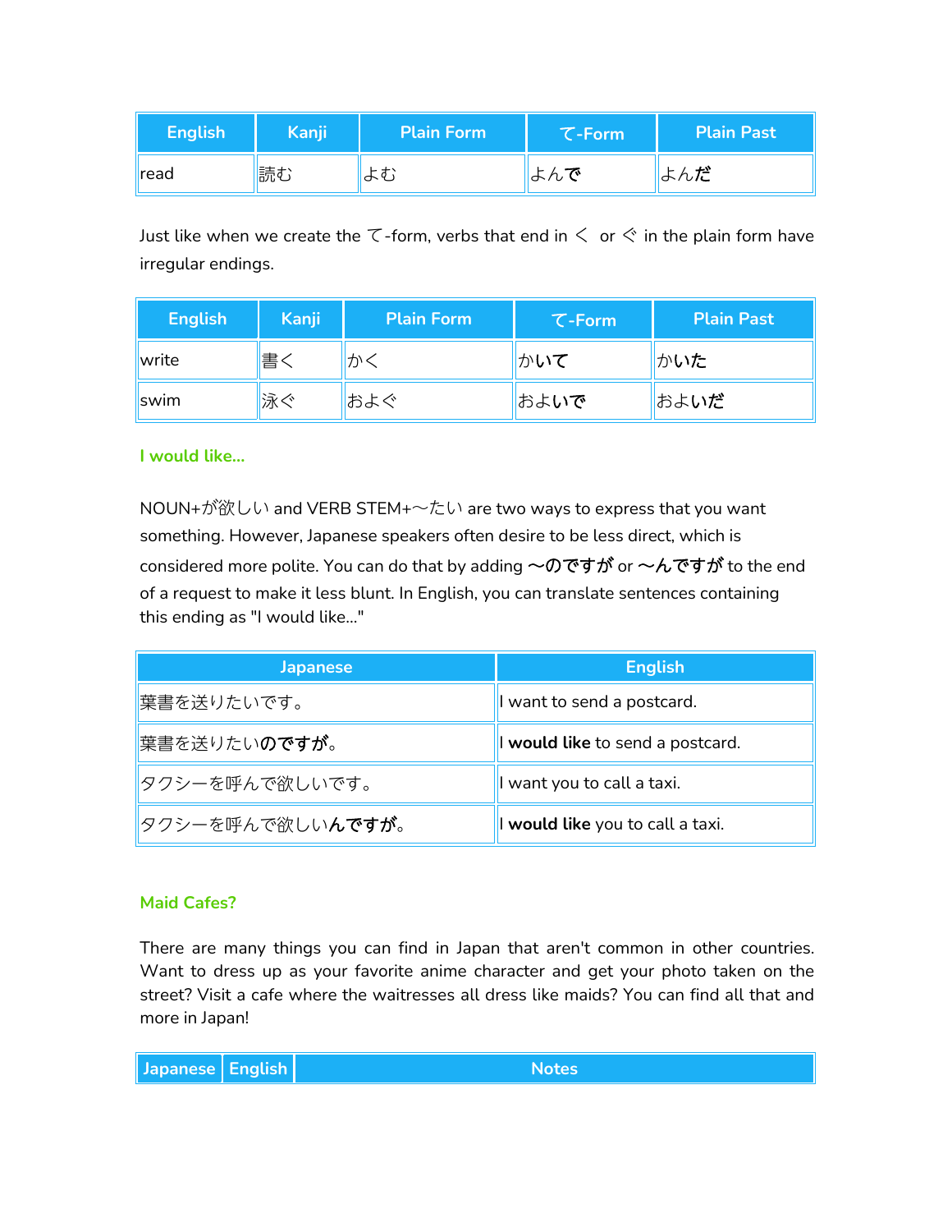| English | Kanji | Plain Form | て-Form | Plain Past |
| --- | --- | --- | --- | --- |
| read | 読む | よむ | よ**んで** | よ**んだ** |

Just like when we create the て-form, verbs that end in く or ぐ in the plain form have irregular endings.

| English | Kanji | Plain Form | て-Form | Plain Past |
| --- | --- | --- | --- | --- |
| write | 書く | かく | か**いて** | か**いた** |
| swim | 泳ぐ | およぐ | およ**いで** | およ**いだ** |

### I would like...

NOUN+が欲しい and VERB STEM+〜たい are two ways to express that you want something. However, Japanese speakers often desire to be less direct, which is considered more polite. You can do that by adding **〜のですが** or **〜んですが** to the end of a request to make it less blunt. In English, you can translate sentences containing this ending as "I would like..."

| Japanese | English |
| --- | --- |
| 葉書を送りたいです。 | I want to send a postcard. |
| 葉書を送りたい**のですが**。 | I **would like** to send a postcard. |
| タクシーを呼んで欲しいです。 | I want you to call a taxi. |
| タクシーを呼んで欲しい**んですが**。 | I **would like** you to call a taxi. |

### Maid Cafes?

There are many things you can find in Japan that aren't common in other countries. Want to dress up as your favorite anime character and get your photo taken on the street? Visit a cafe where the waitresses all dress like maids? You can find all that and more in Japan!

| Japanese | English | Notes |
| --- | --- | --- |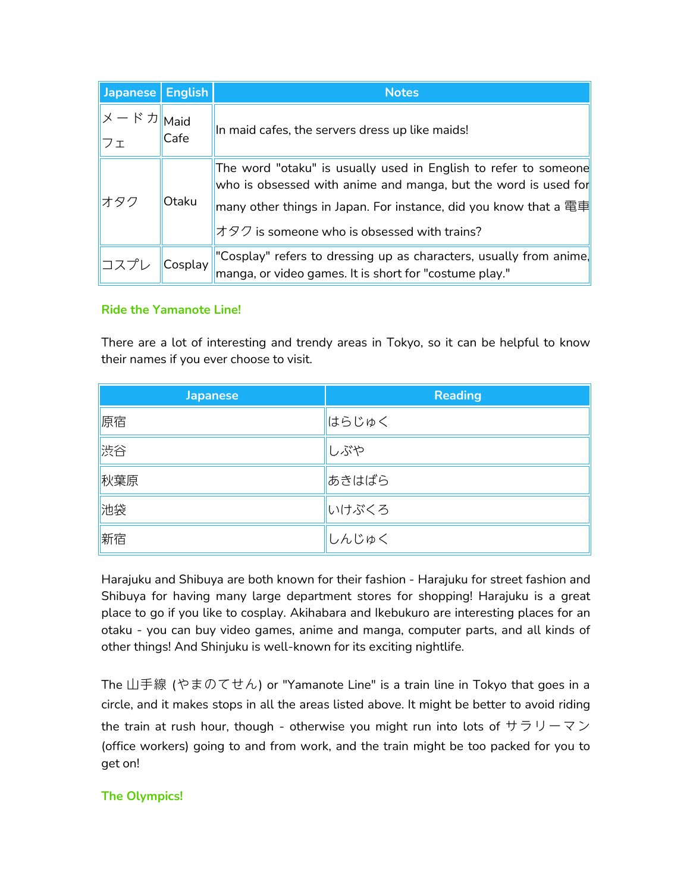| Japanese | English | Notes |
|---|---|---|
| メードカフェ | Maid Cafe | In maid cafes, the servers dress up like maids! |
| オタク | Otaku | The word "otaku" is usually used in English to refer to someone who is obsessed with anime and manga, but the word is used for many other things in Japan. For instance, did you know that a 電車オタク is someone who is obsessed with trains? |
| コスプレ | Cosplay | "Cosplay" refers to dressing up as characters, usually from anime, manga, or video games. It is short for "costume play." |

### Ride the Yamanote Line!

There are a lot of interesting and trendy areas in Tokyo, so it can be helpful to know their names if you ever choose to visit.

| Japanese | Reading |
|---|---|
| 原宿 | はらじゅく |
| 渋谷 | しぶや |
| 秋葉原 | あきはばら |
| 池袋 | いけぶくろ |
| 新宿 | しんじゅく |

Harajuku and Shibuya are both known for their fashion - Harajuku for street fashion and Shibuya for having many large department stores for shopping! Harajuku is a great place to go if you like to cosplay. Akihabara and Ikebukuro are interesting places for an otaku - you can buy video games, anime and manga, computer parts, and all kinds of other things! And Shinjuku is well-known for its exciting nightlife.

The 山手線 (やまのてせん) or "Yamanote Line" is a train line in Tokyo that goes in a circle, and it makes stops in all the areas listed above. It might be better to avoid riding the train at rush hour, though - otherwise you might run into lots of サラリーマン (office workers) going to and from work, and the train might be too packed for you to get on!

### The Olympics!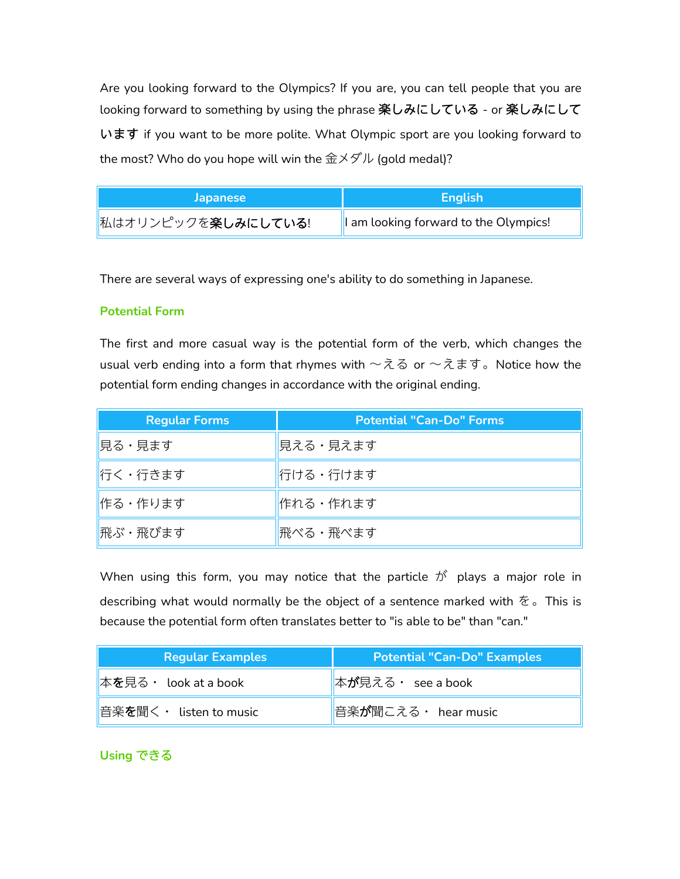Are you looking forward to the Olympics? If you are, you can tell people that you are looking forward to something by using the phrase **楽しみにしている** - or **楽しみにしています** if you want to be more polite. What Olympic sport are you looking forward to the most? Who do you hope will win the 金メダル (gold medal)?

| Japanese | English |
| --- | --- |
| 私はオリンピックを**楽しみにしている**! | I am looking forward to the Olympics! |

There are several ways of expressing one's ability to do something in Japanese.

### Potential Form

The first and more casual way is the potential form of the verb, which changes the usual verb ending into a form that rhymes with 〜える or 〜えます。Notice how the potential form ending changes in accordance with the original ending.

| Regular Forms | Potential "Can-Do" Forms |
| --- | --- |
| 見る・見ます | 見える・見えます |
| 行く・行きます | 行ける・行けます |
| 作る・作ります | 作れる・作れます |
| 飛ぶ・飛びます | 飛べる・飛べます |

When using this form, you may notice that the particle が plays a major role in describing what would normally be the object of a sentence marked with を。This is because the potential form often translates better to "is able to be" than "can."

| Regular Examples | Potential "Can-Do" Examples |
| --- | --- |
| 本**を**見る・ look at a book | 本**が**見える・ see a book |
| 音楽**を**聞く・ listen to music | 音楽**が**聞こえる・ hear music |

### Using できる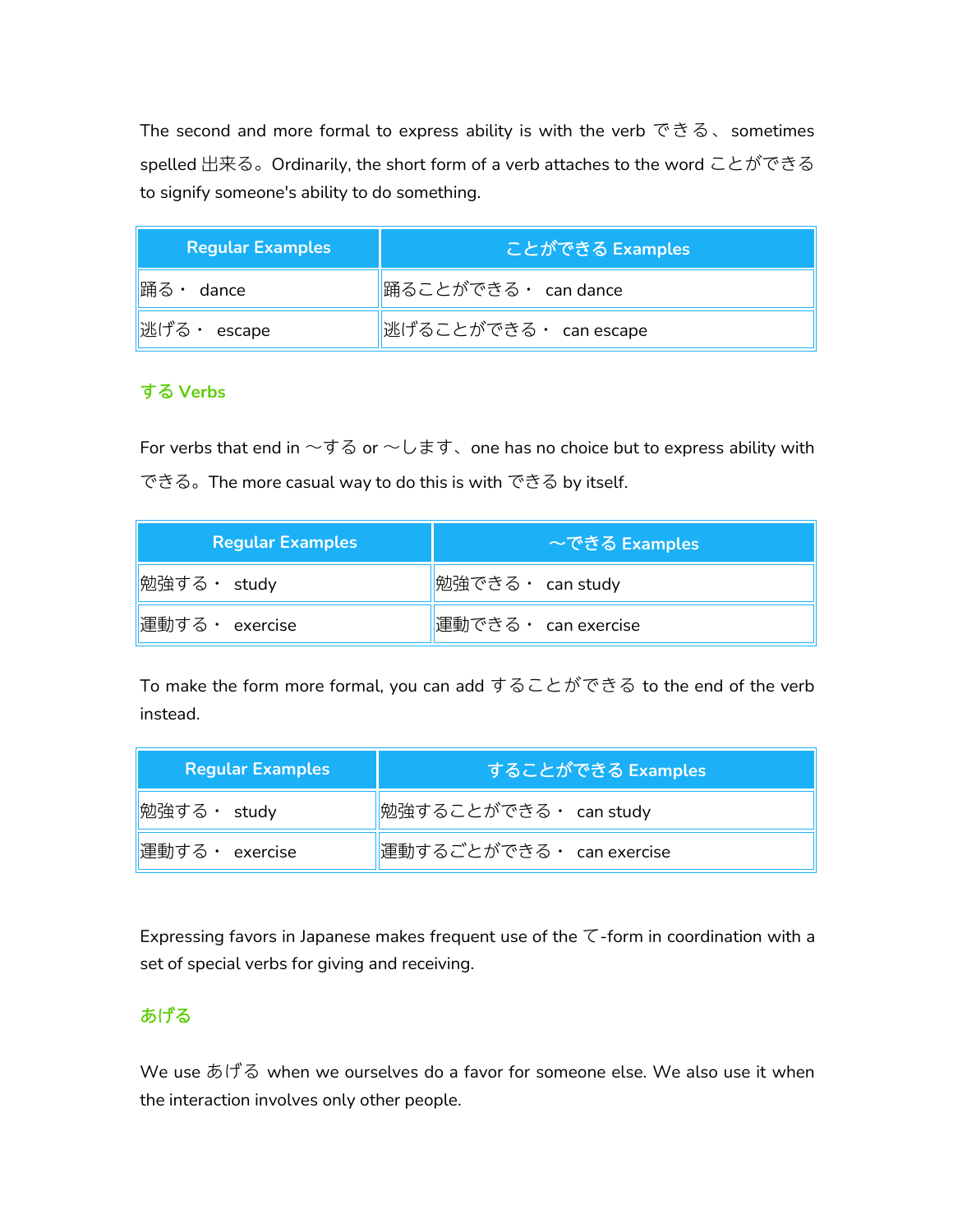The second and more formal to express ability is with the verb できる、sometimes spelled 出来る。Ordinarily, the short form of a verb attaches to the word ことができる to signify someone's ability to do something.

| Regular Examples | ことができる Examples |
|---|---|
| 踊る・ dance | 踊ることができる・ can dance |
| 逃げる・ escape | 逃げることができる・ can escape |

### する Verbs

For verbs that end in ～する or ～します、one has no choice but to express ability with できる。The more casual way to do this is with できる by itself.

| Regular Examples | ～できる Examples |
|---|---|
| 勉強する・ study | 勉強できる・ can study |
| 運動する・ exercise | 運動できる・ can exercise |

To make the form more formal, you can add することができる to the end of the verb instead.

| Regular Examples | することができる Examples |
|---|---|
| 勉強する・ study | 勉強することができる・ can study |
| 運動する・ exercise | 運動するごとができる・ can exercise |

Expressing favors in Japanese makes frequent use of the て-form in coordination with a set of special verbs for giving and receiving.

### あげる

We use あげる when we ourselves do a favor for someone else. We also use it when the interaction involves only other people.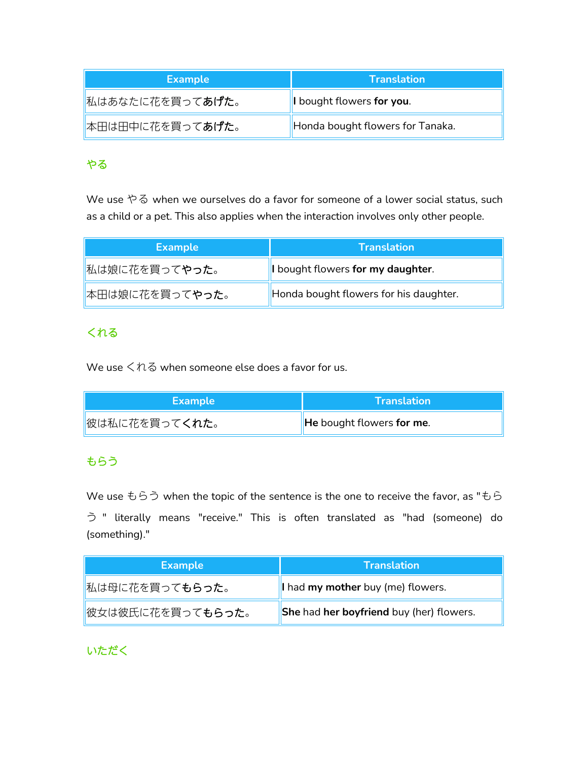| Example | Translation |
|---|---|
| 私はあなたに花を買って**あげた**。 | **I** bought flowers **for you**. |
| 本田は田中に花を買って**あげた**。 | Honda bought flowers for Tanaka. |

### やる

We use やる when we ourselves do a favor for someone of a lower social status, such as a child or a pet. This also applies when the interaction involves only other people.

| Example | Translation |
|---|---|
| 私は娘に花を買って**やった**。 | **I** bought flowers **for my daughter**. |
| 本田は娘に花を買って**やった**。 | Honda bought flowers for his daughter. |

### くれる

We use くれる when someone else does a favor for us.

| Example | Translation |
|---|---|
| 彼は私に花を買って**くれた**。 | **He** bought flowers **for me**. |

### もらう

We use もらう when the topic of the sentence is the one to receive the favor, as "もらう " literally means "receive." This is often translated as "had (someone) do (something)."

| Example | Translation |
|---|---|
| 私は母に花を買って**もらった**。 | **I** had **my mother** buy (me) flowers. |
| 彼女は彼氏に花を買って**もらった**。 | **She** had **her boyfriend** buy (her) flowers. |

### いただく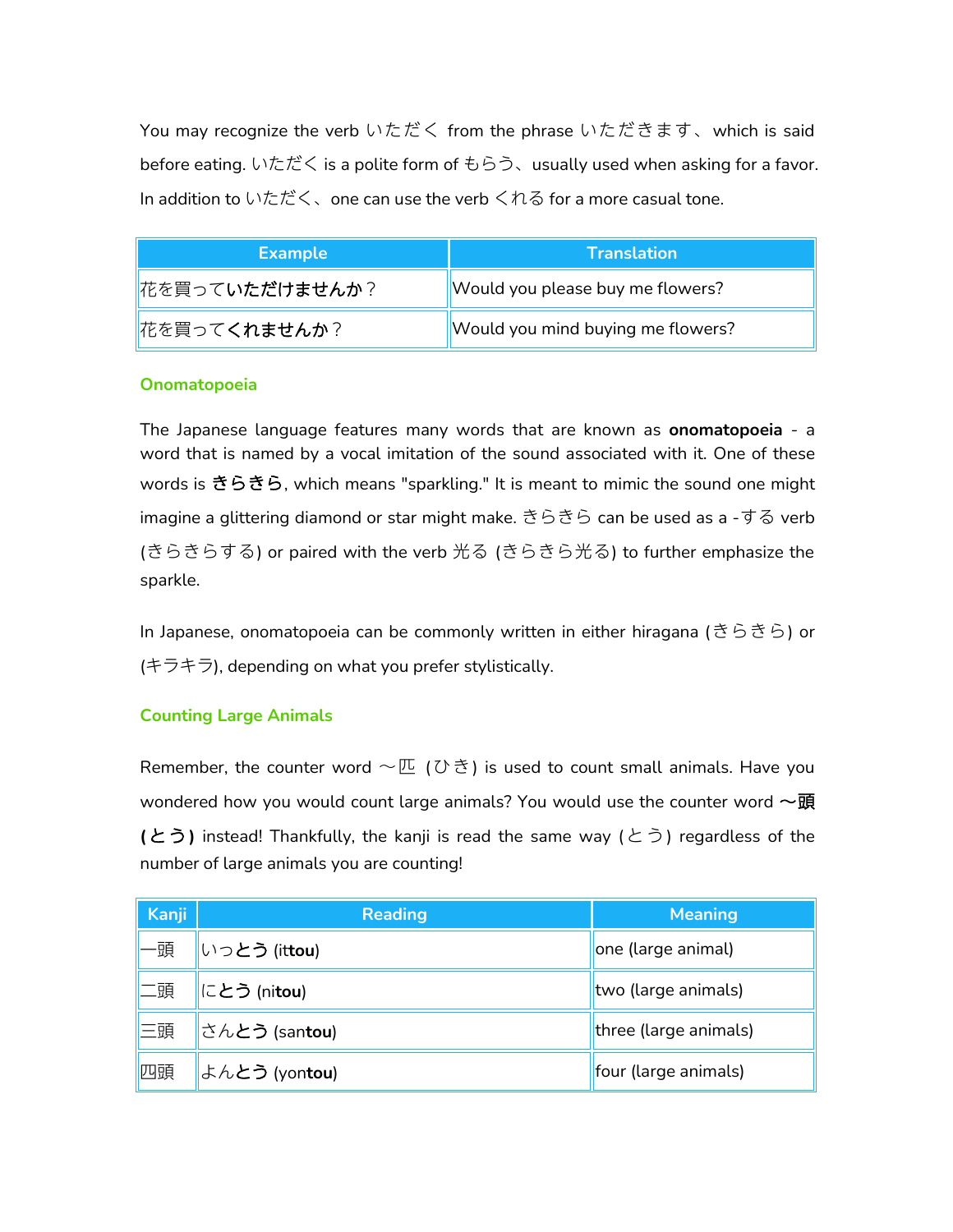You may recognize the verb いただく from the phrase いただきます、which is said before eating. いただく is a polite form of もらう、usually used when asking for a favor. In addition to いただく、one can use the verb くれる for a more casual tone.

| Example | Translation |
|---|---|
| 花を買って**いただけませんか**？ | Would you please buy me flowers? |
| 花を買って**くれませんか**？ | Would you mind buying me flowers? |

### Onomatopoeia

The Japanese language features many words that are known as **onomatopoeia** - a word that is named by a vocal imitation of the sound associated with it. One of these words is **きらきら**, which means "sparkling." It is meant to mimic the sound one might imagine a glittering diamond or star might make. きらきら can be used as a -する verb (きらきらする) or paired with the verb 光る (きらきら光る) to further emphasize the sparkle.

In Japanese, onomatopoeia can be commonly written in either hiragana (きらきら) or (キラキラ), depending on what you prefer stylistically.

### Counting Large Animals

Remember, the counter word ～匹 (ひき) is used to count small animals. Have you wondered how you would count large animals? You would use the counter word **～頭 (とう)** instead! Thankfully, the kanji is read the same way (とう) regardless of the number of large animals you are counting!

| Kanji | Reading | Meaning |
|---|---|---|
| 一頭 | いっ**とう** (it**tou**) | one (large animal) |
| 二頭 | に**とう** (ni**tou**) | two (large animals) |
| 三頭 | さん**とう** (san**tou**) | three (large animals) |
| 四頭 | よん**とう** (yon**tou**) | four (large animals) |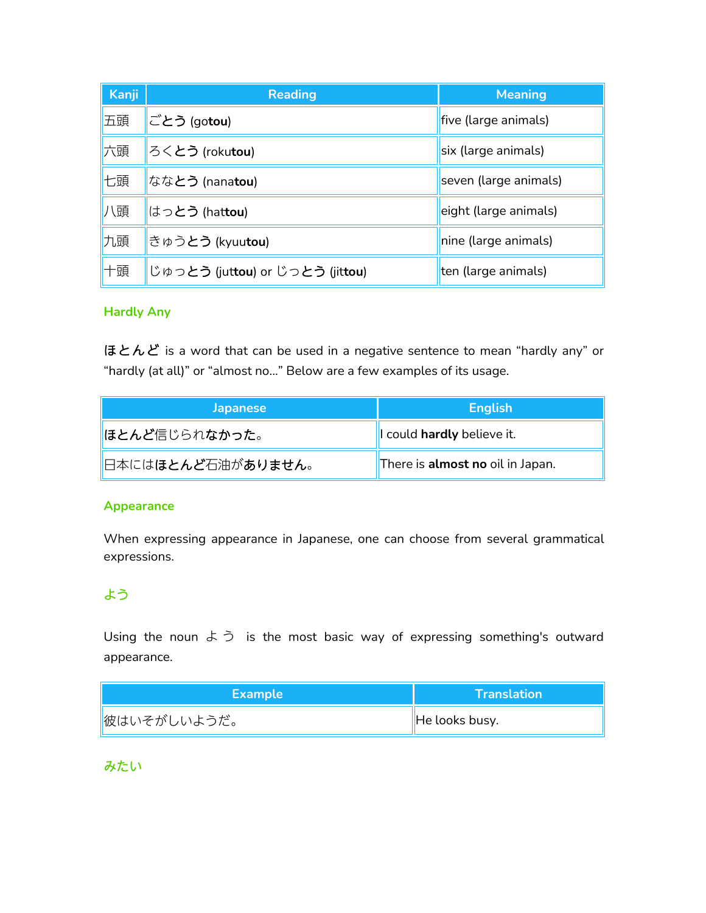| Kanji | Reading | Meaning |
|---|---|---|
| 五頭 | ご**とう** (go**tou**) | five (large animals) |
| 六頭 | ろく**とう** (roku**tou**) | six (large animals) |
| 七頭 | なな**とう** (nana**tou**) | seven (large animals) |
| 八頭 | はっ**とう** (hat**tou**) | eight (large animals) |
| 九頭 | きゅう**とう** (kyuu**tou**) | nine (large animals) |
| 十頭 | じゅっ**とう** (jut**tou**) or じっ**とう** (jit**tou**) | ten (large animals) |

### Hardly Any

**ほとんど** is a word that can be used in a negative sentence to mean "hardly any" or "hardly (at all)" or "almost no..." Below are a few examples of its usage.

| Japanese | English |
|---|---|
| **ほとんど**信じられ**なかった**。 | I could **hardly** believe it. |
| 日本には**ほとんど**石油が**ありません**。 | There is **almost no** oil in Japan. |

### Appearance

When expressing appearance in Japanese, one can choose from several grammatical expressions.

### よう

Using the noun よう is the most basic way of expressing something's outward appearance.

| Example | Translation |
|---|---|
| 彼はいそがしいようだ。 | He looks busy. |

### みたい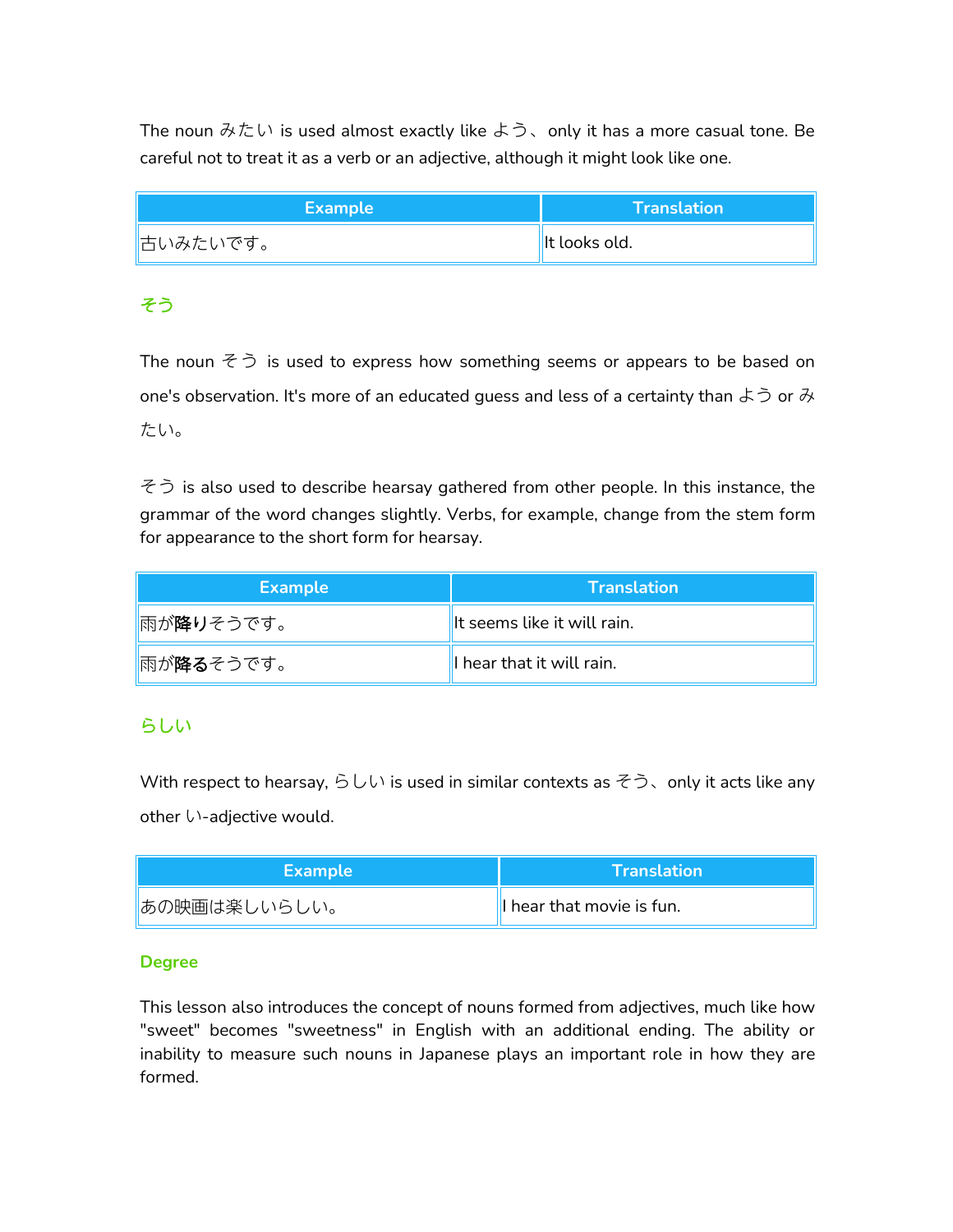The noun みたい is used almost exactly like よう、only it has a more casual tone. Be careful not to treat it as a verb or an adjective, although it might look like one.

| Example | Translation |
|---|---|
| 古いみたいです。 | It looks old. |

### そう

The noun そう is used to express how something seems or appears to be based on one's observation. It's more of an educated guess and less of a certainty than よう or みたい。

そう is also used to describe hearsay gathered from other people. In this instance, the grammar of the word changes slightly. Verbs, for example, change from the stem form for appearance to the short form for hearsay.

| Example | Translation |
|---|---|
| 雨が**降り**そうです。 | It seems like it will rain. |
| 雨が**降る**そうです。 | I hear that it will rain. |

### らしい

With respect to hearsay, らしい is used in similar contexts as そう、only it acts like any other い-adjective would.

| Example | Translation |
|---|---|
| あの映画は楽しいらしい。 | I hear that movie is fun. |

### Degree

This lesson also introduces the concept of nouns formed from adjectives, much like how "sweet" becomes "sweetness" in English with an additional ending. The ability or inability to measure such nouns in Japanese plays an important role in how they are formed.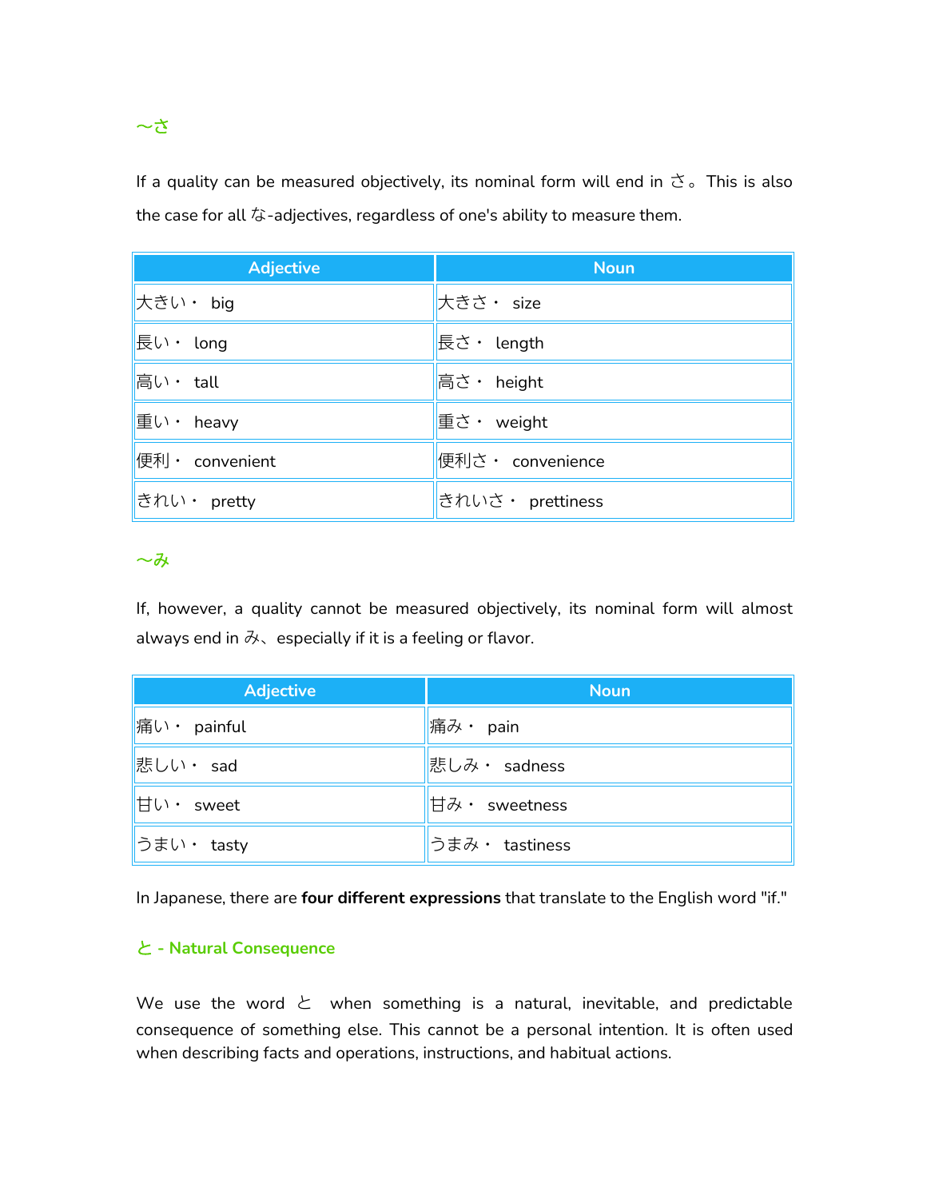### ～さ

If a quality can be measured objectively, its nominal form will end in さ。This is also the case for all な-adjectives, regardless of one's ability to measure them.

| Adjective | Noun |
| --- | --- |
| 大きい・ big | 大きさ・ size |
| 長い・ long | 長さ・ length |
| 高い・ tall | 高さ・ height |
| 重い・ heavy | 重さ・ weight |
| 便利・ convenient | 便利さ・ convenience |
| きれい・ pretty | きれいさ・ prettiness |

### ～み

If, however, a quality cannot be measured objectively, its nominal form will almost always end in み、especially if it is a feeling or flavor.

| Adjective | Noun |
| --- | --- |
| 痛い・ painful | 痛み・ pain |
| 悲しい・ sad | 悲しみ・ sadness |
| 甘い・ sweet | 甘み・ sweetness |
| うまい・ tasty | うまみ・ tastiness |

In Japanese, there are **four different expressions** that translate to the English word "if."

### と - Natural Consequence

We use the word と when something is a natural, inevitable, and predictable consequence of something else. This cannot be a personal intention. It is often used when describing facts and operations, instructions, and habitual actions.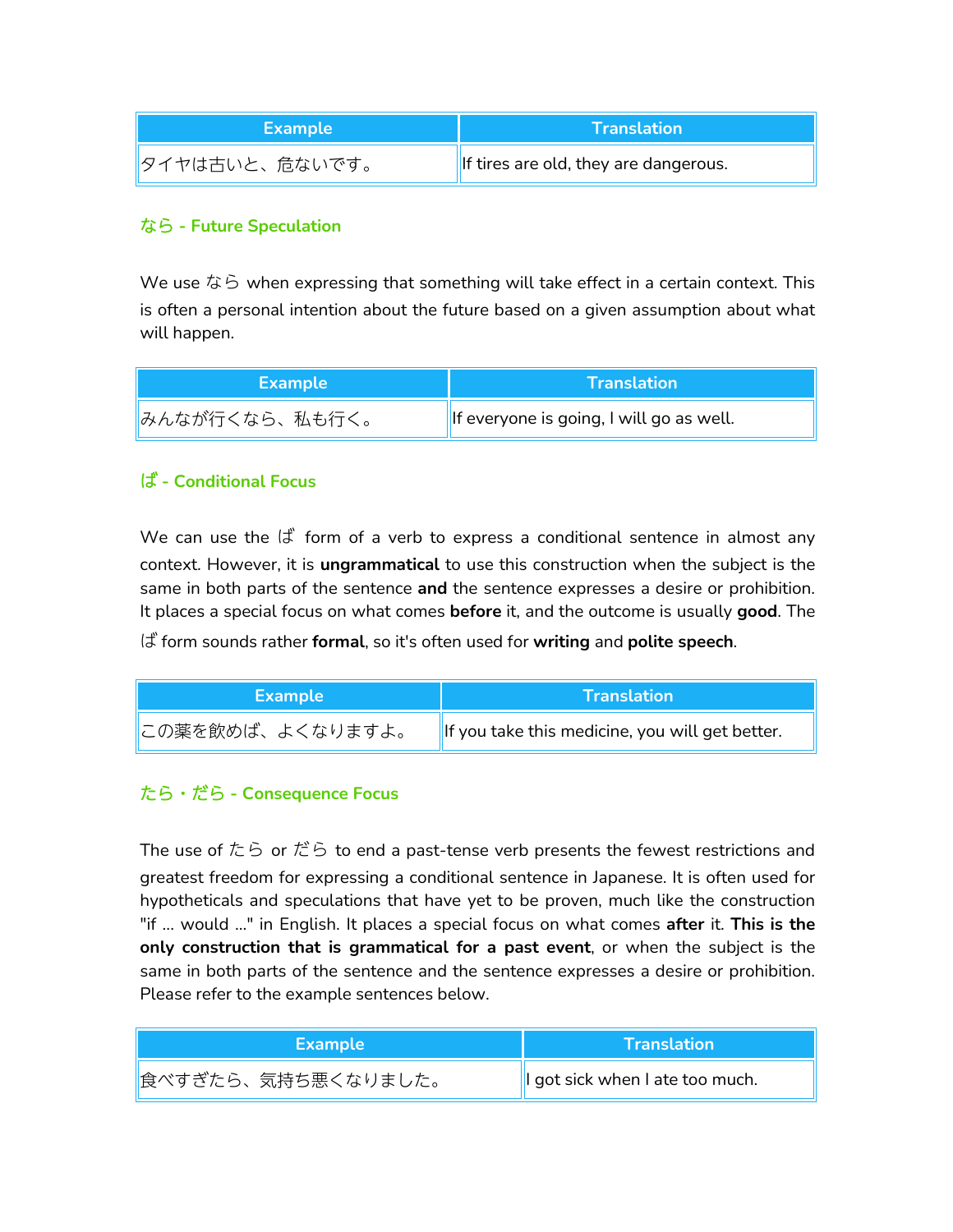| Example | Translation |
| --- | --- |
| タイヤは古いと、危ないです。 | If tires are old, they are dangerous. |

### なら - Future Speculation

We use なら when expressing that something will take effect in a certain context. This is often a personal intention about the future based on a given assumption about what will happen.

| Example | Translation |
| --- | --- |
| みんなが行くなら、私も行く。 | If everyone is going, I will go as well. |

### ば - Conditional Focus

We can use the ば form of a verb to express a conditional sentence in almost any context. However, it is **ungrammatical** to use this construction when the subject is the same in both parts of the sentence **and** the sentence expresses a desire or prohibition. It places a special focus on what comes **before** it, and the outcome is usually **good**. The ば form sounds rather **formal**, so it's often used for **writing** and **polite speech**.

| Example | Translation |
| --- | --- |
| この薬を飲めば、よくなりますよ。 | If you take this medicine, you will get better. |

### たら・だら - Consequence Focus

The use of たら or だら to end a past-tense verb presents the fewest restrictions and greatest freedom for expressing a conditional sentence in Japanese. It is often used for hypotheticals and speculations that have yet to be proven, much like the construction "if ... would ..." in English. It places a special focus on what comes **after** it. **This is the only construction that is grammatical for a past event**, or when the subject is the same in both parts of the sentence and the sentence expresses a desire or prohibition. Please refer to the example sentences below.

| Example | Translation |
| --- | --- |
| 食べすぎたら、気持ち悪くなりました。 | I got sick when I ate too much. |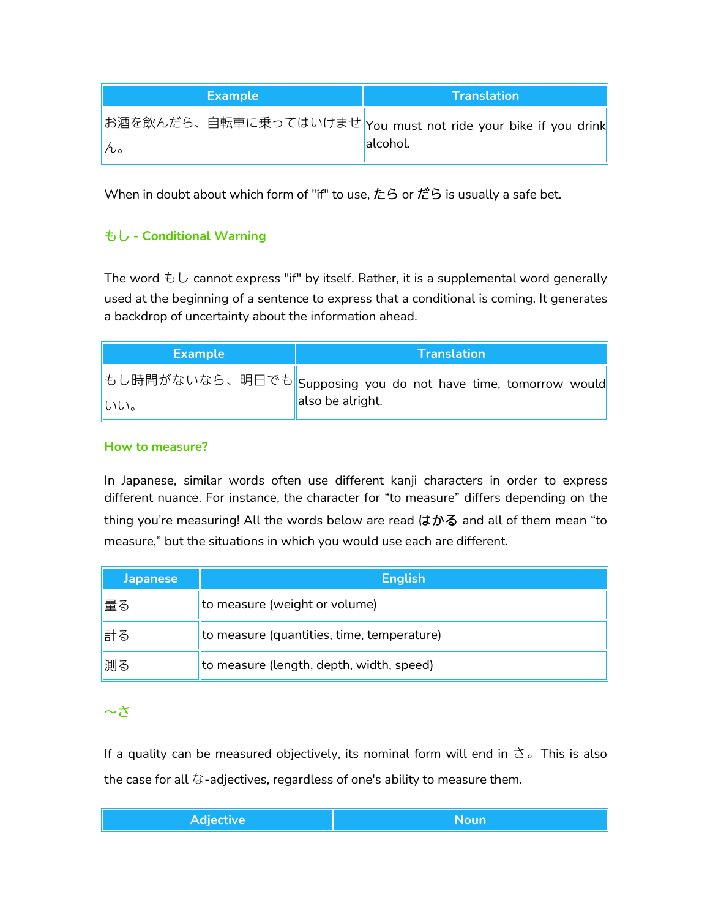| Example | Translation |
| --- | --- |
| お酒を飲んだら、自転車に乗ってはいけません。 | You must not ride your bike if you drink alcohol. |

When in doubt about which form of "if" to use, **たら** or **だら** is usually a safe bet.

### もし - Conditional Warning

The word もし cannot express "if" by itself. Rather, it is a supplemental word generally used at the beginning of a sentence to express that a conditional is coming. It generates a backdrop of uncertainty about the information ahead.

| Example | Translation |
| --- | --- |
| もし時間がないなら、明日でもいい。 | Supposing you do not have time, tomorrow would also be alright. |

### How to measure?

In Japanese, similar words often use different kanji characters in order to express different nuance. For instance, the character for "to measure" differs depending on the thing you're measuring! All the words below are read **はかる** and all of them mean "to measure," but the situations in which you would use each are different.

| Japanese | English |
| --- | --- |
| 量る | to measure (weight or volume) |
| 計る | to measure (quantities, time, temperature) |
| 測る | to measure (length, depth, width, speed) |

### ～さ

If a quality can be measured objectively, its nominal form will end in さ。This is also the case for all な-adjectives, regardless of one's ability to measure them.

| Adjective | Noun |
| --- | --- |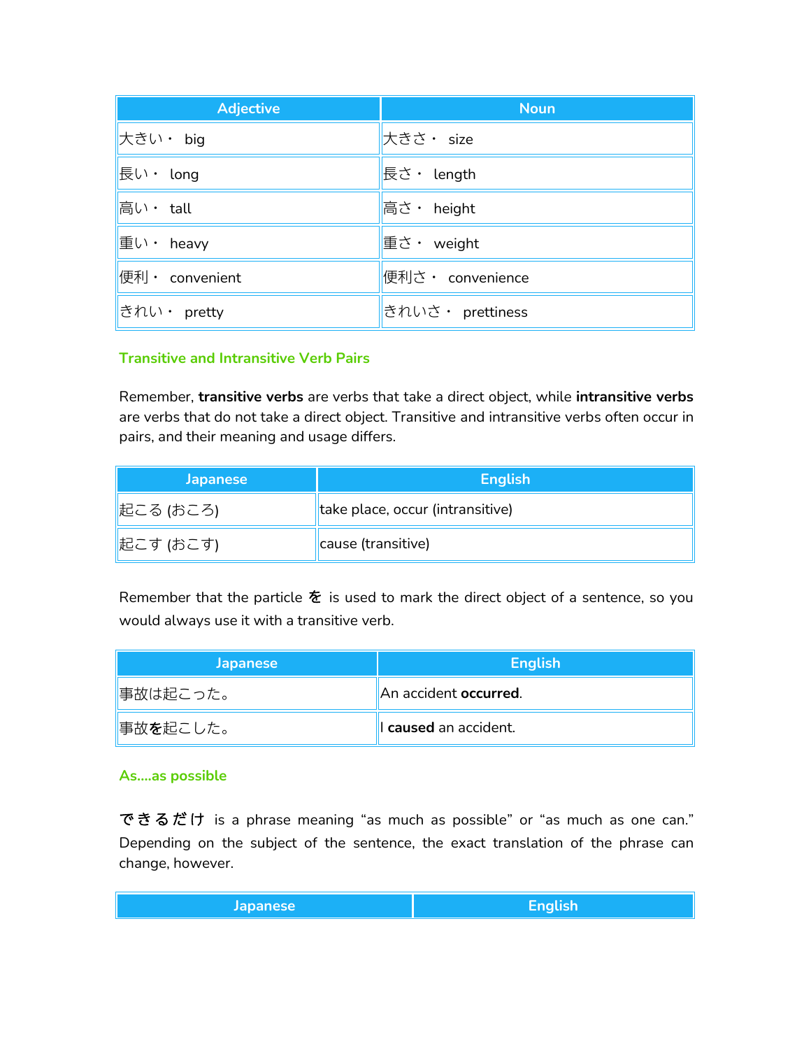| Adjective | Noun |
| --- | --- |
| 大きい・ big | 大きさ・ size |
| 長い・ long | 長さ・ length |
| 高い・ tall | 高さ・ height |
| 重い・ heavy | 重さ・ weight |
| 便利・ convenient | 便利さ・ convenience |
| きれい・ pretty | きれいさ・ prettiness |

### Transitive and Intransitive Verb Pairs

Remember, **transitive verbs** are verbs that take a direct object, while **intransitive verbs** are verbs that do not take a direct object. Transitive and intransitive verbs often occur in pairs, and their meaning and usage differs.

| Japanese | English |
| --- | --- |
| 起こる (おころ) | take place, occur (intransitive) |
| 起こす (おこす) | cause (transitive) |

Remember that the particle **を** is used to mark the direct object of a sentence, so you would always use it with a transitive verb.

| Japanese | English |
| --- | --- |
| 事故は起こった。 | An accident **occurred**. |
| 事故を起こした。 | I **caused** an accident. |

### As....as possible

**できるだけ** is a phrase meaning "as much as possible" or "as much as one can." Depending on the subject of the sentence, the exact translation of the phrase can change, however.

| Japanese | English |
| --- | --- |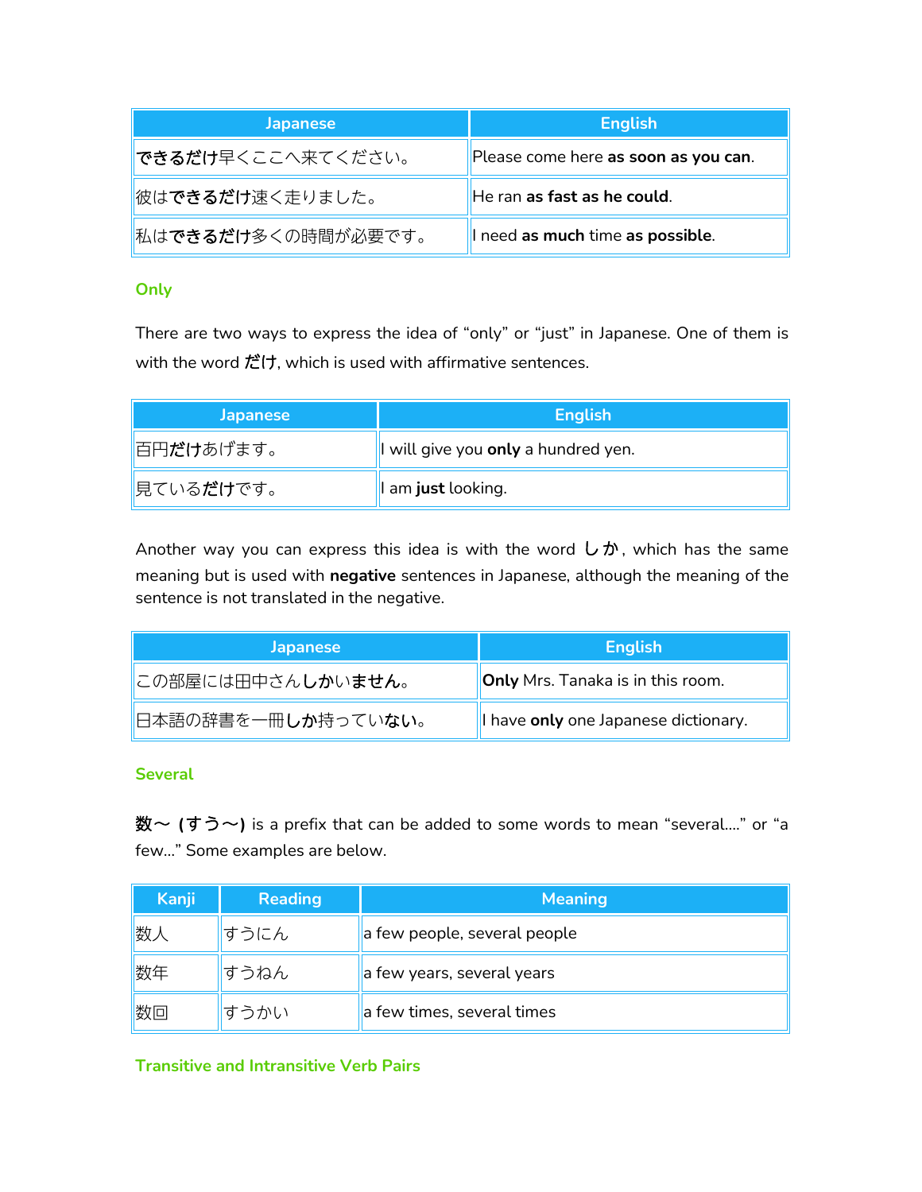| Japanese | English |
| --- | --- |
| **できるだけ**早くここへ来てください。 | Please come here **as soon as you can**. |
| 彼は**できるだけ**速く走りました。 | He ran **as fast as he could**. |
| 私は**できるだけ**多くの時間が必要です。 | I need **as much** time **as possible**. |

### Only

There are two ways to express the idea of “only” or “just” in Japanese. One of them is with the word **だけ**, which is used with affirmative sentences.

| Japanese | English |
| --- | --- |
| 百円**だけ**あげます。 | I will give you **only** a hundred yen. |
| 見ている**だけ**です。 | I am **just** looking. |

Another way you can express this idea is with the word **しか**, which has the same meaning but is used with **negative** sentences in Japanese, although the meaning of the sentence is not translated in the negative.

| Japanese | English |
| --- | --- |
| この部屋には田中さん**しか**い**ません**。 | **Only** Mrs. Tanaka is in this room. |
| 日本語の辞書を一冊**しか**持ってい**ない**。 | I have **only** one Japanese dictionary. |

### Several

**数～ (すう～)** is a prefix that can be added to some words to mean “several....” or “a few...” Some examples are below.

| Kanji | Reading | Meaning |
| --- | --- | --- |
| 数人 | すうにん | a few people, several people |
| 数年 | すうねん | a few years, several years |
| 数回 | すうかい | a few times, several times |

### Transitive and Intransitive Verb Pairs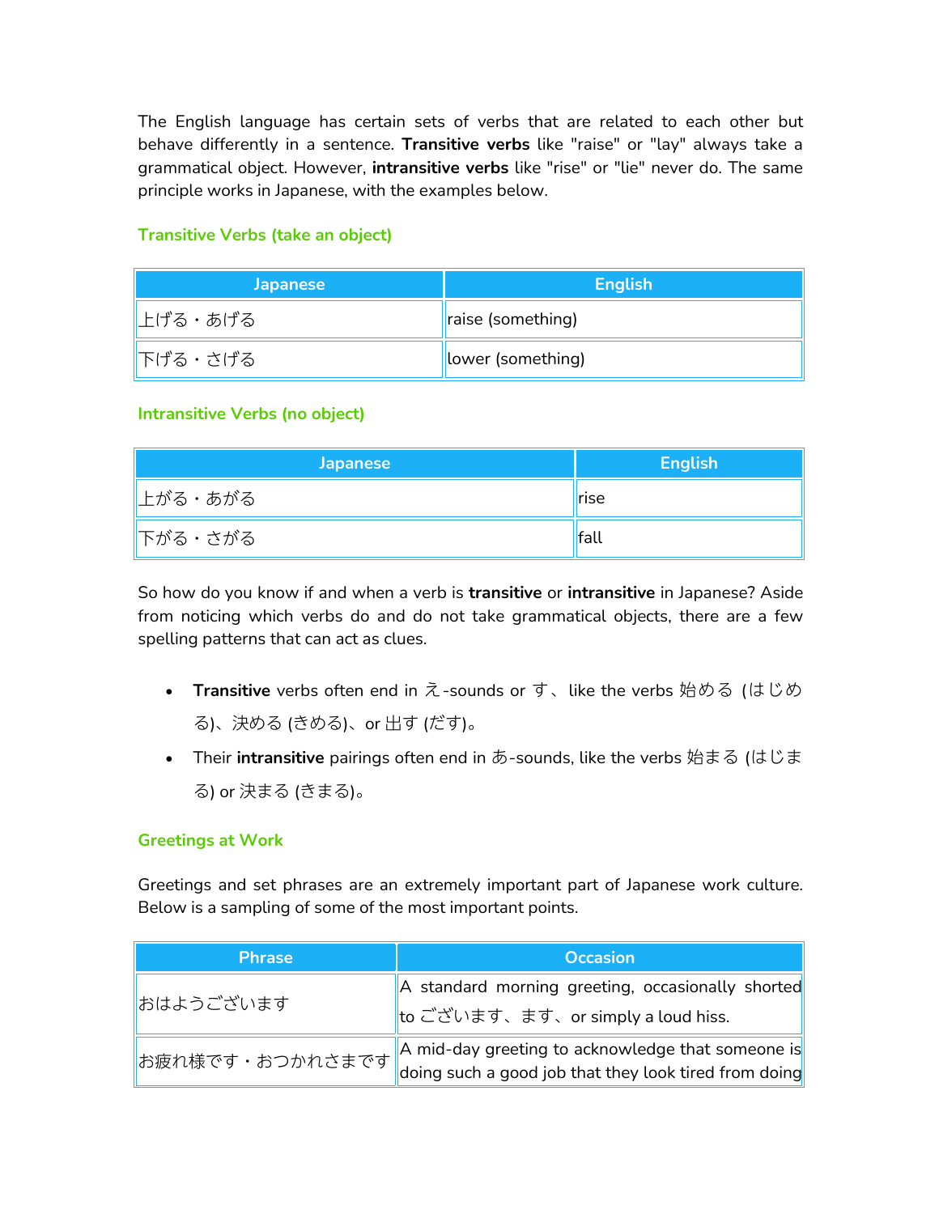The English language has certain sets of verbs that are related to each other but behave differently in a sentence. **Transitive verbs** like "raise" or "lay" always take a grammatical object. However, **intransitive verbs** like "rise" or "lie" never do. The same principle works in Japanese, with the examples below.

### Transitive Verbs (take an object)

| Japanese | English |
|---|---|
| 上げる・あげる | raise (something) |
| 下げる・さげる | lower (something) |

### Intransitive Verbs (no object)

| Japanese | English |
|---|---|
| 上がる・あがる | rise |
| 下がる・さがる | fall |

So how do you know if and when a verb is **transitive** or **intransitive** in Japanese? Aside from noticing which verbs do and do not take grammatical objects, there are a few spelling patterns that can act as clues.

- **Transitive** verbs often end in え-sounds or す、like the verbs 始める (はじめる)、決める (きめる)、or 出す (だす)。
- Their **intransitive** pairings often end in あ-sounds, like the verbs 始まる (はじまる) or 決まる (きまる)。

### Greetings at Work

Greetings and set phrases are an extremely important part of Japanese work culture. Below is a sampling of some of the most important points.

| Phrase | Occasion |
|---|---|
| おはようございます | A standard morning greeting, occasionally shorted to ございます、ます、or simply a loud hiss. |
| お疲れ様です・おつかれさまです | A mid-day greeting to acknowledge that someone is doing such a good job that they look tired from doing |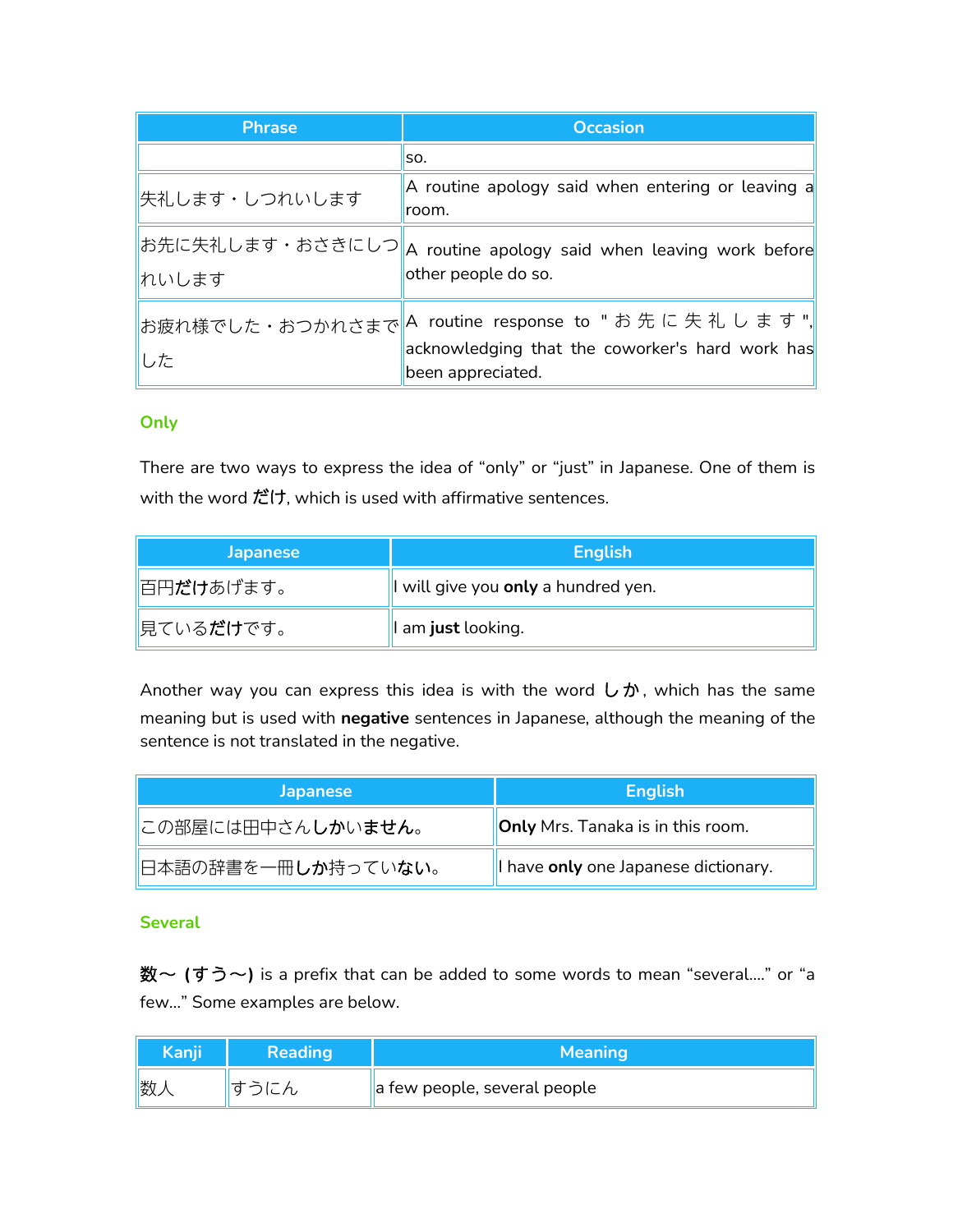| Phrase | Occasion |
|---|---|
| | so. |
| 失礼します・しつれいします | A routine apology said when entering or leaving a room. |
| お先に失礼します・おさきにしつれいします | A routine apology said when leaving work before other people do so. |
| お疲れ様でした・おつかれさまでした | A routine response to "お先に失礼します", acknowledging that the coworker's hard work has been appreciated. |

### Only

There are two ways to express the idea of “only” or “just” in Japanese. One of them is with the word **だけ**, which is used with affirmative sentences.

| Japanese | English |
|---|---|
| 百円**だけ**あげます。 | I will give you **only** a hundred yen. |
| 見ている**だけ**です。 | I am **just** looking. |

Another way you can express this idea is with the word **しか**, which has the same meaning but is used with **negative** sentences in Japanese, although the meaning of the sentence is not translated in the negative.

| Japanese | English |
|---|---|
| この部屋には田中さん**しか**い**ません**。 | **Only** Mrs. Tanaka is in this room. |
| 日本語の辞書を一冊**しか**持ってい**ない**。 | I have **only** one Japanese dictionary. |

### Several

**数～ (すう～)** is a prefix that can be added to some words to mean “several....” or “a few...” Some examples are below.

| Kanji | Reading | Meaning |
|---|---|---|
| 数人 | すうにん | a few people, several people |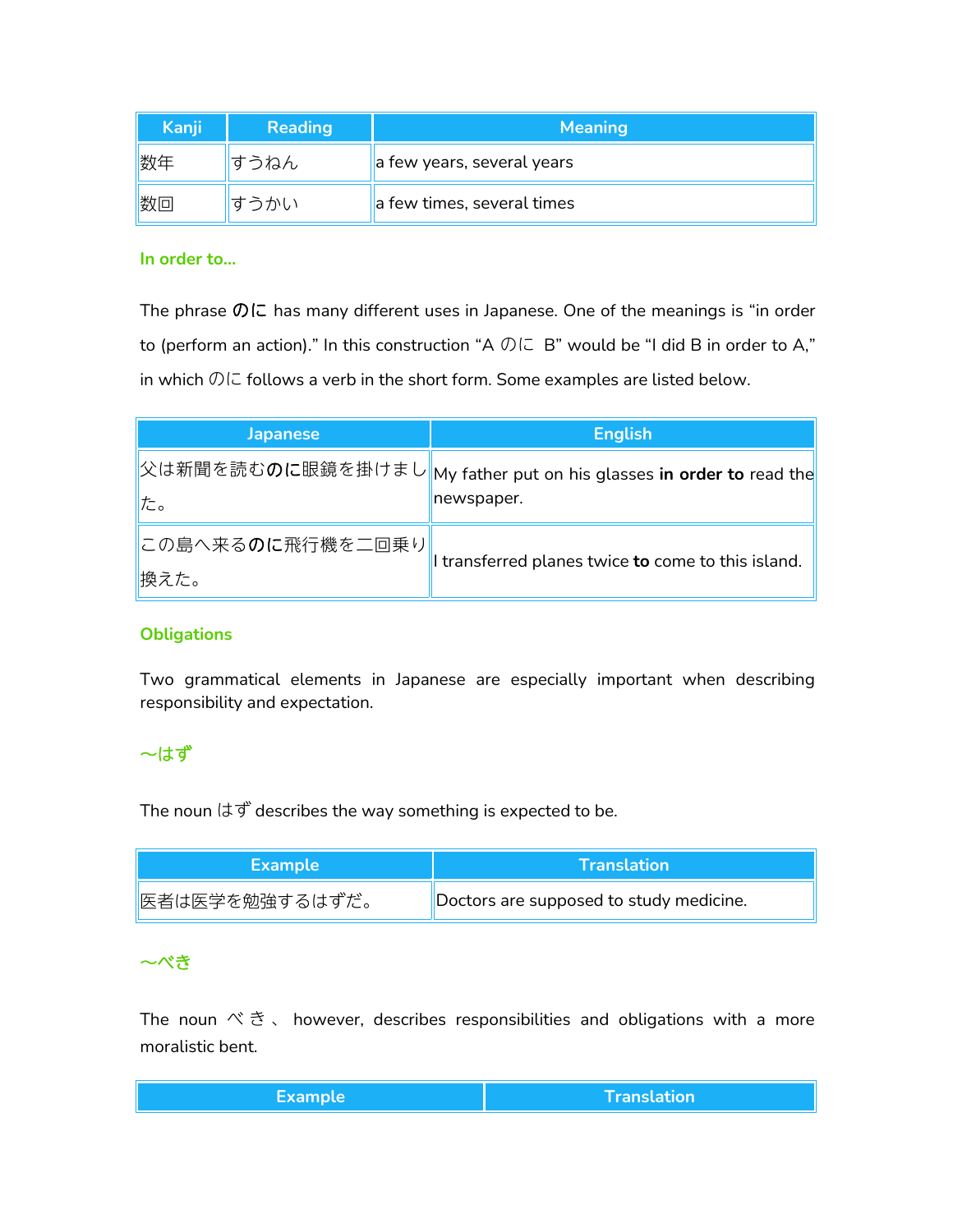| Kanji | Reading | Meaning |
|---|---|---|
| 数年 | すうねん | a few years, several years |
| 数回 | すうかい | a few times, several times |

### In order to...

The phrase **のに** has many different uses in Japanese. One of the meanings is "in order to (perform an action)." In this construction "A のに B" would be "I did B in order to A," in which のに follows a verb in the short form. Some examples are listed below.

| Japanese | English |
|---|---|
| 父は新聞を読む**のに**眼鏡を掛けました。 | My father put on his glasses **in order to** read the newspaper. |
| この島へ来る**のに**飛行機を二回乗り換えた。 | I transferred planes twice **to** come to this island. |

### Obligations

Two grammatical elements in Japanese are especially important when describing responsibility and expectation.

### ～はず

The noun はず describes the way something is expected to be.

| Example | Translation |
|---|---|
| 医者は医学を勉強するはずだ。 | Doctors are supposed to study medicine. |

### ～べき

The noun べき、however, describes responsibilities and obligations with a more moralistic bent.

| Example | Translation |
|---|---|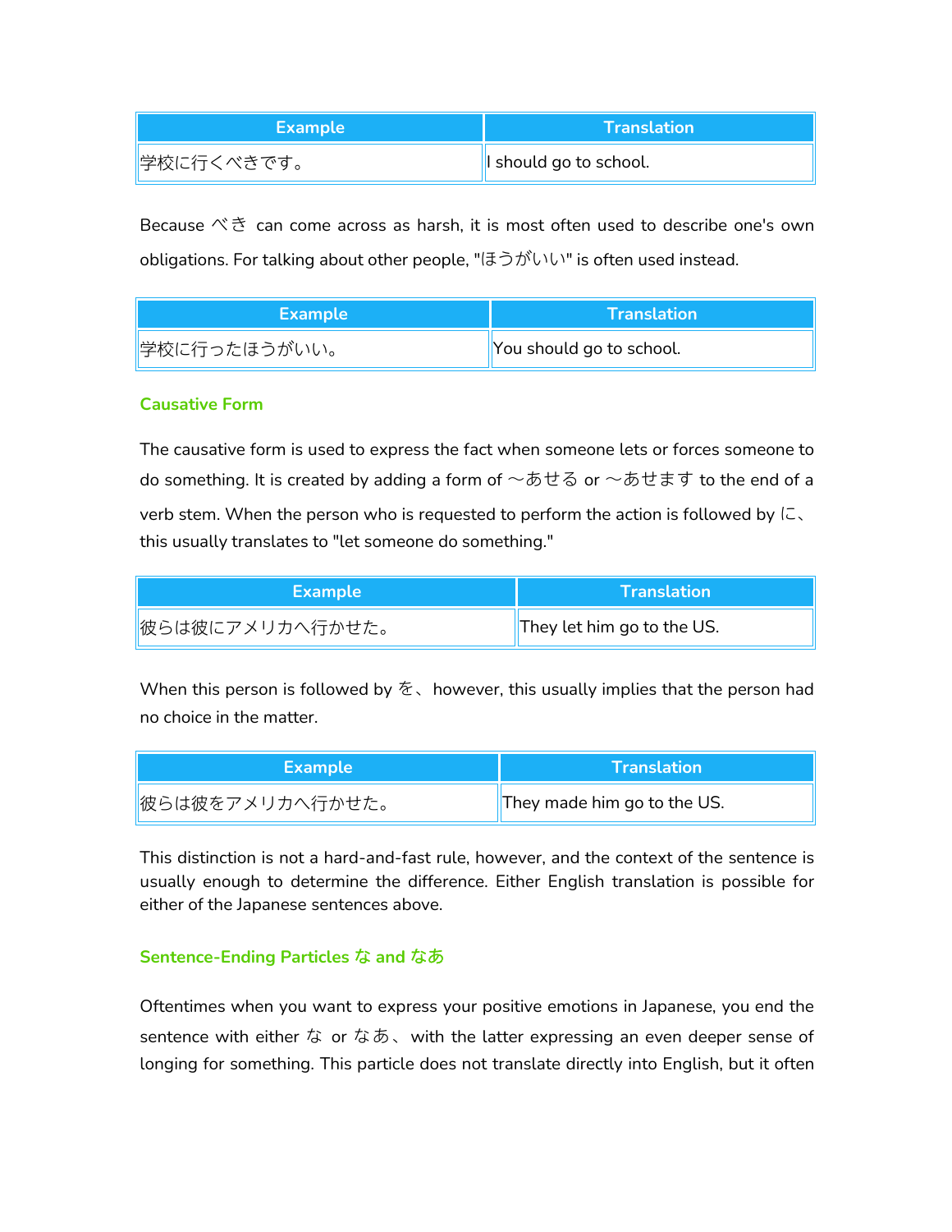| Example | Translation |
| --- | --- |
| 学校に行くべきです。 | I should go to school. |

Because べき can come across as harsh, it is most often used to describe one's own obligations. For talking about other people, "ほうがいい" is often used instead.

| Example | Translation |
| --- | --- |
| 学校に行ったほうがいい。 | You should go to school. |

### Causative Form

The causative form is used to express the fact when someone lets or forces someone to do something. It is created by adding a form of ～あせる or ～あせます to the end of a verb stem. When the person who is requested to perform the action is followed by に、this usually translates to "let someone do something."

| Example | Translation |
| --- | --- |
| 彼らは彼にアメリカへ行かせた。 | They let him go to the US. |

When this person is followed by を、however, this usually implies that the person had no choice in the matter.

| Example | Translation |
| --- | --- |
| 彼らは彼をアメリカへ行かせた。 | They made him go to the US. |

This distinction is not a hard-and-fast rule, however, and the context of the sentence is usually enough to determine the difference. Either English translation is possible for either of the Japanese sentences above.

### Sentence-Ending Particles な and なあ

Oftentimes when you want to express your positive emotions in Japanese, you end the sentence with either な or なあ、with the latter expressing an even deeper sense of longing for something. This particle does not translate directly into English, but it often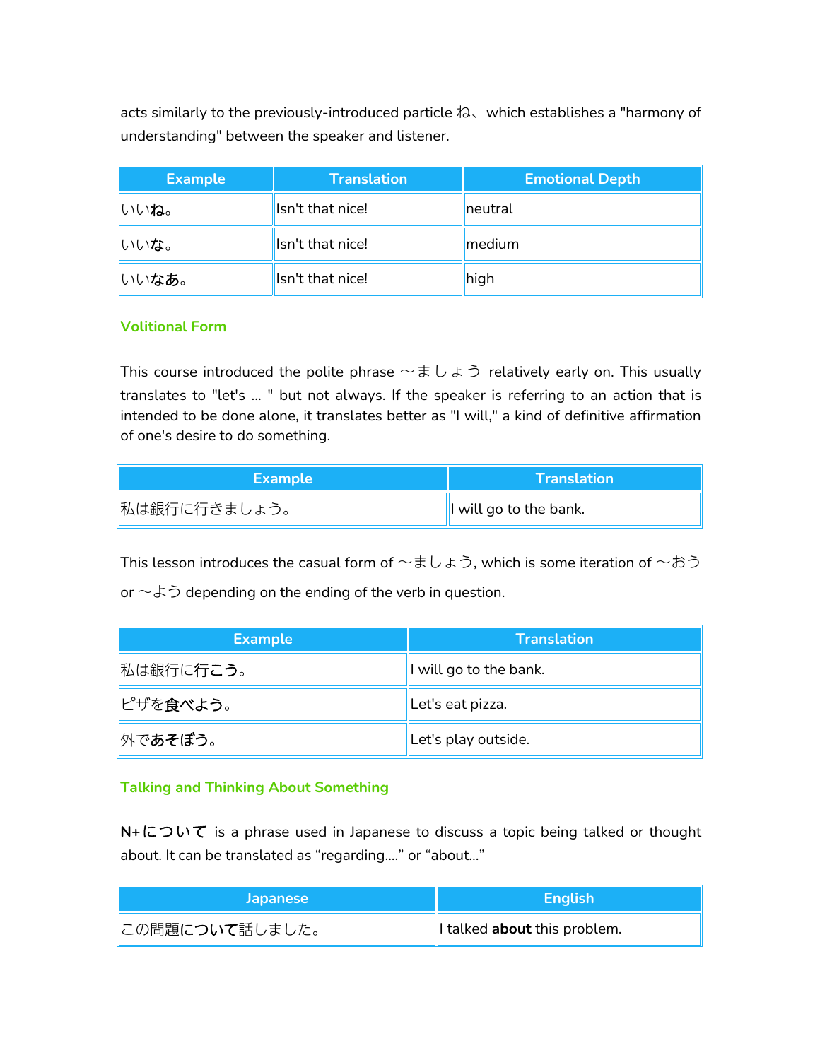acts similarly to the previously-introduced particle ね、which establishes a "harmony of understanding" between the speaker and listener.

| Example | Translation | Emotional Depth |
|---|---|---|
| いい**ね**。 | Isn't that nice! | neutral |
| いい**な**。 | Isn't that nice! | medium |
| いい**なあ**。 | Isn't that nice! | high |

### Volitional Form

This course introduced the polite phrase ～ましょう relatively early on. This usually translates to "let's ... " but not always. If the speaker is referring to an action that is intended to be done alone, it translates better as "I will," a kind of definitive affirmation of one's desire to do something.

| Example | Translation |
|---|---|
| 私は銀行に行きましょう。 | I will go to the bank. |

This lesson introduces the casual form of ～ましょう, which is some iteration of ～おう or ～よう depending on the ending of the verb in question.

| Example | Translation |
|---|---|
| 私は銀行に**行こう**。 | I will go to the bank. |
| ピザを**食べよう**。 | Let's eat pizza. |
| 外で**あそぼう**。 | Let's play outside. |

### Talking and Thinking About Something

**N+について** is a phrase used in Japanese to discuss a topic being talked or thought about. It can be translated as "regarding...." or "about..."

| Japanese | English |
|---|---|
| この問題**について**話しました。 | I talked **about** this problem. |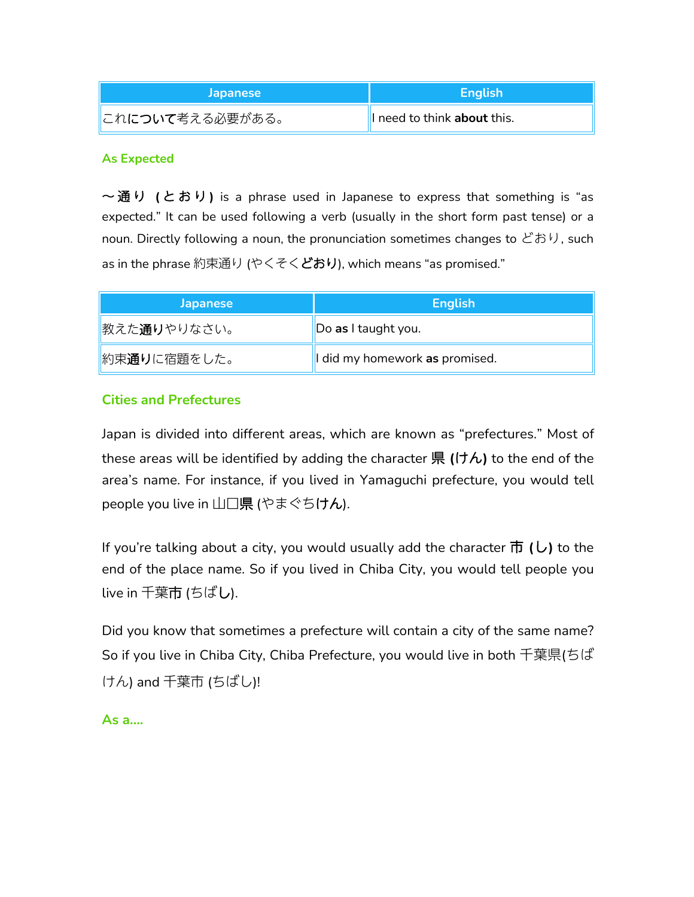| Japanese | English |
| --- | --- |
| これ**について**考える必要がある。 | I need to think **about** this. |

### As Expected

**～通り（とおり）** is a phrase used in Japanese to express that something is "as expected." It can be used following a verb (usually in the short form past tense) or a noun. Directly following a noun, the pronunciation sometimes changes to どおり, such as in the phrase 約束通り (やくそく**どおり**), which means "as promised."

| Japanese | English |
| --- | --- |
| 教えた**通り**やりなさい。 | Do **as** I taught you. |
| 約束**通り**に宿題をした。 | I did my homework **as** promised. |

### Cities and Prefectures

Japan is divided into different areas, which are known as "prefectures." Most of these areas will be identified by adding the character **県 (けん)** to the end of the area's name. For instance, if you lived in Yamaguchi prefecture, you would tell people you live in 山口**県** (やまぐち**けん**).

If you're talking about a city, you would usually add the character **市 (し)** to the end of the place name. So if you lived in Chiba City, you would tell people you live in 千葉**市** (ちば**し**).

Did you know that sometimes a prefecture will contain a city of the same name? So if you live in Chiba City, Chiba Prefecture, you would live in both 千葉県(ちばけん) and 千葉市 (ちばし)!

### As a....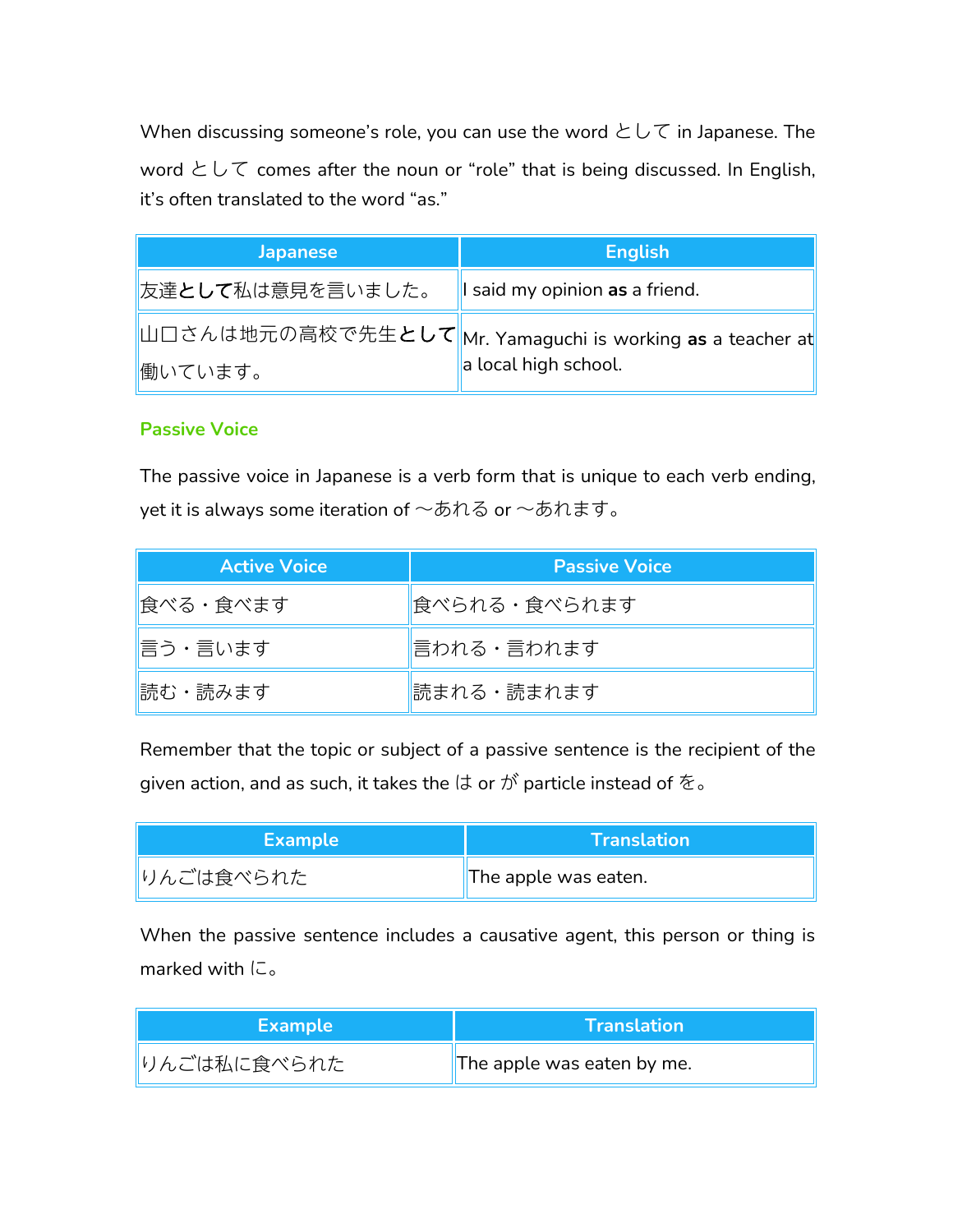When discussing someone's role, you can use the word として in Japanese. The word として comes after the noun or "role" that is being discussed. In English, it's often translated to the word "as."

| Japanese | English |
| --- | --- |
| 友達**として**私は意見を言いました。 | I said my opinion **as** a friend. |
| 山口さんは地元の高校で先生**として**働いています。 | Mr. Yamaguchi is working **as** a teacher at a local high school. |

## Passive Voice

The passive voice in Japanese is a verb form that is unique to each verb ending, yet it is always some iteration of ～あれる or ～あれます。

| Active Voice | Passive Voice |
| --- | --- |
| 食べる・食べます | 食べられる・食べられます |
| 言う・言います | 言われる・言われます |
| 読む・読みます | 読まれる・読まれます |

Remember that the topic or subject of a passive sentence is the recipient of the given action, and as such, it takes the は or が particle instead of を。

| Example | Translation |
| --- | --- |
| りんごは食べられた | The apple was eaten. |

When the passive sentence includes a causative agent, this person or thing is marked with に。

| Example | Translation |
| --- | --- |
| りんごは私に食べられた | The apple was eaten by me. |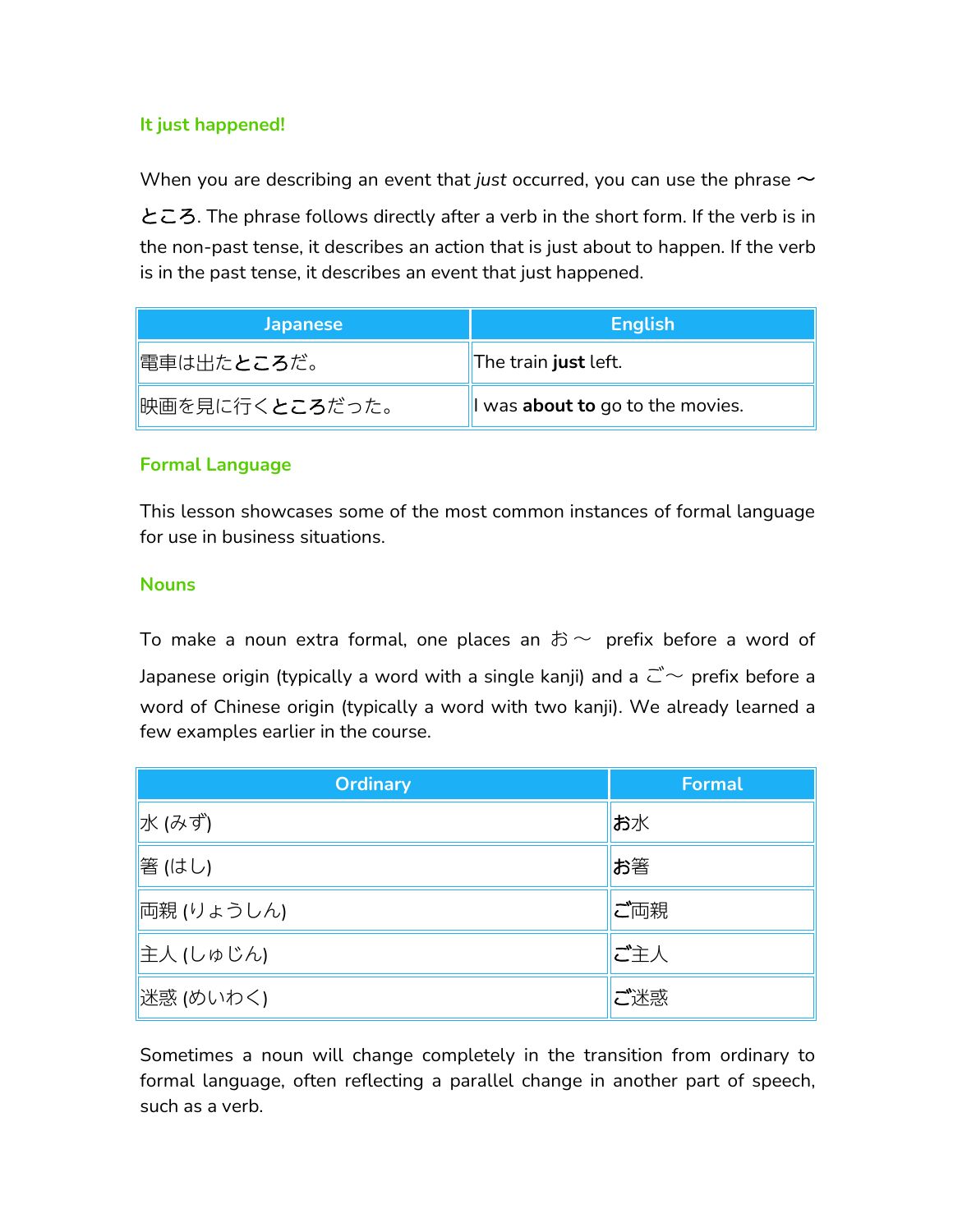### It just happened!

When you are describing an event that *just* occurred, you can use the phrase 〜**ところ**. The phrase follows directly after a verb in the short form. If the verb is in the non-past tense, it describes an action that is just about to happen. If the verb is in the past tense, it describes an event that just happened.

| Japanese | English |
|---|---|
| 電車は出た**ところ**だ。 | The train **just** left. |
| 映画を見に行く**ところ**だった。 | I was **about to** go to the movies. |

### Formal Language

This lesson showcases some of the most common instances of formal language for use in business situations.

### Nouns

To make a noun extra formal, one places an お〜 prefix before a word of Japanese origin (typically a word with a single kanji) and a ご〜 prefix before a word of Chinese origin (typically a word with two kanji). We already learned a few examples earlier in the course.

| Ordinary | Formal |
|---|---|
| 水 (みず) | **お**水 |
| 箸 (はし) | **お**箸 |
| 両親 (りょうしん) | **ご**両親 |
| 主人 (しゅじん) | **ご**主人 |
| 迷惑 (めいわく) | **ご**迷惑 |

Sometimes a noun will change completely in the transition from ordinary to formal language, often reflecting a parallel change in another part of speech, such as a verb.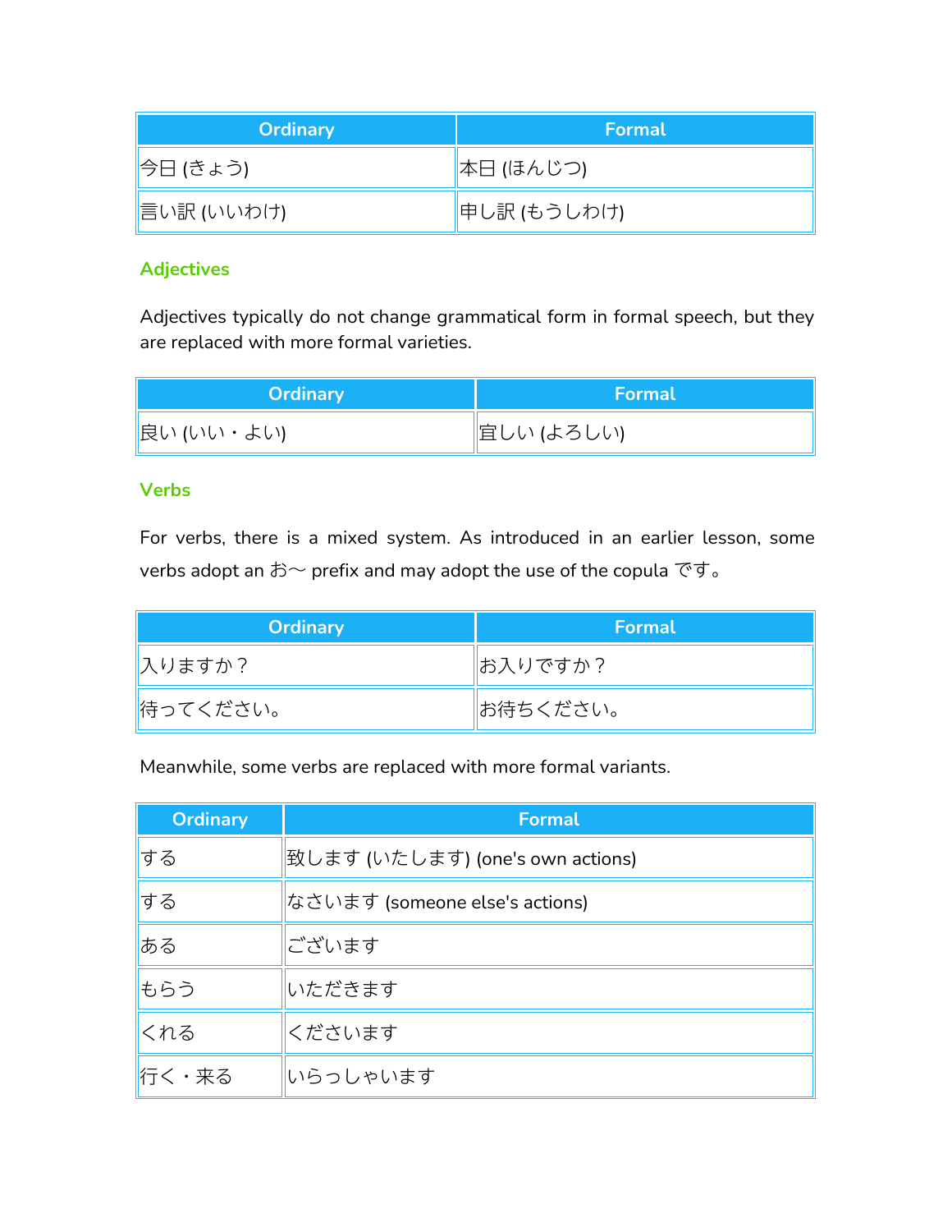| Ordinary | Formal |
| --- | --- |
| 今日 (きょう) | 本日 (ほんじつ) |
| 言い訳 (いいわけ) | 申し訳 (もうしわけ) |

### Adjectives

Adjectives typically do not change grammatical form in formal speech, but they are replaced with more formal varieties.

| Ordinary | Formal |
| --- | --- |
| 良い (いい・よい) | 宜しい (よろしい) |

### Verbs

For verbs, there is a mixed system. As introduced in an earlier lesson, some verbs adopt an お〜 prefix and may adopt the use of the copula です。

| Ordinary | Formal |
| --- | --- |
| 入りますか？ | お入りですか？ |
| 待ってください。 | お待ちください。 |

Meanwhile, some verbs are replaced with more formal variants.

| Ordinary | Formal |
| --- | --- |
| する | 致します (いたします) (one's own actions) |
| する | なさいます (someone else's actions) |
| ある | ございます |
| もらう | いただきます |
| くれる | くださいます |
| 行く・来る | いらっしゃいます |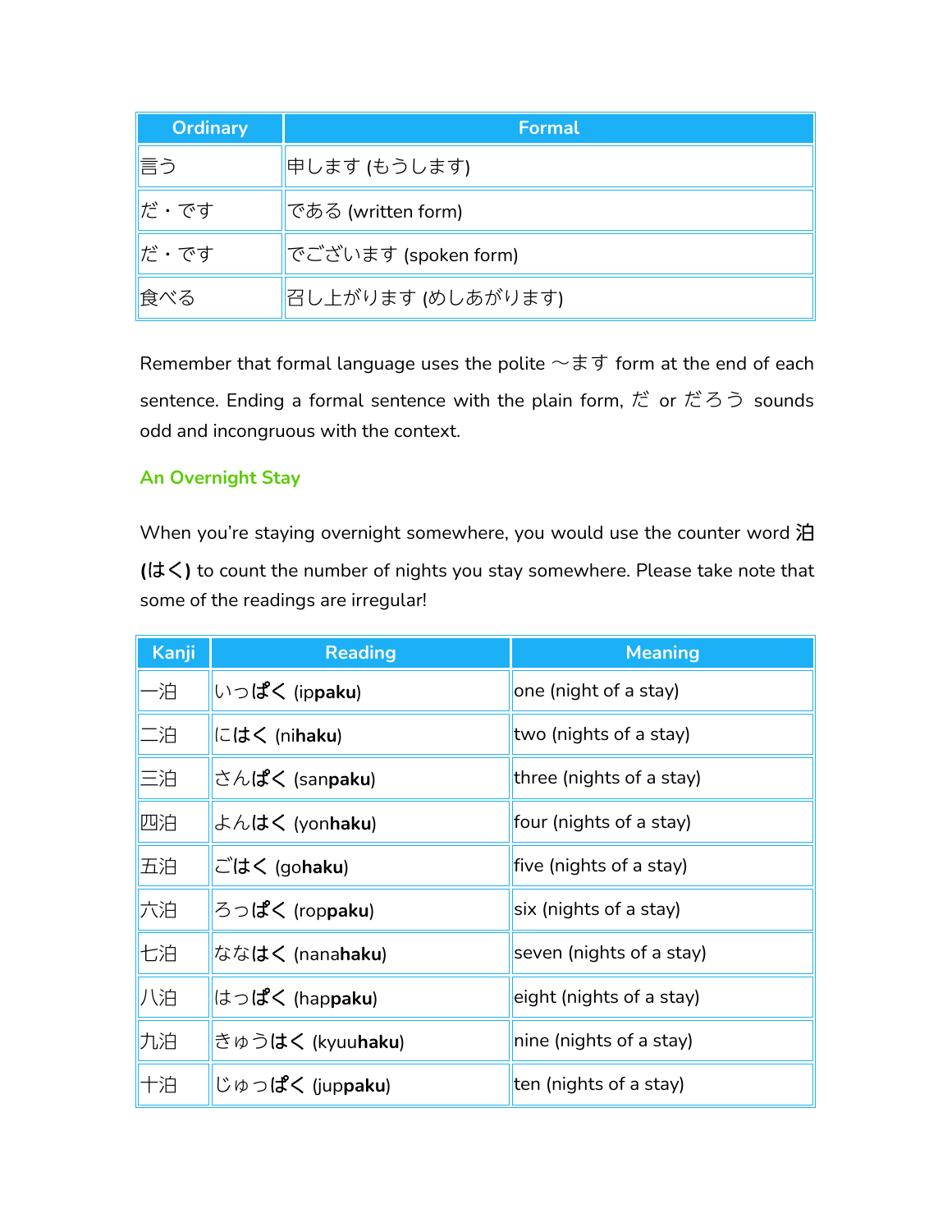| Ordinary | Formal |
|---|---|
| 言う | 申します (もうします) |
| だ・です | である (written form) |
| だ・です | でございます (spoken form) |
| 食べる | 召し上がります (めしあがります) |

Remember that formal language uses the polite ～ます form at the end of each sentence. Ending a formal sentence with the plain form, だ or だろう sounds odd and incongruous with the context.

### An Overnight Stay

When you're staying overnight somewhere, you would use the counter word 泊 **(はく)** to count the number of nights you stay somewhere. Please take note that some of the readings are irregular!

| Kanji | Reading | Meaning |
|---|---|---|
| 一泊 | いっ**ぱく** (ip**paku**) | one (night of a stay) |
| 二泊 | に**はく** (ni**haku**) | two (nights of a stay) |
| 三泊 | さん**ぱく** (san**paku**) | three (nights of a stay) |
| 四泊 | よん**はく** (yon**haku**) | four (nights of a stay) |
| 五泊 | ご**はく** (go**haku**) | five (nights of a stay) |
| 六泊 | ろっ**ぱく** (rop**paku**) | six (nights of a stay) |
| 七泊 | なな**はく** (nana**haku**) | seven (nights of a stay) |
| 八泊 | はっ**ぱく** (hap**paku**) | eight (nights of a stay) |
| 九泊 | きゅう**はく** (kyuu**haku**) | nine (nights of a stay) |
| 十泊 | じゅっ**ぱく** (jup**paku**) | ten (nights of a stay) |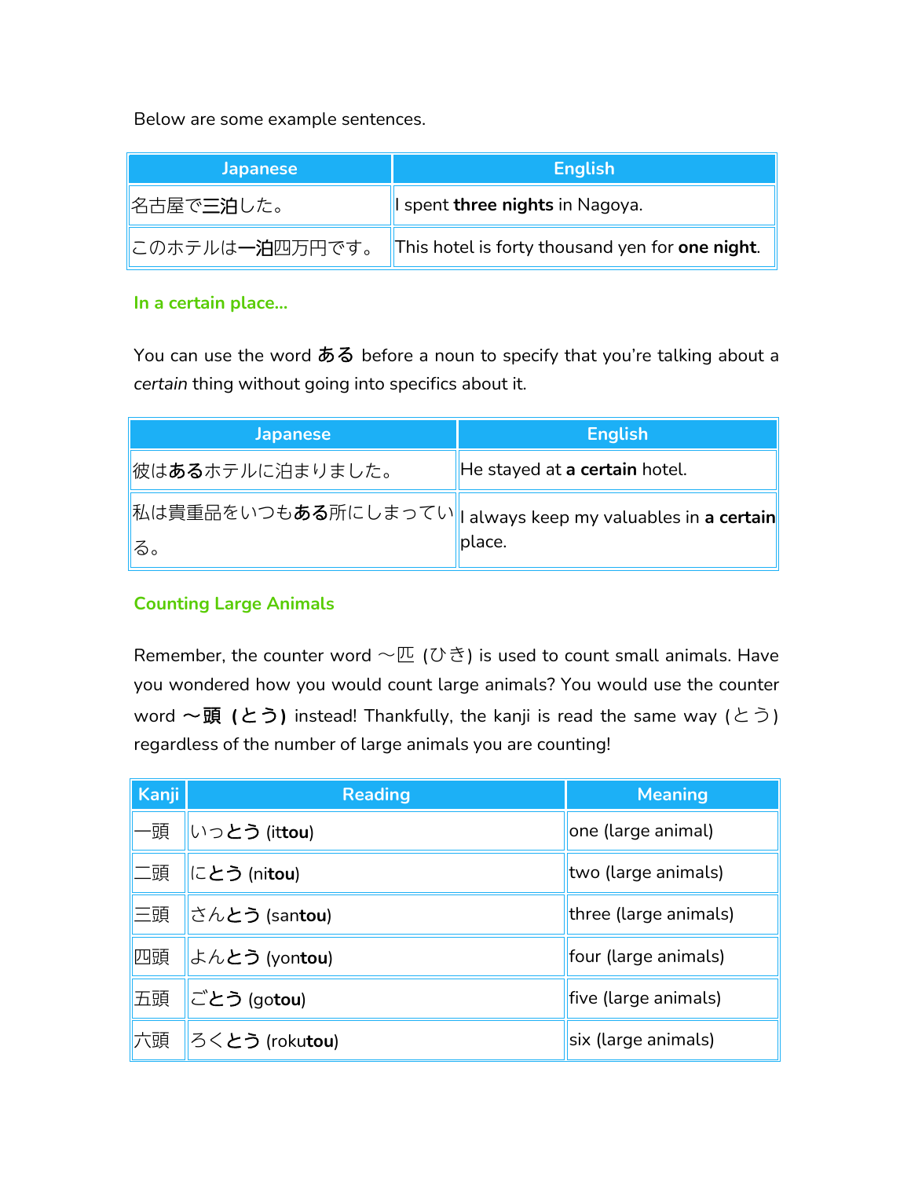Below are some example sentences.

| Japanese | English |
| --- | --- |
| 名古屋で**三泊**した。 | I spent **three nights** in Nagoya. |
| このホテルは**一泊**四万円です。 | This hotel is forty thousand yen for **one night**. |

### In a certain place...

You can use the word **ある** before a noun to specify that you're talking about a *certain* thing without going into specifics about it.

| Japanese | English |
| --- | --- |
| 彼は**ある**ホテルに泊まりました。 | He stayed at **a certain** hotel. |
| 私は貴重品をいつも**ある**所にしまっている。 | I always keep my valuables in **a certain** place. |

### Counting Large Animals

Remember, the counter word 〜匹 (ひき) is used to count small animals. Have you wondered how you would count large animals? You would use the counter word **〜頭 (とう)** instead! Thankfully, the kanji is read the same way (とう) regardless of the number of large animals you are counting!

| Kanji | Reading | Meaning |
| --- | --- | --- |
| 一頭 | いっ**とう** (it**tou**) | one (large animal) |
| 二頭 | に**とう** (ni**tou**) | two (large animals) |
| 三頭 | さん**とう** (san**tou**) | three (large animals) |
| 四頭 | よん**とう** (yon**tou**) | four (large animals) |
| 五頭 | ご**とう** (go**tou**) | five (large animals) |
| 六頭 | ろく**とう** (roku**tou**) | six (large animals) |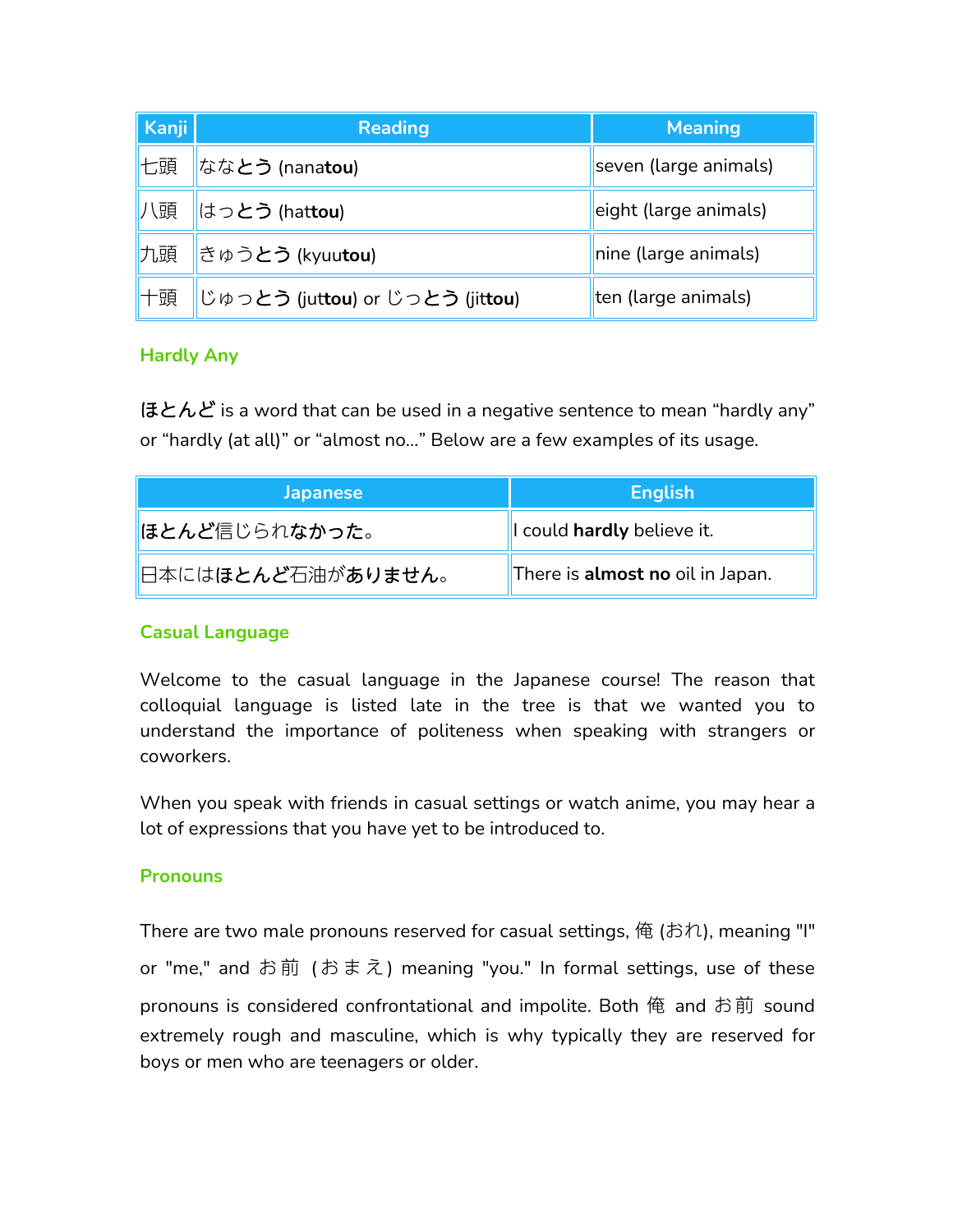| Kanji | Reading | Meaning |
|---|---|---|
| 七頭 | なな**とう** (nana**tou**) | seven (large animals) |
| 八頭 | はっ**とう** (hat**tou**) | eight (large animals) |
| 九頭 | きゅう**とう** (kyuu**tou**) | nine (large animals) |
| 十頭 | じゅっ**とう** (jut**tou**) or じっ**とう** (jit**tou**) | ten (large animals) |

### Hardly Any

**ほとんど** is a word that can be used in a negative sentence to mean "hardly any" or "hardly (at all)" or "almost no..." Below are a few examples of its usage.

| Japanese | English |
|---|---|
| **ほとんど**信じられ**なかった**。 | I could **hardly** believe it. |
| 日本には**ほとんど**石油が**ありません**。 | There is **almost no** oil in Japan. |

### Casual Language

Welcome to the casual language in the Japanese course! The reason that colloquial language is listed late in the tree is that we wanted you to understand the importance of politeness when speaking with strangers or coworkers.

When you speak with friends in casual settings or watch anime, you may hear a lot of expressions that you have yet to be introduced to.

### Pronouns

There are two male pronouns reserved for casual settings, 俺 (おれ), meaning "I" or "me," and お前 (おまえ) meaning "you." In formal settings, use of these pronouns is considered confrontational and impolite. Both 俺 and お前 sound extremely rough and masculine, which is why typically they are reserved for boys or men who are teenagers or older.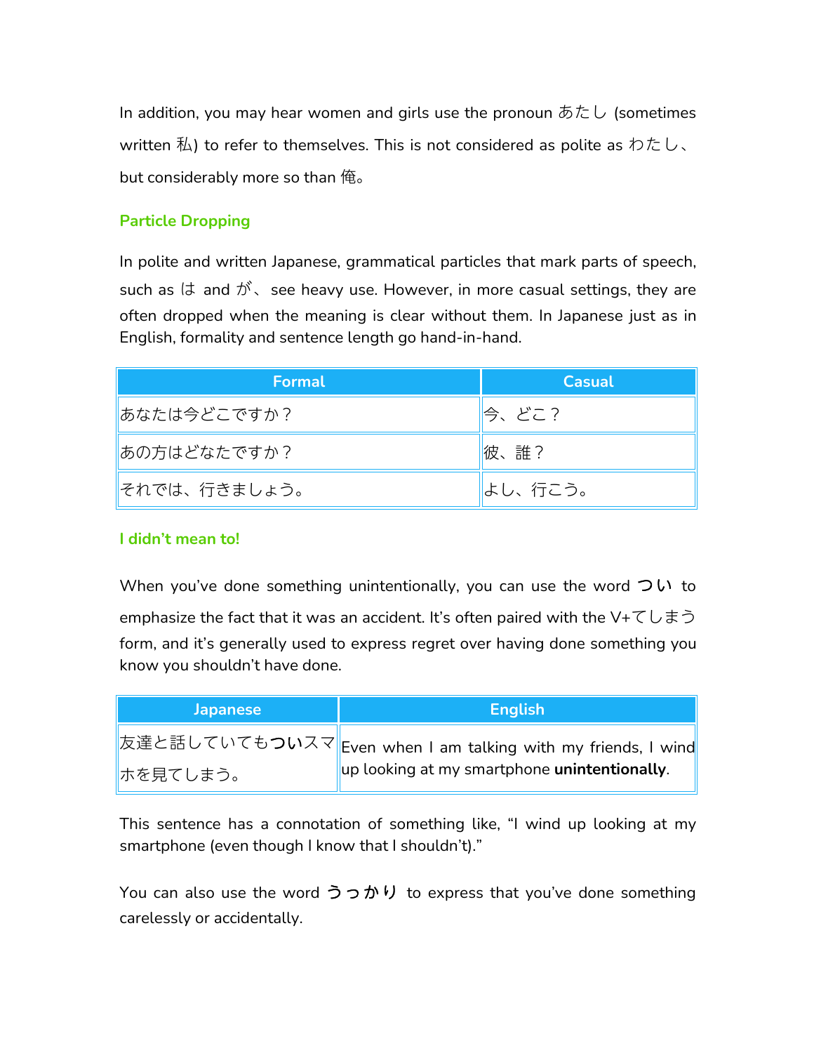In addition, you may hear women and girls use the pronoun あたし (sometimes written 私) to refer to themselves. This is not considered as polite as わたし、but considerably more so than 俺。

### Particle Dropping

In polite and written Japanese, grammatical particles that mark parts of speech, such as は and が、see heavy use. However, in more casual settings, they are often dropped when the meaning is clear without them. In Japanese just as in English, formality and sentence length go hand-in-hand.

| Formal | Casual |
|---|---|
| あなたは今どこですか？ | 今、どこ？ |
| あの方はどなたですか？ | 彼、誰？ |
| それでは、行きましょう。 | よし、行こう。 |

### I didn't mean to!

When you've done something unintentionally, you can use the word **つい** to emphasize the fact that it was an accident. It's often paired with the V+てしまう form, and it's generally used to express regret over having done something you know you shouldn't have done.

| Japanese | English |
|---|---|
| 友達と話していても**つい**スマホを見てしまう。 | Even when I am talking with my friends, I wind up looking at my smartphone **unintentionally**. |

This sentence has a connotation of something like, "I wind up looking at my smartphone (even though I know that I shouldn't)."

You can also use the word **うっかり** to express that you've done something carelessly or accidentally.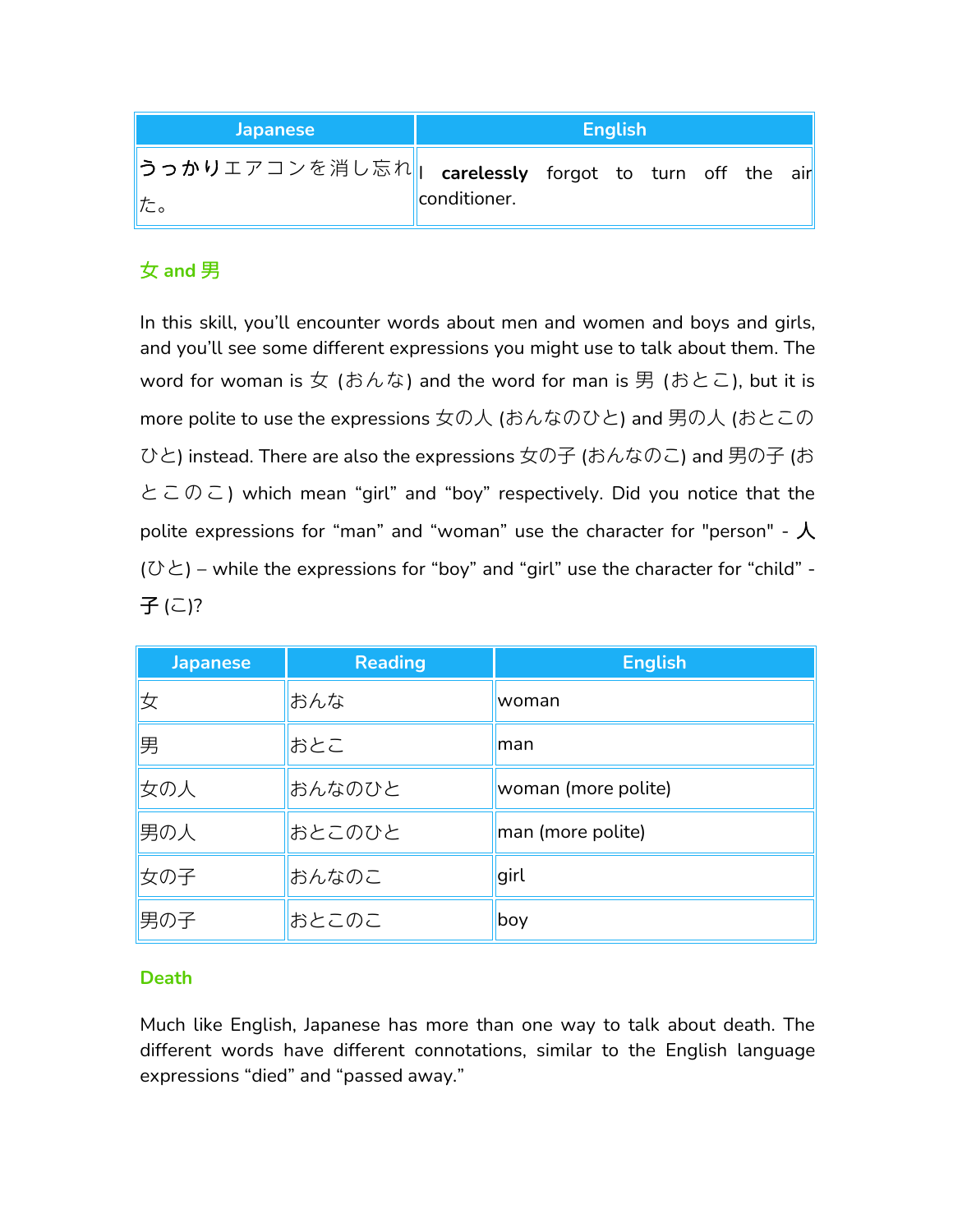| Japanese | English |
| --- | --- |
| うっかりエアコンを消し忘れた。 | I **carelessly** forgot to turn off the air conditioner. |

### 女 and 男

In this skill, you'll encounter words about men and women and boys and girls, and you'll see some different expressions you might use to talk about them. The word for woman is 女 (おんな) and the word for man is 男 (おとこ), but it is more polite to use the expressions 女の人 (おんなのひと) and 男の人 (おとこのひと) instead. There are also the expressions 女の子 (おんなのこ) and 男の子 (おとこのこ) which mean "girl" and "boy" respectively. Did you notice that the polite expressions for "man" and "woman" use the character for "person" - 人 (ひと) – while the expressions for "boy" and "girl" use the character for "child" - 子 (こ)?

| Japanese | Reading | English |
| --- | --- | --- |
| 女 | おんな | woman |
| 男 | おとこ | man |
| 女の人 | おんなのひと | woman (more polite) |
| 男の人 | おとこのひと | man (more polite) |
| 女の子 | おんなのこ | girl |
| 男の子 | おとこのこ | boy |

### Death

Much like English, Japanese has more than one way to talk about death. The different words have different connotations, similar to the English language expressions "died" and "passed away."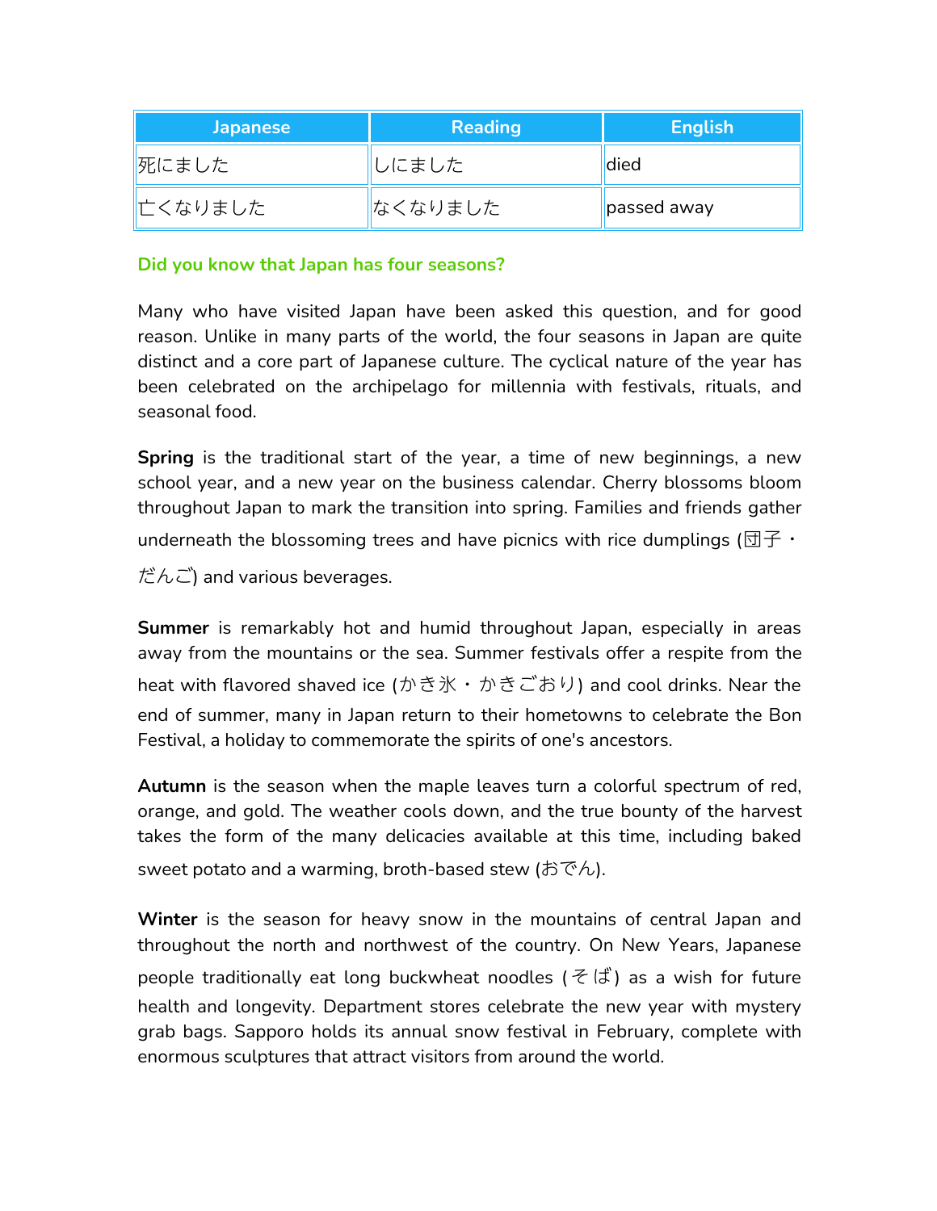| Japanese | Reading | English |
|---|---|---|
| 死にました | しにました | died |
| 亡くなりました | なくなりました | passed away |

### Did you know that Japan has four seasons?

Many who have visited Japan have been asked this question, and for good reason. Unlike in many parts of the world, the four seasons in Japan are quite distinct and a core part of Japanese culture. The cyclical nature of the year has been celebrated on the archipelago for millennia with festivals, rituals, and seasonal food.

**Spring** is the traditional start of the year, a time of new beginnings, a new school year, and a new year on the business calendar. Cherry blossoms bloom throughout Japan to mark the transition into spring. Families and friends gather underneath the blossoming trees and have picnics with rice dumplings (団子・だんご) and various beverages.

**Summer** is remarkably hot and humid throughout Japan, especially in areas away from the mountains or the sea. Summer festivals offer a respite from the heat with flavored shaved ice (かき氷・かきごおり) and cool drinks. Near the end of summer, many in Japan return to their hometowns to celebrate the Bon Festival, a holiday to commemorate the spirits of one's ancestors.

**Autumn** is the season when the maple leaves turn a colorful spectrum of red, orange, and gold. The weather cools down, and the true bounty of the harvest takes the form of the many delicacies available at this time, including baked sweet potato and a warming, broth-based stew (おでん).

**Winter** is the season for heavy snow in the mountains of central Japan and throughout the north and northwest of the country. On New Years, Japanese people traditionally eat long buckwheat noodles (そば) as a wish for future health and longevity. Department stores celebrate the new year with mystery grab bags. Sapporo holds its annual snow festival in February, complete with enormous sculptures that attract visitors from around the world.